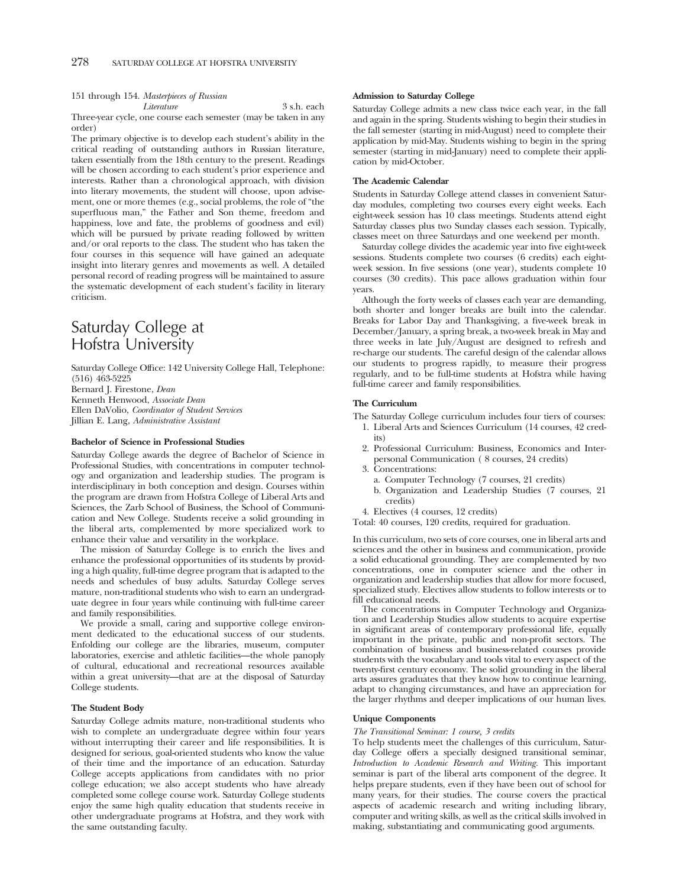151 through 154. *Masterpieces of Russian Literature* 3 s.h. each

Three-year cycle, one course each semester (may be taken in any order)

The primary objective is to develop each student's ability in the critical reading of outstanding authors in Russian literature, taken essentially from the 18th century to the present. Readings will be chosen according to each student's prior experience and interests. Rather than a chronological approach, with division into literary movements, the student will choose, upon advisement, one or more themes (e.g., social problems, the role of "the superfluous man," the Father and Son theme, freedom and happiness, love and fate, the problems of goodness and evil) which will be pursued by private reading followed by written and/or oral reports to the class. The student who has taken the four courses in this sequence will have gained an adequate insight into literary genres and movements as well. A detailed personal record of reading progress will be maintained to assure the systematic development of each student's facility in literary criticism.

# Saturday College at Hofstra University

Saturday College Office: 142 University College Hall, Telephone: (516) 463-5225

Bernard J. Firestone, *Dean*
Kenneth Henwood, *Associate Dean*
Ellen DaVolio, *Coordinator of Student Services*
Jillian E. Lang, *Administrative Assistant*

**Bachelor of Science in Professional Studies**

Saturday College awards the degree of Bachelor of Science in Professional Studies, with concentrations in computer technology and organization and leadership studies. The program is interdisciplinary in both conception and design. Courses within the program are drawn from Hofstra College of Liberal Arts and Sciences, the Zarb School of Business, the School of Communication and New College. Students receive a solid grounding in the liberal arts, complemented by more specialized work to enhance their value and versatility in the workplace.

The mission of Saturday College is to enrich the lives and enhance the professional opportunities of its students by providing a high quality, full-time degree program that is adapted to the needs and schedules of busy adults. Saturday College serves mature, non-traditional students who wish to earn an undergraduate degree in four years while continuing with full-time career and family responsibilities.

We provide a small, caring and supportive college environment dedicated to the educational success of our students. Enfolding our college are the libraries, museum, computer laboratories, exercise and athletic facilities—the whole panoply of cultural, educational and recreational resources available within a great university—that are at the disposal of Saturday College students.

**The Student Body**

Saturday College admits mature, non-traditional students who wish to complete an undergraduate degree within four years without interrupting their career and life responsibilities. It is designed for serious, goal-oriented students who know the value of their time and the importance of an education. Saturday College accepts applications from candidates with no prior college education; we also accept students who have already completed some college course work. Saturday College students enjoy the same high quality education that students receive in other undergraduate programs at Hofstra, and they work with the same outstanding faculty.

**Admission to Saturday College**

Saturday College admits a new class twice each year, in the fall and again in the spring. Students wishing to begin their studies in the fall semester (starting in mid-August) need to complete their application by mid-May. Students wishing to begin in the spring semester (starting in mid-January) need to complete their application by mid-October.

**The Academic Calendar**

Students in Saturday College attend classes in convenient Saturday modules, completing two courses every eight weeks. Each eight-week session has 10 class meetings. Students attend eight Saturday classes plus two Sunday classes each session. Typically, classes meet on three Saturdays and one weekend per month.

Saturday college divides the academic year into five eight-week sessions. Students complete two courses (6 credits) each eight-week session. In five sessions (one year), students complete 10 courses (30 credits). This pace allows graduation within four years.

Although the forty weeks of classes each year are demanding, both shorter and longer breaks are built into the calendar. Breaks for Labor Day and Thanksgiving, a five-week break in December/January, a spring break, a two-week break in May and three weeks in late July/August are designed to refresh and re-charge our students. The careful design of the calendar allows our students to progress rapidly, to measure their progress regularly, and to be full-time students at Hofstra while having full-time career and family responsibilities.

**The Curriculum**

The Saturday College curriculum includes four tiers of courses:

1. Liberal Arts and Sciences Curriculum (14 courses, 42 credits)
2. Professional Curriculum: Business, Economics and Interpersonal Communication ( 8 courses, 24 credits)
3. Concentrations:
   a. Computer Technology (7 courses, 21 credits)
   b. Organization and Leadership Studies (7 courses, 21 credits)
4. Electives (4 courses, 12 credits)

Total: 40 courses, 120 credits, required for graduation.

In this curriculum, two sets of core courses, one in liberal arts and sciences and the other in business and communication, provide a solid educational grounding. They are complemented by two concentrations, one in computer science and the other in organization and leadership studies that allow for more focused, specialized study. Electives allow students to follow interests or to fill educational needs.

The concentrations in Computer Technology and Organization and Leadership Studies allow students to acquire expertise in significant areas of contemporary professional life, equally important in the private, public and non-profit sectors. The combination of business and business-related courses provide students with the vocabulary and tools vital to every aspect of the twenty-first century economy. The solid grounding in the liberal arts assures graduates that they know how to continue learning, adapt to changing circumstances, and have an appreciation for the larger rhythms and deeper implications of our human lives.

**Unique Components**

*The Transitional Seminar: 1 course, 3 credits*

To help students meet the challenges of this curriculum, Saturday College offers a specially designed transitional seminar, *Introduction to Academic Research and Writing*. This important seminar is part of the liberal arts component of the degree. It helps prepare students, even if they have been out of school for many years, for their studies. The course covers the practical aspects of academic research and writing including library, computer and writing skills, as well as the critical skills involved in making, substantiating and communicating good arguments.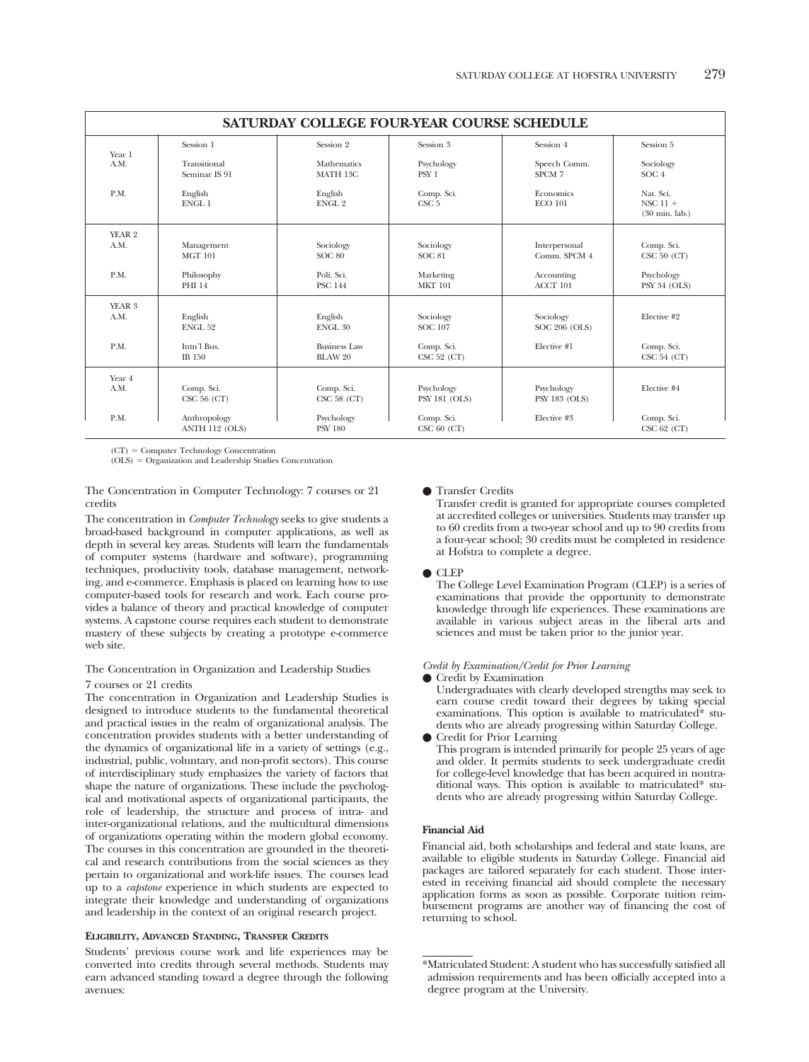## SATURDAY COLLEGE FOUR-YEAR COURSE SCHEDULE

| | Session 1 | Session 2 | Session 3 | Session 4 | Session 5 |
|---|---|---|---|---|---|
| Year 1 A.M. | Transitional Seminar IS 91 | Mathematics MATH 13C | Psychology PSY 1 | Speech Comm. SPCM 7 | Sociology SOC 4 |
| P.M. | English ENGL 1 | English ENGL 2 | Comp. Sci. CSC 5 | Economics ECO 101 | Nat. Sci. NSC 11 + (30 min. lab.) |
| YEAR 2 A.M. | Management MGT 101 | Sociology SOC 80 | Sociology SOC 81 | Interpersonal Comm. SPCM 4 | Comp. Sci. CSC 50 (CT) |
| P.M. | Philosophy PHI 14 | Poli. Sci. PSC 144 | Marketing MKT 101 | Accounting ACCT 101 | Psychology PSY 34 (OLS) |
| YEAR 3 A.M. | English ENGL 52 | English ENGL 30 | Sociology SOC 107 | Sociology SOC 206 (OLS) | Elective #2 |
| P.M. | Intn'l Bus. IB 150 | Business Law BLAW 20 | Comp. Sci. CSC 52 (CT) | Elective #1 | Comp. Sci. CSC 54 (CT) |
| Year 4 A.M. | Comp. Sci. CSC 56 (CT) | Comp. Sci. CSC 58 (CT) | Psychology PSY 181 (OLS) | Psychology PSY 183 (OLS) | Elective #4 |
| P.M. | Anthropology ANTH 112 (OLS) | Psychology PSY 180 | Comp. Sci. CSC 60 (CT) | Elective #3 | Comp. Sci. CSC 62 (CT) |

(CT) = Computer Technology Concentration
(OLS) = Organization and Leadership Studies Concentration

The Concentration in Computer Technology: 7 courses or 21 credits

The concentration in *Computer Technology* seeks to give students a broad-based background in computer applications, as well as depth in several key areas. Students will learn the fundamentals of computer systems (hardware and software), programming techniques, productivity tools, database management, networking, and e-commerce. Emphasis is placed on learning how to use computer-based tools for research and work. Each course provides a balance of theory and practical knowledge of computer systems. A capstone course requires each student to demonstrate mastery of these subjects by creating a prototype e-commerce web site.

The Concentration in Organization and Leadership Studies

7 courses or 21 credits

The concentration in Organization and Leadership Studies is designed to introduce students to the fundamental theoretical and practical issues in the realm of organizational analysis. The concentration provides students with a better understanding of the dynamics of organizational life in a variety of settings (e.g., industrial, public, voluntary, and non-profit sectors). This course of interdisciplinary study emphasizes the variety of factors that shape the nature of organizations. These include the psychological and motivational aspects of organizational participants, the role of leadership, the structure and process of intra- and inter-organizational relations, and the multicultural dimensions of organizations operating within the modern global economy. The courses in this concentration are grounded in the theoretical and research contributions from the social sciences as they pertain to organizational and work-life issues. The courses lead up to a *capstone* experience in which students are expected to integrate their knowledge and understanding of organizations and leadership in the context of an original research project.

**Eligibility, Advanced Standing, Transfer Credits**

Students' previous course work and life experiences may be converted into credits through several methods. Students may earn advanced standing toward a degree through the following avenues:

- Transfer Credits
  Transfer credit is granted for appropriate courses completed at accredited colleges or universities. Students may transfer up to 60 credits from a two-year school and up to 90 credits from a four-year school; 30 credits must be completed in residence at Hofstra to complete a degree.
- CLEP
  The College Level Examination Program (CLEP) is a series of examinations that provide the opportunity to demonstrate knowledge through life experiences. These examinations are available in various subject areas in the liberal arts and sciences and must be taken prior to the junior year.

*Credit by Examination/Credit for Prior Learning*

- Credit by Examination
  Undergraduates with clearly developed strengths may seek to earn course credit toward their degrees by taking special examinations. This option is available to matriculated* students who are already progressing within Saturday College.
- Credit for Prior Learning
  This program is intended primarily for people 25 years of age and older. It permits students to seek undergraduate credit for college-level knowledge that has been acquired in nontraditional ways. This option is available to matriculated* students who are already progressing within Saturday College.

**Financial Aid**

Financial aid, both scholarships and federal and state loans, are available to eligible students in Saturday College. Financial aid packages are tailored separately for each student. Those interested in receiving financial aid should complete the necessary application forms as soon as possible. Corporate tuition reimbursement programs are another way of financing the cost of returning to school.

*Matriculated Student: A student who has successfully satisfied all admission requirements and has been officially accepted into a degree program at the University.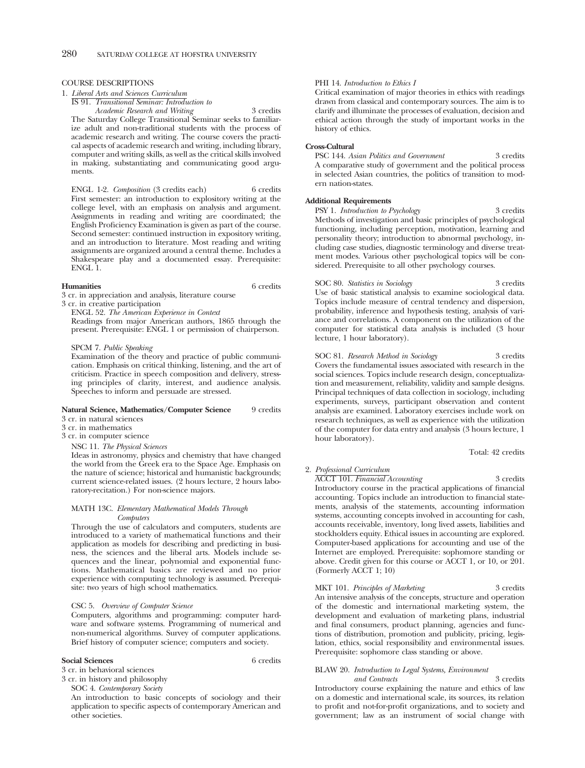COURSE DESCRIPTIONS

1. *Liberal Arts and Sciences Curriculum*

IS 91. *Transitional Seminar: Introduction to Academic Research and Writing* 3 credits

The Saturday College Transitional Seminar seeks to familiarize adult and non-traditional students with the process of academic research and writing. The course covers the practical aspects of academic research and writing, including library, computer and writing skills, as well as the critical skills involved in making, substantiating and communicating good arguments.

ENGL 1-2. *Composition* (3 credits each) 6 credits

First semester: an introduction to explository writing at the college level, with an emphasis on analysis and argument. Assignments in reading and writing are coordinated; the English Proficiency Examination is given as part of the course. Second semester: continued instruction in expository writing, and an introduction to literature. Most reading and writing assignments are organized around a central theme. Includes a Shakespeare play and a documented essay. Prerequisite: ENGL 1.

**Humanities** 6 credits

3 cr. in appreciation and analysis, literature course

3 cr. in creative participation

ENGL 52. *The American Experience in Context*

Readings from major American authors, 1865 through the present. Prerequisite: ENGL 1 or permission of chairperson.

SPCM 7. *Public Speaking*

Examination of the theory and practice of public communication. Emphasis on critical thinking, listening, and the art of criticism. Practice in speech composition and delivery, stressing principles of clarity, interest, and audience analysis. Speeches to inform and persuade are stressed.

**Natural Science, Mathematics/Computer Science** 9 credits

3 cr. in natural sciences

3 cr. in mathematics

3 cr. in computer science

NSC 11. *The Physical Sciences*

Ideas in astronomy, physics and chemistry that have changed the world from the Greek era to the Space Age. Emphasis on the nature of science; historical and humanistic backgrounds; current science-related issues. (2 hours lecture, 2 hours laboratory-recitation.) For non-science majors.

MATH 13C. *Elementary Mathematical Models Through Computers*

Through the use of calculators and computers, students are introduced to a variety of mathematical functions and their application as models for describing and predicting in business, the sciences and the liberal arts. Models include sequences and the linear, polynomial and exponential functions. Mathematical basics are reviewed and no prior experience with computing technology is assumed. Prerequisite: two years of high school mathematics.

CSC 5. *Overview of Computer Science*

Computers, algorithms and programming: computer hardware and software systems. Programming of numerical and non-numerical algorithms. Survey of computer applications. Brief history of computer science; computers and society.

**Social Sciences** 6 credits

3 cr. in behavioral sciences

3 cr. in history and philosophy

SOC 4. *Contemporary Society*

An introduction to basic concepts of sociology and their application to specific aspects of contemporary American and other societies.

PHI 14. *Introduction to Ethics I*

Critical examination of major theories in ethics with readings drawn from classical and contemporary sources. The aim is to clarify and illuminate the processes of evaluation, decision and ethical action through the study of important works in the history of ethics.

**Cross-Cultural**

PSC 144. *Asian Politics and Government* 3 credits

A comparative study of government and the political process in selected Asian countries, the politics of transition to modern nation-states.

**Additional Requirements**

PSY 1. *Introduction to Psychology* 3 credits

Methods of investigation and basic principles of psychological functioning, including perception, motivation, learning and personality theory; introduction to abnormal psychology, including case studies, diagnostic terminology and diverse treatment modes. Various other psychological topics will be considered. Prerequisite to all other psychology courses.

SOC 80. *Statistics in Sociology* 3 credits

Use of basic statistical analysis to examine sociological data. Topics include measure of central tendency and dispersion, probability, inference and hypothesis testing, analysis of variance and correlations. A component on the utilization of the computer for statistical data analysis is included (3 hour lecture, 1 hour laboratory).

SOC 81. *Research Method in Sociology* 3 credits

Covers the fundamental issues associated with research in the social sciences. Topics include research design, conceptualization and measurement, reliability, validity and sample designs. Principal techniques of data collection in sociology, including experiments, surveys, participant observation and content analysis are examined. Laboratory exercises include work on research techniques, as well as experience with the utilization of the computer for data entry and analysis (3 hours lecture, 1 hour laboratory).

Total: 42 credits

2. *Professional Curriculum*

ACCT 101. *Financial Accounting* 3 credits

Introductory course in the practical applications of financial accounting. Topics include an introduction to financial statements, analysis of the statements, accounting information systems, accounting concepts involved in accounting for cash, accounts receivable, inventory, long lived assets, liabilities and stockholders equity. Ethical issues in accounting are explored. Computer-based applications for accounting and use of the Internet are employed. Prerequisite: sophomore standing or above. Credit given for this course or ACCT 1, or 10, or 201. (Formerly ACCT 1; 10)

MKT 101. *Principles of Marketing* 3 credits

An intensive analysis of the concepts, structure and operation of the domestic and international marketing system, the development and evaluation of marketing plans, industrial and final consumers, product planning, agencies and functions of distribution, promotion and publicity, pricing, legislation, ethics, social responsibility and environmental issues. Prerequisite: sophomore class standing or above.

BLAW 20. *Introduction to Legal Systems, Environment and Contracts* 3 credits

Introductory course explaining the nature and ethics of law on a domestic and international scale, its sources, its relation to profit and not-for-profit organizations, and to society and government; law as an instrument of social change with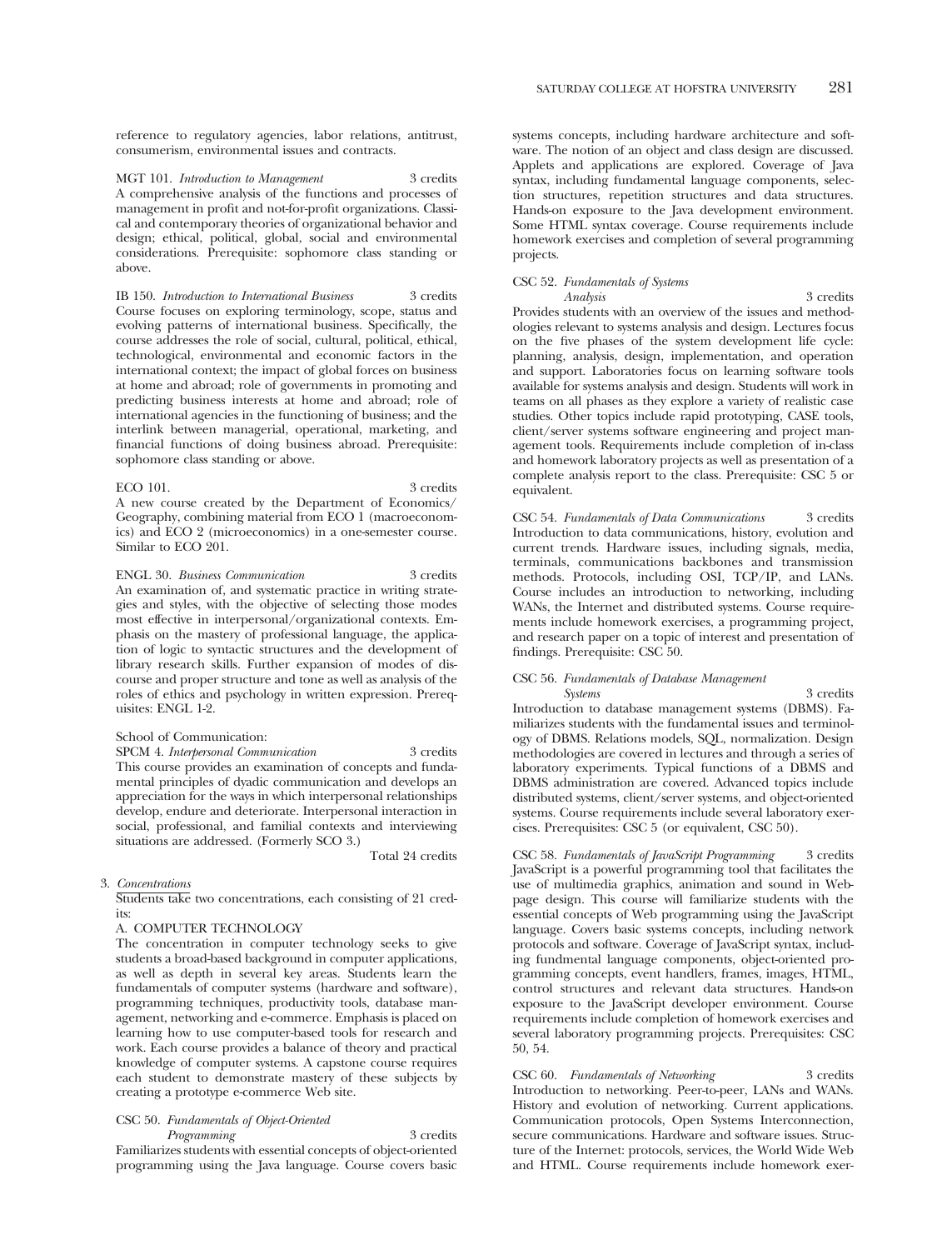reference to regulatory agencies, labor relations, antitrust, consumerism, environmental issues and contracts.

MGT 101. *Introduction to Management* 3 credits
A comprehensive analysis of the functions and processes of management in profit and not-for-profit organizations. Classical and contemporary theories of organizational behavior and design; ethical, political, global, social and environmental considerations. Prerequisite: sophomore class standing or above.

IB 150. *Introduction to International Business* 3 credits
Course focuses on exploring terminology, scope, status and evolving patterns of international business. Specifically, the course addresses the role of social, cultural, political, ethical, technological, environmental and economic factors in the international context; the impact of global forces on business at home and abroad; role of governments in promoting and predicting business interests at home and abroad; role of international agencies in the functioning of business; and the interlink between managerial, operational, marketing, and financial functions of doing business abroad. Prerequisite: sophomore class standing or above.

ECO 101. 3 credits
A new course created by the Department of Economics/Geography, combining material from ECO 1 (macroeconomics) and ECO 2 (microeconomics) in a one-semester course. Similar to ECO 201.

ENGL 30. *Business Communication* 3 credits
An examination of, and systematic practice in writing strategies and styles, with the objective of selecting those modes most effective in interpersonal/organizational contexts. Emphasis on the mastery of professional language, the application of logic to syntactic structures and the development of library research skills. Further expansion of modes of discourse and proper structure and tone as well as analysis of the roles of ethics and psychology in written expression. Prerequisites: ENGL 1-2.

School of Communication:
SPCM 4. *Interpersonal Communication* 3 credits
This course provides an examination of concepts and fundamental principles of dyadic communication and develops an appreciation for the ways in which interpersonal relationships develop, endure and deteriorate. Interpersonal interaction in social, professional, and familial contexts and interviewing situations are addressed. (Formerly SCO 3.)

Total 24 credits

3. Concentrations

Students take two concentrations, each consisting of 21 credits:

A. COMPUTER TECHNOLOGY

The concentration in computer technology seeks to give students a broad-based background in computer applications, as well as depth in several key areas. Students learn the fundamentals of computer systems (hardware and software), programming techniques, productivity tools, database management, networking and e-commerce. Emphasis is placed on learning how to use computer-based tools for research and work. Each course provides a balance of theory and practical knowledge of computer systems. A capstone course requires each student to demonstrate mastery of these subjects by creating a prototype e-commerce Web site.

CSC 50. *Fundamentals of Object-Oriented Programming* 3 credits
Familiarizes students with essential concepts of object-oriented programming using the Java language. Course covers basic systems concepts, including hardware architecture and software. The notion of an object and class design are discussed. Applets and applications are explored. Coverage of Java syntax, including fundamental language components, selection structures, repetition structures and data structures. Hands-on exposure to the Java development environment. Some HTML syntax coverage. Course requirements include homework exercises and completion of several programming projects.

CSC 52. *Fundamentals of Systems Analysis* 3 credits
Provides students with an overview of the issues and methodologies relevant to systems analysis and design. Lectures focus on the five phases of the system development life cycle: planning, analysis, design, implementation, and operation and support. Laboratories focus on learning software tools available for systems analysis and design. Students will work in teams on all phases as they explore a variety of realistic case studies. Other topics include rapid prototyping, CASE tools, client/server systems software engineering and project management tools. Requirements include completion of in-class and homework laboratory projects as well as presentation of a complete analysis report to the class. Prerequisite: CSC 5 or equivalent.

CSC 54. *Fundamentals of Data Communications* 3 credits
Introduction to data communications, history, evolution and current trends. Hardware issues, including signals, media, terminals, communications backbones and transmission methods. Protocols, including OSI, TCP/IP, and LANs. Course includes an introduction to networking, including WANs, the Internet and distributed systems. Course requirements include homework exercises, a programming project, and research paper on a topic of interest and presentation of findings. Prerequisite: CSC 50.

CSC 56. *Fundamentals of Database Management Systems* 3 credits
Introduction to database management systems (DBMS). Familiarizes students with the fundamental issues and terminology of DBMS. Relations models, SQL, normalization. Design methodologies are covered in lectures and through a series of laboratory experiments. Typical functions of a DBMS and DBMS administration are covered. Advanced topics include distributed systems, client/server systems, and object-oriented systems. Course requirements include several laboratory exercises. Prerequisites: CSC 5 (or equivalent, CSC 50).

CSC 58. *Fundamentals of JavaScript Programming* 3 credits
JavaScript is a powerful programming tool that facilitates the use of multimedia graphics, animation and sound in Webpage design. This course will familiarize students with the essential concepts of Web programming using the JavaScript language. Covers basic systems concepts, including network protocols and software. Coverage of JavaScript syntax, including fundmental language components, object-oriented programming concepts, event handlers, frames, images, HTML, control structures and relevant data structures. Hands-on exposure to the JavaScript developer environment. Course requirements include completion of homework exercises and several laboratory programming projects. Prerequisites: CSC 50, 54.

CSC 60. *Fundamentals of Networking* 3 credits
Introduction to networking. Peer-to-peer, LANs and WANs. History and evolution of networking. Current applications. Communication protocols, Open Systems Interconnection, secure communications. Hardware and software issues. Structure of the Internet: protocols, services, the World Wide Web and HTML. Course requirements include homework exer-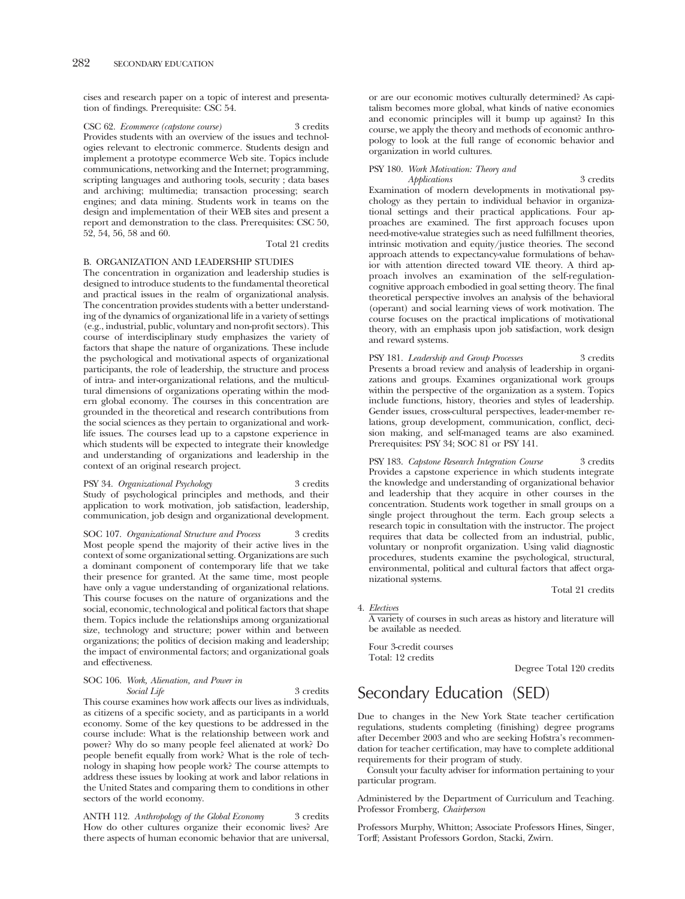cises and research paper on a topic of interest and presentation of findings. Prerequisite: CSC 54.

CSC 62. *Ecommerce (capstone course)* 3 credits
Provides students with an overview of the issues and technologies relevant to electronic commerce. Students design and implement a prototype ecommerce Web site. Topics include communications, networking and the Internet; programming, scripting languages and authoring tools, security ; data bases and archiving; multimedia; transaction processing; search engines; and data mining. Students work in teams on the design and implementation of their WEB sites and present a report and demonstration to the class. Prerequisites: CSC 50, 52, 54, 56, 58 and 60.

Total 21 credits

B. ORGANIZATION AND LEADERSHIP STUDIES

The concentration in organization and leadership studies is designed to introduce students to the fundamental theoretical and practical issues in the realm of organizational analysis. The concentration provides students with a better understanding of the dynamics of organizational life in a variety of settings (e.g., industrial, public, voluntary and non-profit sectors). This course of interdisciplinary study emphasizes the variety of factors that shape the nature of organizations. These include the psychological and motivational aspects of organizational participants, the role of leadership, the structure and process of intra- and inter-organizational relations, and the multicultural dimensions of organizations operating within the modern global economy. The courses in this concentration are grounded in the theoretical and research contributions from the social sciences as they pertain to organizational and work-life issues. The courses lead up to a capstone experience in which students will be expected to integrate their knowledge and understanding of organizations and leadership in the context of an original research project.

PSY 34. *Organizational Psychology* 3 credits
Study of psychological principles and methods, and their application to work motivation, job satisfaction, leadership, communication, job design and organizational development.

SOC 107. *Organizational Structure and Process* 3 credits
Most people spend the majority of their active lives in the context of some organizational setting. Organizations are such a dominant component of contemporary life that we take their presence for granted. At the same time, most people have only a vague understanding of organizational relations. This course focuses on the nature of organizations and the social, economic, technological and political factors that shape them. Topics include the relationships among organizational size, technology and structure; power within and between organizations; the politics of decision making and leadership; the impact of environmental factors; and organizational goals and effectiveness.

SOC 106. *Work, Alienation, and Power in Social Life* 3 credits
This course examines how work affects our lives as individuals, as citizens of a specific society, and as participants in a world economy. Some of the key questions to be addressed in the course include: What is the relationship between work and power? Why do so many people feel alienated at work? Do people benefit equally from work? What is the role of technology in shaping how people work? The course attempts to address these issues by looking at work and labor relations in the United States and comparing them to conditions in other sectors of the world economy.

ANTH 112. *Anthropology of the Global Economy* 3 credits
How do other cultures organize their economic lives? Are there aspects of human economic behavior that are universal, or are our economic motives culturally determined? As capitalism becomes more global, what kinds of native economies and economic principles will it bump up against? In this course, we apply the theory and methods of economic anthropology to look at the full range of economic behavior and organization in world cultures.

PSY 180. *Work Motivation: Theory and Applications* 3 credits
Examination of modern developments in motivational psychology as they pertain to individual behavior in organizational settings and their practical applications. Four approaches are examined. The first approach focuses upon need-motive-value strategies such as need fulfillment theories, intrinsic motivation and equity/justice theories. The second approach attends to expectancy-value formulations of behavior with attention directed toward VIE theory. A third approach involves an examination of the self-regulation-cognitive approach embodied in goal setting theory. The final theoretical perspective involves an analysis of the behavioral (operant) and social learning views of work motivation. The course focuses on the practical implications of motivational theory, with an emphasis upon job satisfaction, work design and reward systems.

PSY 181. *Leadership and Group Processes* 3 credits
Presents a broad review and analysis of leadership in organizations and groups. Examines organizational work groups within the perspective of the organization as a system. Topics include functions, history, theories and styles of leadership. Gender issues, cross-cultural perspectives, leader-member relations, group development, communication, conflict, decision making, and self-managed teams are also examined. Prerequisites: PSY 34; SOC 81 or PSY 141.

PSY 183. *Capstone Research Integration Course* 3 credits
Provides a capstone experience in which students integrate the knowledge and understanding of organizational behavior and leadership that they acquire in other courses in the concentration. Students work together in small groups on a single project throughout the term. Each group selects a research topic in consultation with the instructor. The project requires that data be collected from an industrial, public, voluntary or nonprofit organization. Using valid diagnostic procedures, students examine the psychological, structural, environmental, political and cultural factors that affect organizational systems.

Total 21 credits

4. *Electives*
A variety of courses in such areas as history and literature will be available as needed.

Four 3-credit courses
Total: 12 credits

Degree Total 120 credits

# Secondary Education (SED)

Due to changes in the New York State teacher certification regulations, students completing (finishing) degree programs after December 2003 and who are seeking Hofstra's recommendation for teacher certification, may have to complete additional requirements for their program of study.

Consult your faculty adviser for information pertaining to your particular program.

Administered by the Department of Curriculum and Teaching. Professor Fromberg, *Chairperson*

Professors Murphy, Whitton; Associate Professors Hines, Singer, Torff; Assistant Professors Gordon, Stacki, Zwirn.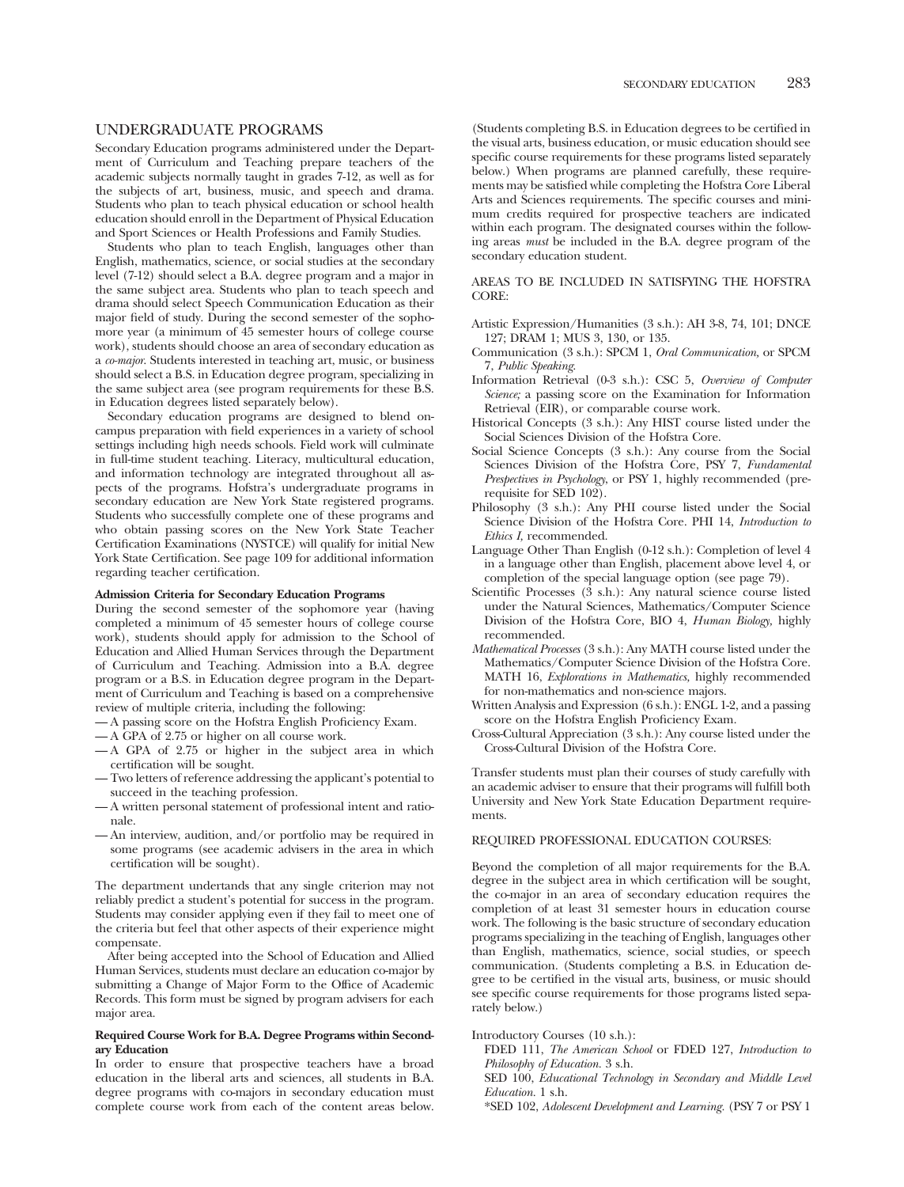## UNDERGRADUATE PROGRAMS

Secondary Education programs administered under the Department of Curriculum and Teaching prepare teachers of the academic subjects normally taught in grades 7-12, as well as for the subjects of art, business, music, and speech and drama. Students who plan to teach physical education or school health education should enroll in the Department of Physical Education and Sport Sciences or Health Professions and Family Studies.

Students who plan to teach English, languages other than English, mathematics, science, or social studies at the secondary level (7-12) should select a B.A. degree program and a major in the same subject area. Students who plan to teach speech and drama should select Speech Communication Education as their major field of study. During the second semester of the sophomore year (a minimum of 45 semester hours of college course work), students should choose an area of secondary education as a *co-major*. Students interested in teaching art, music, or business should select a B.S. in Education degree program, specializing in the same subject area (see program requirements for these B.S. in Education degrees listed separately below).

Secondary education programs are designed to blend on-campus preparation with field experiences in a variety of school settings including high needs schools. Field work will culminate in full-time student teaching. Literacy, multicultural education, and information technology are integrated throughout all aspects of the programs. Hofstra's undergraduate programs in secondary education are New York State registered programs. Students who successfully complete one of these programs and who obtain passing scores on the New York State Teacher Certification Examinations (NYSTCE) will qualify for initial New York State Certification. See page 109 for additional information regarding teacher certification.

**Admission Criteria for Secondary Education Programs**

During the second semester of the sophomore year (having completed a minimum of 45 semester hours of college course work), students should apply for admission to the School of Education and Allied Human Services through the Department of Curriculum and Teaching. Admission into a B.A. degree program or a B.S. in Education degree program in the Department of Curriculum and Teaching is based on a comprehensive review of multiple criteria, including the following:

- — A passing score on the Hofstra English Proficiency Exam.
- — A GPA of 2.75 or higher on all course work.
- — A GPA of 2.75 or higher in the subject area in which certification will be sought.
- — Two letters of reference addressing the applicant's potential to succeed in the teaching profession.
- — A written personal statement of professional intent and rationale.
- — An interview, audition, and/or portfolio may be required in some programs (see academic advisers in the area in which certification will be sought).

The department undertands that any single criterion may not reliably predict a student's potential for success in the program. Students may consider applying even if they fail to meet one of the criteria but feel that other aspects of their experience might compensate.

After being accepted into the School of Education and Allied Human Services, students must declare an education co-major by submitting a Change of Major Form to the Office of Academic Records. This form must be signed by program advisers for each major area.

**Required Course Work for B.A. Degree Programs within Secondary Education**

In order to ensure that prospective teachers have a broad education in the liberal arts and sciences, all students in B.A. degree programs with co-majors in secondary education must complete course work from each of the content areas below. (Students completing B.S. in Education degrees to be certified in the visual arts, business education, or music education should see specific course requirements for these programs listed separately below.) When programs are planned carefully, these requirements may be satisfied while completing the Hofstra Core Liberal Arts and Sciences requirements. The specific courses and minimum credits required for prospective teachers are indicated within each program. The designated courses within the following areas *must* be included in the B.A. degree program of the secondary education student.

AREAS TO BE INCLUDED IN SATISFYING THE HOFSTRA CORE:

Artistic Expression/Humanities (3 s.h.): AH 3-8, 74, 101; DNCE 127; DRAM 1; MUS 3, 130, or 135.

Communication (3 s.h.): SPCM 1, *Oral Communication*, or SPCM 7, *Public Speaking*.

Information Retrieval (0-3 s.h.): CSC 5, *Overview of Computer Science;* a passing score on the Examination for Information Retrieval (EIR), or comparable course work.

Historical Concepts (3 s.h.): Any HIST course listed under the Social Sciences Division of the Hofstra Core.

Social Science Concepts (3 s.h.): Any course from the Social Sciences Division of the Hofstra Core, PSY 7, *Fundamental Prespectives in Psychology*, or PSY 1, highly recommended (prerequisite for SED 102).

Philosophy (3 s.h.): Any PHI course listed under the Social Science Division of the Hofstra Core. PHI 14, *Introduction to Ethics I,* recommended.

Language Other Than English (0-12 s.h.): Completion of level 4 in a language other than English, placement above level 4, or completion of the special language option (see page 79).

Scientific Processes (3 s.h.): Any natural science course listed under the Natural Sciences, Mathematics/Computer Science Division of the Hofstra Core, BIO 4, *Human Biology,* highly recommended.

*Mathematical Processes* (3 s.h.): Any MATH course listed under the Mathematics/Computer Science Division of the Hofstra Core. MATH 16, *Explorations in Mathematics,* highly recommended for non-mathematics and non-science majors.

Written Analysis and Expression (6 s.h.): ENGL 1-2, and a passing score on the Hofstra English Proficiency Exam.

Cross-Cultural Appreciation (3 s.h.): Any course listed under the Cross-Cultural Division of the Hofstra Core.

Transfer students must plan their courses of study carefully with an academic adviser to ensure that their programs will fulfill both University and New York State Education Department requirements.

REQUIRED PROFESSIONAL EDUCATION COURSES:

Beyond the completion of all major requirements for the B.A. degree in the subject area in which certification will be sought, the co-major in an area of secondary education requires the completion of at least 31 semester hours in education course work. The following is the basic structure of secondary education programs specializing in the teaching of English, languages other than English, mathematics, science, social studies, or speech communication. (Students completing a B.S. in Education degree to be certified in the visual arts, business, or music should see specific course requirements for those programs listed separately below.)

Introductory Courses (10 s.h.):

FDED 111, *The American School* or FDED 127, *Introduction to Philosophy of Education.* 3 s.h.

SED 100, *Educational Technology in Secondary and Middle Level Education.* 1 s.h.

*SED 102, *Adolescent Development and Learning.* (PSY 7 or PSY 1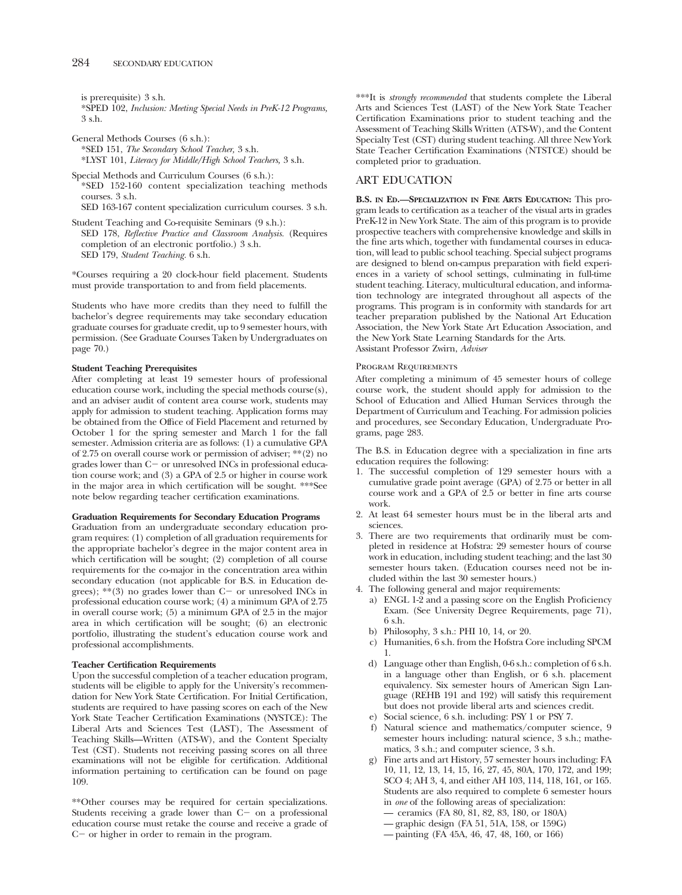is prerequisite) 3 s.h.

*SPED 102, *Inclusion: Meeting Special Needs in PreK-12 Programs,* 3 s.h.

General Methods Courses (6 s.h.):

*SED 151, *The Secondary School Teacher,* 3 s.h.

*LYST 101, *Literacy for Middle/High School Teachers,* 3 s.h.

Special Methods and Curriculum Courses (6 s.h.):

*SED 152-160 content specialization teaching methods courses. 3 s.h.

SED 163-167 content specialization curriculum courses. 3 s.h.

Student Teaching and Co-requisite Seminars (9 s.h.):

SED 178, *Reflective Practice and Classroom Analysis.* (Requires completion of an electronic portfolio.) 3 s.h.

SED 179, *Student Teaching.* 6 s.h.

*Courses requiring a 20 clock-hour field placement. Students must provide transportation to and from field placements.

Students who have more credits than they need to fulfill the bachelor's degree requirements may take secondary education graduate courses for graduate credit, up to 9 semester hours, with permission. (See Graduate Courses Taken by Undergraduates on page 70.)

**Student Teaching Prerequisites**

After completing at least 19 semester hours of professional education course work, including the special methods course(s), and an adviser audit of content area course work, students may apply for admission to student teaching. Application forms may be obtained from the Office of Field Placement and returned by October 1 for the spring semester and March 1 for the fall semester. Admission criteria are as follows: (1) a cumulative GPA of 2.75 on overall course work or permission of adviser; **(2) no grades lower than C− or unresolved INCs in professional education course work; and (3) a GPA of 2.5 or higher in course work in the major area in which certification will be sought. ***See note below regarding teacher certification examinations.

**Graduation Requirements for Secondary Education Programs**

Graduation from an undergraduate secondary education program requires: (1) completion of all graduation requirements for the appropriate bachelor's degree in the major content area in which certification will be sought; (2) completion of all course requirements for the co-major in the concentration area within secondary education (not applicable for B.S. in Education degrees); **(3) no grades lower than C− or unresolved INCs in professional education course work; (4) a minimum GPA of 2.75 in overall course work; (5) a minimum GPA of 2.5 in the major area in which certification will be sought; (6) an electronic portfolio, illustrating the student's education course work and professional accomplishments.

**Teacher Certification Requirements**

Upon the successful completion of a teacher education program, students will be eligible to apply for the University's recommendation for New York State Certification. For Initial Certification, students are required to have passing scores on each of the New York State Teacher Certification Examinations (NYSTCE): The Liberal Arts and Sciences Test (LAST), The Assessment of Teaching Skills—Written (ATS-W), and the Content Specialty Test (CST). Students not receiving passing scores on all three examinations will not be eligible for certification. Additional information pertaining to certification can be found on page 109.

**Other courses may be required for certain specializations. Students receiving a grade lower than C− on a professional education course must retake the course and receive a grade of C− or higher in order to remain in the program.

***It is *strongly recommended* that students complete the Liberal Arts and Sciences Test (LAST) of the New York State Teacher Certification Examinations prior to student teaching and the Assessment of Teaching Skills Written (ATS-W), and the Content Specialty Test (CST) during student teaching. All three New York State Teacher Certification Examinations (NTSTCE) should be completed prior to graduation.

## ART EDUCATION

**B.S. in Ed.—Specialization in Fine Arts Education:** This program leads to certification as a teacher of the visual arts in grades PreK-12 in New York State. The aim of this program is to provide prospective teachers with comprehensive knowledge and skills in the fine arts which, together with fundamental courses in education, will lead to public school teaching. Special subject programs are designed to blend on-campus preparation with field experiences in a variety of school settings, culminating in full-time student teaching. Literacy, multicultural education, and information technology are integrated throughout all aspects of the programs. This program is in conformity with standards for art teacher preparation published by the National Art Education Association, the New York State Art Education Association, and the New York State Learning Standards for the Arts.

Assistant Professor Zwirn, *Adviser*

### Program Requirements

After completing a minimum of 45 semester hours of college course work, the student should apply for admission to the School of Education and Allied Human Services through the Department of Curriculum and Teaching. For admission policies and procedures, see Secondary Education, Undergraduate Programs, page 283.

The B.S. in Education degree with a specialization in fine arts education requires the following:

1. The successful completion of 129 semester hours with a cumulative grade point average (GPA) of 2.75 or better in all course work and a GPA of 2.5 or better in fine arts course work.
2. At least 64 semester hours must be in the liberal arts and sciences.
3. There are two requirements that ordinarily must be completed in residence at Hofstra: 29 semester hours of course work in education, including student teaching; and the last 30 semester hours taken. (Education courses need not be included within the last 30 semester hours.)
4. The following general and major requirements:
   a) ENGL 1-2 and a passing score on the English Proficiency Exam. (See University Degree Requirements, page 71), 6 s.h.
   b) Philosophy, 3 s.h.: PHI 10, 14, or 20.
   c) Humanities, 6 s.h. from the Hofstra Core including SPCM 1.
   d) Language other than English, 0-6 s.h.: completion of 6 s.h. in a language other than English, or 6 s.h. placement equivalency. Six semester hours of American Sign Language (REHB 191 and 192) will satisfy this requirement but does not provide liberal arts and sciences credit.
   e) Social science, 6 s.h. including: PSY 1 or PSY 7.
   f) Natural science and mathematics/computer science, 9 semester hours including: natural science, 3 s.h.; mathematics, 3 s.h.; and computer science, 3 s.h.
   g) Fine arts and art History, 57 semester hours including: FA 10, 11, 12, 13, 14, 15, 16, 27, 45, 80A, 170, 172, and 199; SCO 4; AH 3, 4, and either AH 103, 114, 118, 161, or 165. Students are also required to complete 6 semester hours in *one* of the following areas of specialization:
      — ceramics (FA 80, 81, 82, 83, 180, or 180A)
      — graphic design (FA 51, 51A, 158, or 159G)
      — painting (FA 45A, 46, 47, 48, 160, or 166)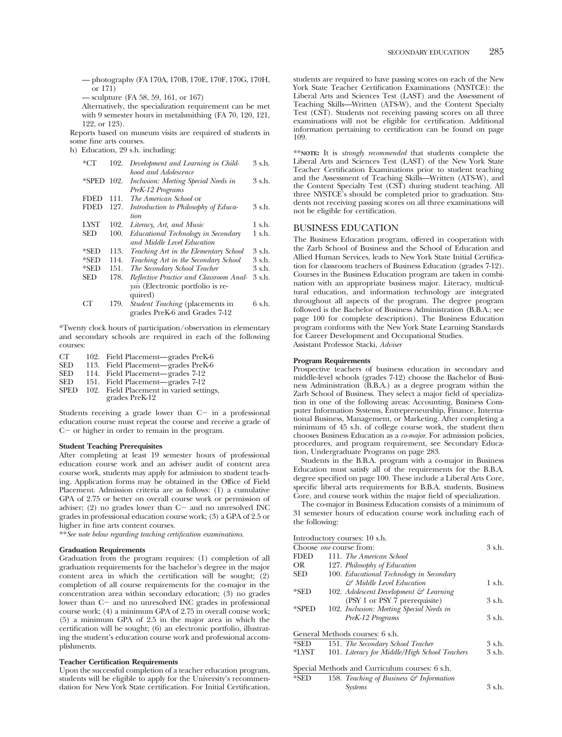— photography (FA 170A, 170B, 170E, 170F, 170G, 170H, or 171)

— sculpture (FA 58, 59, 161, or 167)

Alternatively, the specialization requirement can be met with 9 semester hours in metalsmithing (FA 70, 120, 121, 122, or 123).

Reports based on museum visits are required of students in some fine arts courses.

h) Education, 29 s.h. including:

| | | | |
|---|---|---|---|
| *CT | 102. | *Development and Learning in Childhood and Adolescence* | 3 s.h. |
| *SPED | 102. | *Inclusion: Meeting Special Needs in PreK-12 Programs* | 3 s.h. |
| FDED | 111. | *The American School* or | |
| FDED | 127. | *Introduction to Philosophy of Education* | 3 s.h. |
| LYST | 102. | *Literacy, Art, and Music* | 1 s.h. |
| SED | 100. | *Educational Technology in Secondary and Middle Level Education* | 1 s.h. |
| *SED | 113. | *Teaching Art in the Elementary School* | 3 s.h. |
| *SED | 114. | *Teaching Art in the Secondary School* | 3 s.h. |
| *SED | 151. | *The Secondary School Teacher* | 3 s.h. |
| SED | 178. | *Reflective Practice and Classroom Analysis* (Electronic portfolio is required) | 3 s.h. |
| CT | 179. | *Student Teaching* (placements in grades PreK-6 and Grades 7-12 | 6 s.h. |

*Twenty clock hours of participation/observation in elementary and secondary schools are required in each of the following courses:

| | | |
|---|---|---|
| CT | 102. | Field Placement—grades PreK-6 |
| SED | 113. | Field Placement—grades PreK-6 |
| SED | 114. | Field Placement—grades 7-12 |
| SED | 151. | Field Placement—grades 7-12 |
| SPED | 102. | Field Placement in varied settings, grades PreK-12 |

Students receiving a grade lower than C− in a professional education course must repeat the course and receive a grade of C− or higher in order to remain in the program.

**Student Teaching Prerequisites**

After completing at least 19 semester hours of professional education course work and an adviser audit of content area course work, students may apply for admission to student teaching. Application forms may be obtained in the Office of Field Placement. Admission criteria are as follows: (1) a cumulative GPA of 2.75 or better on overall course work or permission of adviser; (2) no grades lower than C− and no unresolved INC grades in professional education course work; (3) a GPA of 2.5 or higher in fine arts content courses.

***See note below regarding teaching certification examinations.*

**Graduation Requirements**

Graduation from the program requires: (1) completion of all graduation requirements for the bachelor's degree in the major content area in which the certification will be sought; (2) completion of all course requirements for the co-major in the concentration area within secondary education; (3) no grades lower than C− and no unresolved INC grades in professional course work; (4) a minimum GPA of 2.75 in overall course work; (5) a minimum GPA of 2.5 in the major area in which the certification will be sought; (6) an electronic portfolio, illustrating the student's education course work and professional accomplishments.

**Teacher Certification Requirements**

Upon the successful completion of a teacher education program, students will be eligible to apply for the University's recommendation for New York State certification. For Initial Certification, students are required to have passing scores on each of the New York State Teacher Certification Examinations (NYSTCE): the Liberal Arts and Sciences Test (LAST) and the Assessment of Teaching Skills—Written (ATS-W), and the Content Specialty Test (CST). Students not receiving passing scores on all three examinations will not be eligible for certification. Additional information pertaining to certification can be found on page 109.

****NOTE:** It is *strongly recommended* that students complete the Liberal Arts and Sciences Test (LAST) of the New York State Teacher Certification Examinations prior to student teaching and the Assessment of Teaching Skills—Written (ATS-W), and the Content Specialty Test (CST) during student teaching. All three NYSTCE's should be completed prior to graduation. Students not receiving passing scores on all three examinations will not be eligible for certification.

## BUSINESS EDUCATION

The Business Education program, offered in cooperation with the Zarb School of Business and the School of Education and Allied Human Services, leads to New York State Initial Certification for classroom teachers of Business Education (grades 7-12). Courses in the Business Education program are taken in combination with an appropriate business major. Literacy, multicultural education, and information technology are integrated throughout all aspects of the program. The degree program followed is the Bachelor of Business Administration (B.B.A.; see page 100 for complete description). The Business Education program conforms with the New York State Learning Standards for Career Development and Occupational Studies.

Assistant Professor Stacki, *Adviser*

**Program Requirements**

Prospective teachers of business education in secondary and middle-level schools (grades 7-12) choose the Bachelor of Business Administration (B.B.A.) as a degree program within the Zarb School of Business. They select a major field of specialization in one of the following areas: Accounting, Business Computer Information Systems, Entrepreneurship, Finance, International Business, Management, or Marketing. After completing a minimum of 45 s.h. of college course work, the student then chooses Business Education as a *co-major*. For admission policies, procedures, and program requirement, see Secondary Education, Undergraduate Programs on page 283.

Students in the B.B.A. program with a co-major in Business Education must satisfy all of the requirements for the B.B.A. degree specified on page 100. These include a Liberal Arts Core, specific liberal arts requirements for B.B.A. students, Business Core, and course work within the major field of specialization.

The co-major in Business Education consists of a minimum of 31 semester hours of education course work including each of the following:

Introductory courses: 10 s.h.

| | | |
|---|---|---|
| Choose *one* course from: | | 3 s.h. |
| FDED | 111. *The American School* | |
| OR | 127. *Philosophy of Education* | |
| SED | 100. *Educational Technology in Secondary & Middle Level Education* | 1 s.h. |
| *SED | 102. *Adolescent Development & Learning* (PSY 1 or PSY 7 prerequisite) | 3 s.h. |
| *SPED | 102. *Inclusion: Meeting Special Needs in PreK-12 Programs* | 3 s.h. |

General Methods courses: 6 s.h.

| | | |
|---|---|---|
| *SED | 151. *The Secondary School Teacher* | 3 s.h. |
| *LYST | 101. *Literacy for Middle/High School Teachers* | 3 s.h. |

Special Methods and Curriculum courses: 6 s.h.

| | | |
|---|---|---|
| *SED | 158. *Teaching of Business & Information Systems* | 3 s.h. |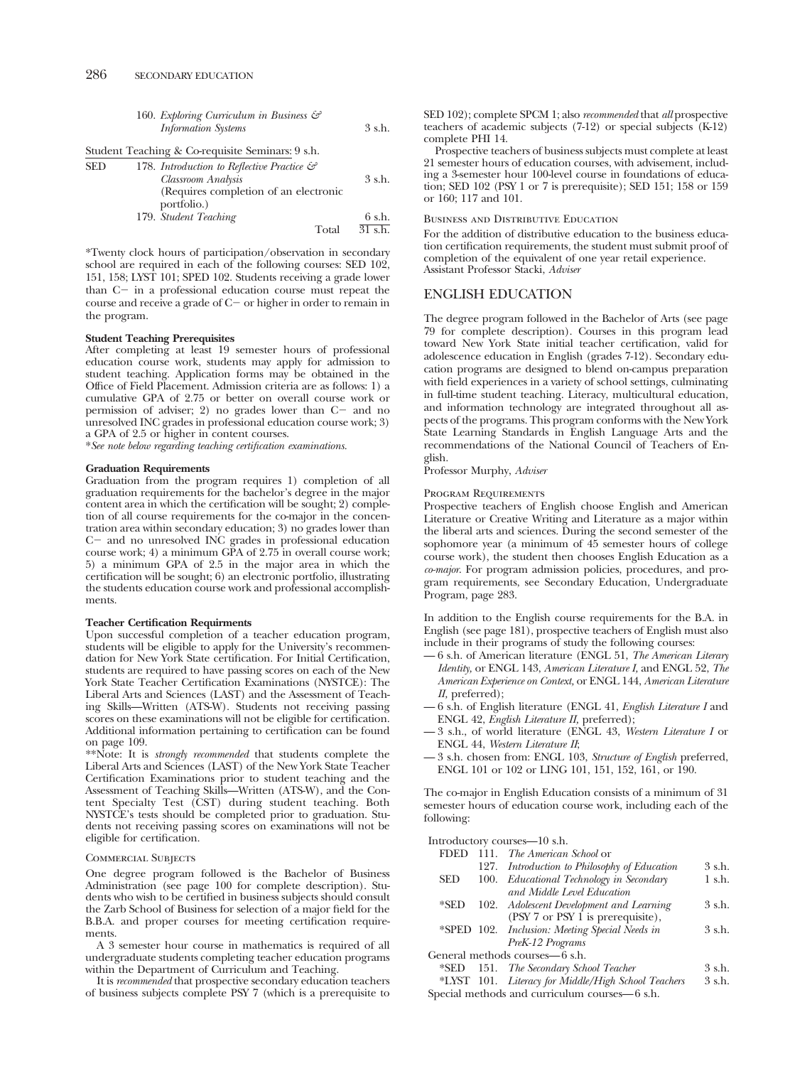160. *Exploring Curriculum in Business & Information Systems* 3 s.h.

Student Teaching & Co-requisite Seminars: 9 s.h.

| | | |
|---|---|---|
| SED | 178. *Introduction to Reflective Practice & Classroom Analysis* (Requires completion of an electronic portfolio.) | 3 s.h. |
| | 179. *Student Teaching* | 6 s.h. |
| | Total | 31 s.h. |

*Twenty clock hours of participation/observation in secondary school are required in each of the following courses: SED 102, 151, 158; LYST 101; SPED 102. Students receiving a grade lower than C− in a professional education course must repeat the course and receive a grade of C− or higher in order to remain in the program.

**Student Teaching Prerequisites**

After completing at least 19 semester hours of professional education course work, students may apply for admission to student teaching. Application forms may be obtained in the Office of Field Placement. Admission criteria are as follows: 1) a cumulative GPA of 2.75 or better on overall course work or permission of adviser; 2) no grades lower than C− and no unresolved INC grades in professional education course work; 3) a GPA of 2.5 or higher in content courses.

**See note below regarding teaching certification examinations.*

**Graduation Requirements**

Graduation from the program requires 1) completion of all graduation requirements for the bachelor's degree in the major content area in which the certification will be sought; 2) completion of all course requirements for the co-major in the concentration area within secondary education; 3) no grades lower than C− and no unresolved INC grades in professional education course work; 4) a minimum GPA of 2.75 in overall course work; 5) a minimum GPA of 2.5 in the major area in which the certification will be sought; 6) an electronic portfolio, illustrating the students education course work and professional accomplishments.

**Teacher Certification Requirments**

Upon successful completion of a teacher education program, students will be eligible to apply for the University's recommendation for New York State certification. For Initial Certification, students are required to have passing scores on each of the New York State Teacher Certification Examinations (NYSTCE): The Liberal Arts and Sciences (LAST) and the Assessment of Teaching Skills—Written (ATS-W). Students not receiving passing scores on these examinations will not be eligible for certification. Additional information pertaining to certification can be found on page 109.

**Note: It is *strongly recommended* that students complete the Liberal Arts and Sciences (LAST) of the New York State Teacher Certification Examinations prior to student teaching and the Assessment of Teaching Skills—Written (ATS-W), and the Content Specialty Test (CST) during student teaching. Both NYSTCE's tests should be completed prior to graduation. Students not receiving passing scores on examinations will not be eligible for certification.

### Commercial Subjects

One degree program followed is the Bachelor of Business Administration (see page 100 for complete description). Students who wish to be certified in business subjects should consult the Zarb School of Business for selection of a major field for the B.B.A. and proper courses for meeting certification requirements.

A 3 semester hour course in mathematics is required of all undergraduate students completing teacher education programs within the Department of Curriculum and Teaching.

It is *recommended* that prospective secondary education teachers of business subjects complete PSY 7 (which is a prerequisite to SED 102); complete SPCM 1; also *recommended* that *all* prospective teachers of academic subjects (7-12) or special subjects (K-12) complete PHI 14.

Prospective teachers of business subjects must complete at least 21 semester hours of education courses, with advisement, including a 3-semester hour 100-level course in foundations of education; SED 102 (PSY 1 or 7 is prerequisite); SED 151; 158 or 159 or 160; 117 and 101.

### Business and Distributive Education

For the addition of distributive education to the business education certification requirements, the student must submit proof of completion of the equivalent of one year retail experience.
Assistant Professor Stacki, *Adviser*

## ENGLISH EDUCATION

The degree program followed in the Bachelor of Arts (see page 79 for complete description). Courses in this program lead toward New York State initial teacher certification, valid for adolescence education in English (grades 7-12). Secondary education programs are designed to blend on-campus preparation with field experiences in a variety of school settings, culminating in full-time student teaching. Literacy, multicultural education, and information technology are integrated throughout all aspects of the programs. This program conforms with the New York State Learning Standards in English Language Arts and the recommendations of the National Council of Teachers of English.
Professor Murphy, *Adviser*

### Program Requirements

Prospective teachers of English choose English and American Literature or Creative Writing and Literature as a major within the liberal arts and sciences. During the second semester of the sophomore year (a minimum of 45 semester hours of college course work), the student then chooses English Education as a *co-major.* For program admission policies, procedures, and program requirements, see Secondary Education, Undergraduate Program, page 283.

In addition to the English course requirements for the B.A. in English (see page 181), prospective teachers of English must also include in their programs of study the following courses:

— 6 s.h. of American literature (ENGL 51, *The American Literary Identity,* or ENGL 143, *American Literature I,* and ENGL 52, *The American Experience on Context,* or ENGL 144, *American Literature II,* preferred);
— 6 s.h. of English literature (ENGL 41, *English Literature I* and ENGL 42, *English Literature II,* preferred);
— 3 s.h., of world literature (ENGL 43, *Western Literature I* or ENGL 44, *Western Literature II*;
— 3 s.h. chosen from: ENGL 103, *Structure of English* preferred, ENGL 101 or 102 or LING 101, 151, 152, 161, or 190.

The co-major in English Education consists of a minimum of 31 semester hours of education course work, including each of the following:

Introductory courses—10 s.h.

| | | | |
|---|---|---|---|
| FDED | 111. | *The American School* or | |
| | 127. | *Introduction to Philosophy of Education* | 3 s.h. |
| SED | 100. | *Educational Technology in Secondary and Middle Level Education* | 1 s.h. |
| *SED | 102. | *Adolescent Development and Learning* (PSY 7 or PSY 1 is prerequisite), | 3 s.h. |
| *SPED | 102. | *Inclusion: Meeting Special Needs in PreK-12 Programs* | 3 s.h. |

General methods courses—6 s.h.

| | | | |
|---|---|---|---|
| *SED | 151. | *The Secondary School Teacher* | 3 s.h. |
| *LYST | 101. | *Literacy for Middle/High School Teachers* | 3 s.h. |

Special methods and curriculum courses—6 s.h.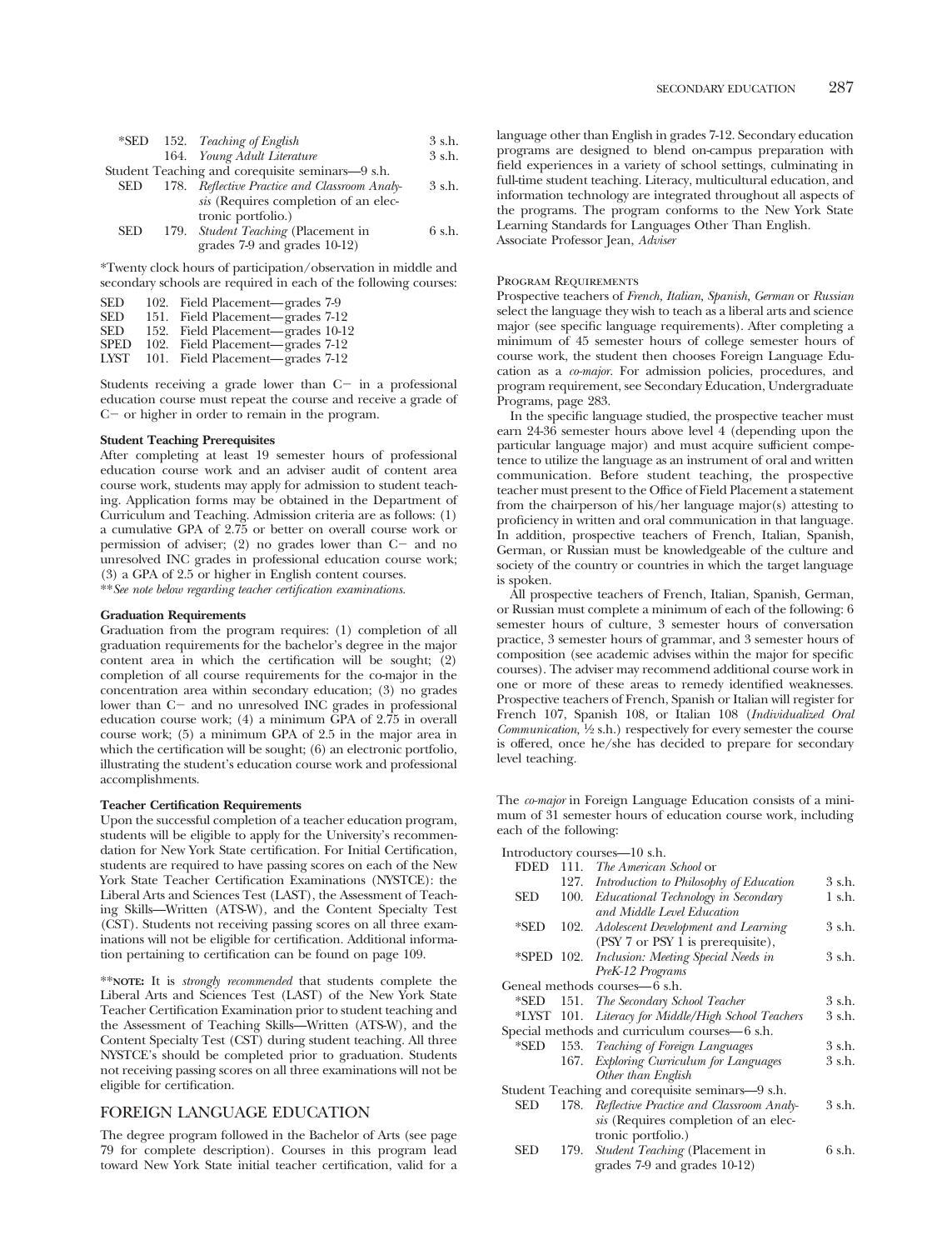| | | | |
|---|---|---|---|
| *SED | 152. | *Teaching of English* | 3 s.h. |
| | 164. | *Young Adult Literature* | 3 s.h. |

Student Teaching and corequisite seminars—9 s.h.

| | | | |
|---|---|---|---|
| SED | 178. | *Reflective Practice and Classroom Analysis* (Requires completion of an electronic portfolio.) | 3 s.h. |
| SED | 179. | *Student Teaching* (Placement in grades 7-9 and grades 10-12) | 6 s.h. |

*Twenty clock hours of participation/observation in middle and secondary schools are required in each of the following courses:

| | | |
|---|---|---|
| SED | 102. | Field Placement—grades 7-9 |
| SED | 151. | Field Placement—grades 7-12 |
| SED | 152. | Field Placement—grades 10-12 |
| SPED | 102. | Field Placement—grades 7-12 |
| LYST | 101. | Field Placement—grades 7-12 |

Students receiving a grade lower than C− in a professional education course must repeat the course and receive a grade of C− or higher in order to remain in the program.

**Student Teaching Prerequisites**

After completing at least 19 semester hours of professional education course work and an adviser audit of content area course work, students may apply for admission to student teaching. Application forms may be obtained in the Department of Curriculum and Teaching. Admission criteria are as follows: (1) a cumulative GPA of 2.75 or better on overall course work or permission of adviser; (2) no grades lower than C− and no unresolved INC grades in professional education course work; (3) a GPA of 2.5 or higher in English content courses.

***See note below regarding teacher certification examinations.*

**Graduation Requirements**

Graduation from the program requires: (1) completion of all graduation requirements for the bachelor's degree in the major content area in which the certification will be sought; (2) completion of all course requirements for the co-major in the concentration area within secondary education; (3) no grades lower than C− and no unresolved INC grades in professional education course work; (4) a minimum GPA of 2.75 in overall course work; (5) a minimum GPA of 2.5 in the major area in which the certification will be sought; (6) an electronic portfolio, illustrating the student's education course work and professional accomplishments.

**Teacher Certification Requirements**

Upon the successful completion of a teacher education program, students will be eligible to apply for the University's recommendation for New York State certification. For Initial Certification, students are required to have passing scores on each of the New York State Teacher Certification Examinations (NYSTCE): the Liberal Arts and Sciences Test (LAST), the Assessment of Teaching Skills—Written (ATS-W), and the Content Specialty Test (CST). Students not receiving passing scores on all three examinations will not be eligible for certification. Additional information pertaining to certification can be found on page 109.

****NOTE:** It is *strongly recommended* that students complete the Liberal Arts and Sciences Test (LAST) of the New York State Teacher Certification Examination prior to student teaching and the Assessment of Teaching Skills—Written (ATS-W), and the Content Specialty Test (CST) during student teaching. All three NYSTCE's should be completed prior to graduation. Students not receiving passing scores on all three examinations will not be eligible for certification.

## FOREIGN LANGUAGE EDUCATION

The degree program followed in the Bachelor of Arts (see page 79 for complete description). Courses in this program lead toward New York State initial teacher certification, valid for a language other than English in grades 7-12. Secondary education programs are designed to blend on-campus preparation with field experiences in a variety of school settings, culminating in full-time student teaching. Literacy, multicultural education, and information technology are integrated throughout all aspects of the programs. The program conforms to the New York State Learning Standards for Languages Other Than English.

Associate Professor Jean, *Adviser*

### Program Requirements

Prospective teachers of *French, Italian, Spanish, German* or *Russian* select the language they wish to teach as a liberal arts and science major (see specific language requirements). After completing a minimum of 45 semester hours of college semester hours of course work, the student then chooses Foreign Language Education as a *co-major*. For admission policies, procedures, and program requirement, see Secondary Education, Undergraduate Programs, page 283.

In the specific language studied, the prospective teacher must earn 24-36 semester hours above level 4 (depending upon the particular language major) and must acquire sufficient competence to utilize the language as an instrument of oral and written communication. Before student teaching, the prospective teacher must present to the Office of Field Placement a statement from the chairperson of his/her language major(s) attesting to proficiency in written and oral communication in that language. In addition, prospective teachers of French, Italian, Spanish, German, or Russian must be knowledgeable of the culture and society of the country or countries in which the target language is spoken.

All prospective teachers of French, Italian, Spanish, German, or Russian must complete a minimum of each of the following: 6 semester hours of culture, 3 semester hours of conversation practice, 3 semester hours of grammar, and 3 semester hours of composition (see academic advises within the major for specific courses). The adviser may recommend additional course work in one or more of these areas to remedy identified weaknesses. Prospective teachers of French, Spanish or Italian will register for French 107, Spanish 108, or Italian 108 (*Individualized Oral Communication*, ½ s.h.) respectively for every semester the course is offered, once he/she has decided to prepare for secondary level teaching.

The *co-major* in Foreign Language Education consists of a minimum of 31 semester hours of education course work, including each of the following:

Introductory courses—10 s.h.

| | | | |
|---|---|---|---|
| FDED | 111. | *The American School* or | |
| | 127. | *Introduction to Philosophy of Education* | 3 s.h. |
| SED | 100. | *Educational Technology in Secondary and Middle Level Education* | 1 s.h. |
| *SED | 102. | *Adolescent Development and Learning* (PSY 7 or PSY 1 is prerequisite), | 3 s.h. |
| *SPED | 102. | *Inclusion: Meeting Special Needs in PreK-12 Programs* | 3 s.h. |

Geneal methods courses—6 s.h.

| | | | |
|---|---|---|---|
| *SED | 151. | *The Secondary School Teacher* | 3 s.h. |
| *LYST | 101. | *Literacy for Middle/High School Teachers* | 3 s.h. |

Special methods and curriculum courses—6 s.h.

| | | | |
|---|---|---|---|
| *SED | 153. | *Teaching of Foreign Languages* | 3 s.h. |
| | 167. | *Exploring Curriculum for Languages Other than English* | 3 s.h. |

Student Teaching and corequisite seminars—9 s.h.

| | | | |
|---|---|---|---|
| SED | 178. | *Reflective Practice and Classroom Analysis* (Requires completion of an electronic portfolio.) | 3 s.h. |
| SED | 179. | *Student Teaching* (Placement in grades 7-9 and grades 10-12) | 6 s.h. |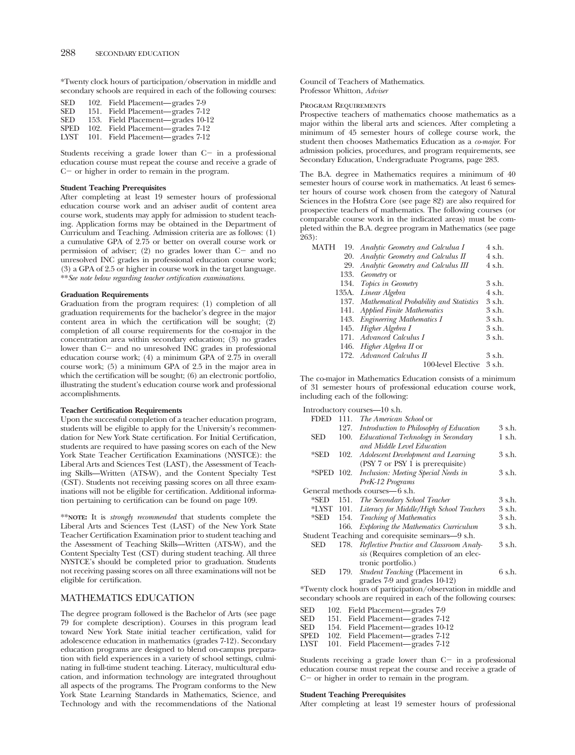*Twenty clock hours of participation/observation in middle and secondary schools are required in each of the following courses:

| | | |
|---|---|---|
| SED | 102. | Field Placement—grades 7-9 |
| SED | 151. | Field Placement—grades 7-12 |
| SED | 153. | Field Placement—grades 10-12 |
| SPED | 102. | Field Placement—grades 7-12 |
| LYST | 101. | Field Placement—grades 7-12 |

Students receiving a grade lower than C− in a professional education course must repeat the course and receive a grade of C− or higher in order to remain in the program.

**Student Teaching Prerequisites**

After completing at least 19 semester hours of professional education course work and an adviser audit of content area course work, students may apply for admission to student teaching. Application forms may be obtained in the Department of Curriculum and Teaching. Admission criteria are as follows: (1) a cumulative GPA of 2.75 or better on overall course work or permission of adviser; (2) no grades lower than C− and no unresolved INC grades in professional education course work; (3) a GPA of 2.5 or higher in course work in the target language. ***See note below regarding teacher certification examinations.*

**Graduation Requirements**

Graduation from the program requires: (1) completion of all graduation requirements for the bachelor's degree in the major content area in which the certification will be sought; (2) completion of all course requirements for the co-major in the concentration area within secondary education; (3) no grades lower than C− and no unresolved INC grades in professional education course work; (4) a minimum GPA of 2.75 in overall course work; (5) a minimum GPA of 2.5 in the major area in which the certification will be sought; (6) an electronic portfolio, illustrating the student's education course work and professional accomplishments.

**Teacher Certification Requirements**

Upon the successful completion of a teacher education program, students will be eligible to apply for the University's recommendation for New York State certification. For Initial Certification, students are required to have passing scores on each of the New York State Teacher Certification Examinations (NYSTCE): the Liberal Arts and Sciences Test (LAST), the Assessment of Teaching Skills—Written (ATS-W), and the Content Specialty Test (CST). Students not receiving passing scores on all three examinations will not be eligible for certification. Additional information pertaining to certification can be found on page 109.

****NOTE:** It is *strongly recommended* that students complete the Liberal Arts and Sciences Test (LAST) of the New York State Teacher Certification Examination prior to student teaching and the Assessment of Teaching Skills—Written (ATS-W), and the Content Specialty Test (CST) during student teaching. All three NYSTCE's should be completed prior to graduation. Students not receiving passing scores on all three examinations will not be eligible for certification.

## MATHEMATICS EDUCATION

The degree program followed is the Bachelor of Arts (see page 79 for complete description). Courses in this program lead toward New York State initial teacher certification, valid for adolescence education in mathematics (grades 7-12). Secondary education programs are designed to blend on-campus preparation with field experiences in a variety of school settings, culminating in full-time student teaching. Literacy, multicultural education, and information technology are integrated throughout all aspects of the programs. The Program conforms to the New York State Learning Standards in Mathematics, Science, and Technology and with the recommendations of the National Council of Teachers of Mathematics.
Professor Whitton, *Adviser*

PROGRAM REQUIREMENTS

Prospective teachers of mathematics choose mathematics as a major within the liberal arts and sciences. After completing a minimum of 45 semester hours of college course work, the student then chooses Mathematics Education as a *co-major*. For admission policies, procedures, and program requirements, see Secondary Education, Undergraduate Programs, page 283.

The B.A. degree in Mathematics requires a minimum of 40 semester hours of course work in mathematics. At least 6 semester hours of course work chosen from the category of Natural Sciences in the Hofstra Core (see page 82) are also required for prospective teachers of mathematics. The following courses (or comparable course work in the indicated areas) must be completed within the B.A. degree program in Mathematics (see page 263):

| | | | |
|---|---|---|---|
| MATH | 19. | *Analytic Geometry and Calculua I* | 4 s.h. |
| | 20. | *Analytic Geometry and Calculus II* | 4 s.h. |
| | 29. | *Analytic Geometry and Calculus III* | 4 s.h. |
| | 133. | *Geometry* or | |
| | 134. | *Topics in Geometry* | 3 s.h. |
| | 135A. | *Linear Algebra* | 4 s.h. |
| | 137. | *Mathematical Probability and Statistics* | 3 s.h. |
| | 141. | *Applied Finite Mathematics* | 3 s.h. |
| | 143. | *Engineering Mathematics I* | 3 s.h. |
| | 145. | *Higher Algebra I* | 3 s.h. |
| | 171. | *Advanced Calculus I* | 3 s.h. |
| | 146. | *Higher Algebra II* or | |
| | 172. | *Advanced Calculus II* | 3 s.h. |
| | | 100-level Elective | 3 s.h. |

The co-major in Mathematics Education consists of a minimum of 31 semester hours of professional education course work, including each of the following:

| | | | |
|---|---|---|---|
| Introductory courses—10 s.h. | | | |
| FDED | 111. | *The American School* or | |
| | 127. | *Introduction to Philosophy of Education* | 3 s.h. |
| SED | 100. | *Educational Technology in Secondary and Middle Level Education* | 1 s.h. |
| *SED | 102. | *Adolescent Development and Learning* (PSY 7 or PSY 1 is prerequisite) | 3 s.h. |
| *SPED | 102. | *Inclusion: Meeting Special Needs in PreK-12 Programs* | 3 s.h. |
| General methods courses—6 s.h. | | | |
| *SED | 151. | *The Secondary School Teacher* | 3 s.h. |
| *LYST | 101. | *Literacy for Middle/High School Teachers* | 3 s.h. |
| *SED | 154. | *Teaching of Mathematics* | 3 s.h. |
| | 166. | *Exploring the Mathematics Curriculum* | 3 s.h. |
| Student Teaching and corequisite seminars—9 s.h. | | | |
| SED | 178. | *Reflective Practice and Classroom Analysis* (Requires completion of an electronic portfolio.) | 3 s.h. |
| SED | 179. | *Student Teaching* (Placement in grades 7-9 and grades 10-12) | 6 s.h. |

*Twenty clock hours of participation/observation in middle and secondary schools are required in each of the following courses:

| | | |
|---|---|---|
| SED | 102. | Field Placement—grades 7-9 |
| SED | 151. | Field Placement—grades 7-12 |
| SED | 154. | Field Placement—grades 10-12 |
| SPED | 102. | Field Placement—grades 7-12 |
| LYST | 101. | Field Placement—grades 7-12 |

Students receiving a grade lower than C− in a professional education course must repeat the course and receive a grade of C− or higher in order to remain in the program.

**Student Teaching Prerequisites**

After completing at least 19 semester hours of professional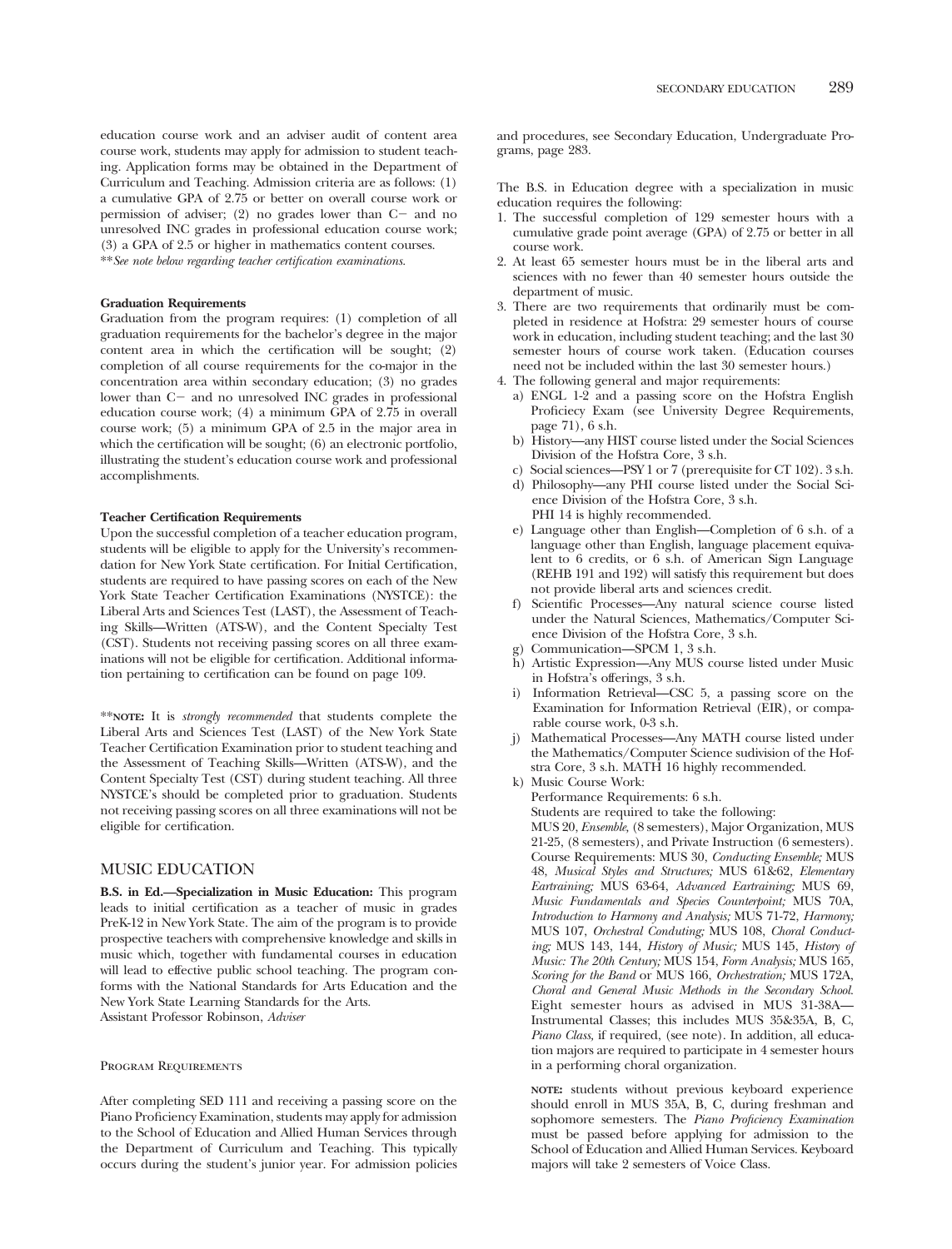education course work and an adviser audit of content area course work, students may apply for admission to student teaching. Application forms may be obtained in the Department of Curriculum and Teaching. Admission criteria are as follows: (1) a cumulative GPA of 2.75 or better on overall course work or permission of adviser; (2) no grades lower than C− and no unresolved INC grades in professional education course work; (3) a GPA of 2.5 or higher in mathematics content courses.
***See note below regarding teacher certification examinations.*

**Graduation Requirements**

Graduation from the program requires: (1) completion of all graduation requirements for the bachelor's degree in the major content area in which the certification will be sought; (2) completion of all course requirements for the co-major in the concentration area within secondary education; (3) no grades lower than C− and no unresolved INC grades in professional education course work; (4) a minimum GPA of 2.75 in overall course work; (5) a minimum GPA of 2.5 in the major area in which the certification will be sought; (6) an electronic portfolio, illustrating the student's education course work and professional accomplishments.

**Teacher Certification Requirements**

Upon the successful completion of a teacher education program, students will be eligible to apply for the University's recommendation for New York State certification. For Initial Certification, students are required to have passing scores on each of the New York State Teacher Certification Examinations (NYSTCE): the Liberal Arts and Sciences Test (LAST), the Assessment of Teaching Skills—Written (ATS-W), and the Content Specialty Test (CST). Students not receiving passing scores on all three examinations will not be eligible for certification. Additional information pertaining to certification can be found on page 109.

**NOTE:** It is *strongly recommended* that students complete the Liberal Arts and Sciences Test (LAST) of the New York State Teacher Certification Examination prior to student teaching and the Assessment of Teaching Skills—Written (ATS-W), and the Content Specialty Test (CST) during student teaching. All three NYSTCE's should be completed prior to graduation. Students not receiving passing scores on all three examinations will not be eligible for certification.

## MUSIC EDUCATION

**B.S. in Ed.—Specialization in Music Education:** This program leads to initial certification as a teacher of music in grades PreK-12 in New York State. The aim of the program is to provide prospective teachers with comprehensive knowledge and skills in music which, together with fundamental courses in education will lead to effective public school teaching. The program conforms with the National Standards for Arts Education and the New York State Learning Standards for the Arts.
Assistant Professor Robinson, *Adviser*

### Program Requirements

After completing SED 111 and receiving a passing score on the Piano Proficiency Examination, students may apply for admission to the School of Education and Allied Human Services through the Department of Curriculum and Teaching. This typically occurs during the student's junior year. For admission policies and procedures, see Secondary Education, Undergraduate Programs, page 283.

The B.S. in Education degree with a specialization in music education requires the following:

1. The successful completion of 129 semester hours with a cumulative grade point average (GPA) of 2.75 or better in all course work.
2. At least 65 semester hours must be in the liberal arts and sciences with no fewer than 40 semester hours outside the department of music.
3. There are two requirements that ordinarily must be completed in residence at Hofstra: 29 semester hours of course work in education, including student teaching; and the last 30 semester hours of course work taken. (Education courses need not be included within the last 30 semester hours.)
4. The following general and major requirements:
   a) ENGL 1-2 and a passing score on the Hofstra English Proficiecy Exam (see University Degree Requirements, page 71), 6 s.h.
   b) History—any HIST course listed under the Social Sciences Division of the Hofstra Core, 3 s.h.
   c) Social sciences—PSY 1 or 7 (prerequisite for CT 102). 3 s.h.
   d) Philosophy—any PHI course listed under the Social Science Division of the Hofstra Core, 3 s.h.
   PHI 14 is highly recommended.
   e) Language other than English—Completion of 6 s.h. of a language other than English, language placement equivalent to 6 credits, or 6 s.h. of American Sign Language (REHB 191 and 192) will satisfy this requirement but does not provide liberal arts and sciences credit.
   f) Scientific Processes—Any natural science course listed under the Natural Sciences, Mathematics/Computer Science Division of the Hofstra Core, 3 s.h.
   g) Communication—SPCM 1, 3 s.h.
   h) Artistic Expression—Any MUS course listed under Music in Hofstra's offerings, 3 s.h.
   i) Information Retrieval—CSC 5, a passing score on the Examination for Information Retrieval (EIR), or comparable course work, 0-3 s.h.
   j) Mathematical Processes—Any MATH course listed under the Mathematics/Computer Science sudivision of the Hofstra Core, 3 s.h. MATH 16 highly recommended.
   k) Music Course Work:
   Performance Requirements: 6 s.h.
   Students are required to take the following:
   MUS 20, *Ensemble,* (8 semesters), Major Organization, MUS 21-25, (8 semesters), and Private Instruction (6 semesters). Course Requirements: MUS 30, *Conducting Ensemble;* MUS 48, *Musical Styles and Structures;* MUS 61&62, *Elementary Eartraining;* MUS 63-64, *Advanced Eartraining;* MUS 69, *Music Fundamentals and Species Counterpoint;* MUS 70A, *Introduction to Harmony and Analysis;* MUS 71-72, *Harmony;* MUS 107, *Orchestral Conduting;* MUS 108, *Choral Conducting;* MUS 143, 144, *History of Music;* MUS 145, *History of Music: The 20th Century;* MUS 154, *Form Analysis;* MUS 165, *Scoring for the Band* or MUS 166, *Orchestration;* MUS 172A, *Choral and General Music Methods in the Secondary School.* Eight semester hours as advised in MUS 31-38A—Instrumental Classes; this includes MUS 35&35A, B, C, *Piano Class,* if required, (see note). In addition, all education majors are required to participate in 4 semester hours in a performing choral organization.

   **NOTE:** students without previous keyboard experience should enroll in MUS 35A, B, C, during freshman and sophomore semesters. The *Piano Proficiency Examination* must be passed before applying for admission to the School of Education and Allied Human Services. Keyboard majors will take 2 semesters of Voice Class.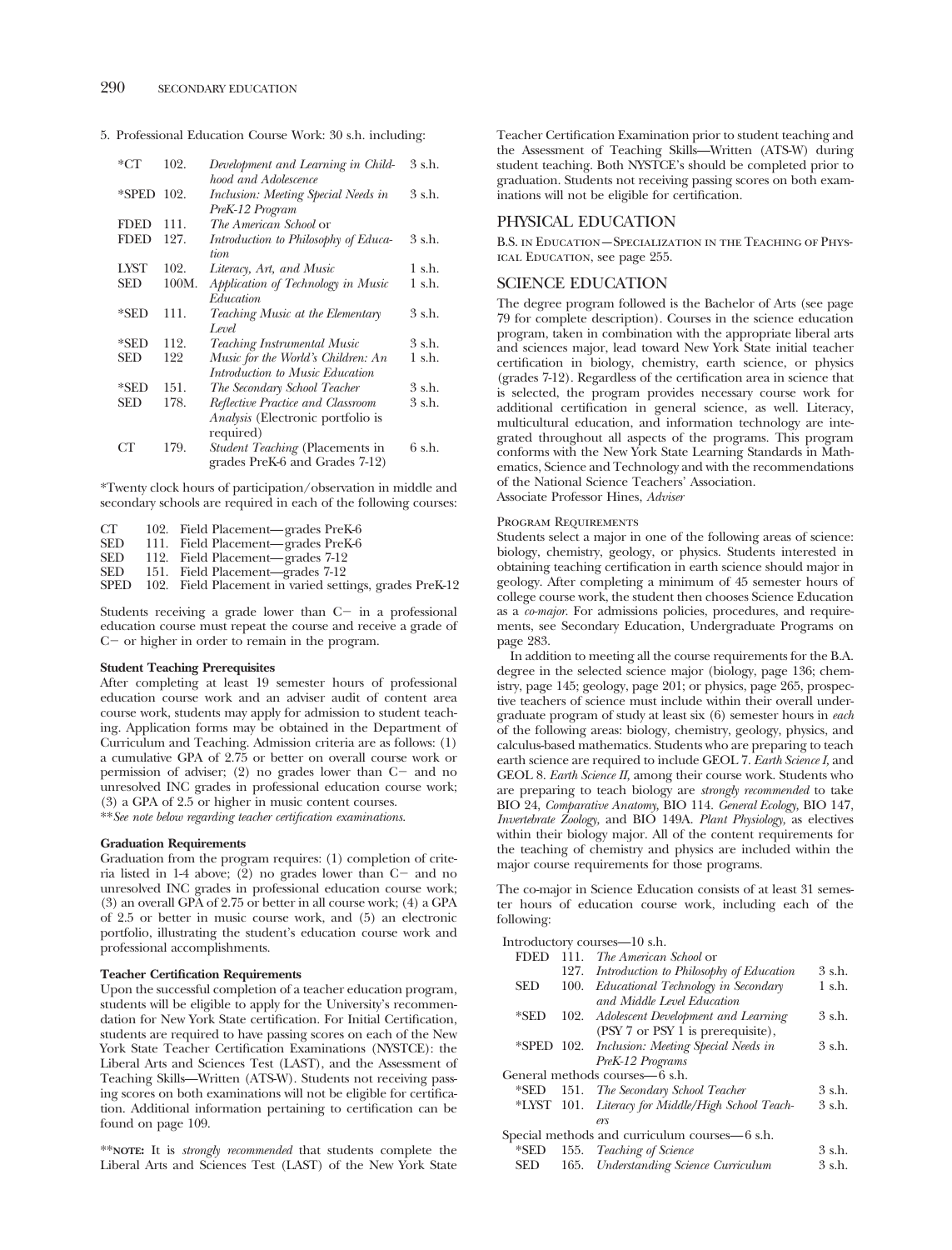5. Professional Education Course Work: 30 s.h. including:

| | | | |
|---|---|---|---|
| *CT | 102. | *Development and Learning in Childhood and Adolescence* | 3 s.h. |
| *SPED | 102. | *Inclusion: Meeting Special Needs in PreK-12 Program* | 3 s.h. |
| FDED | 111. | *The American School* or | |
| FDED | 127. | *Introduction to Philosophy of Education* | 3 s.h. |
| LYST | 102. | *Literacy, Art, and Music* | 1 s.h. |
| SED | 100M. | *Application of Technology in Music Education* | 1 s.h. |
| *SED | 111. | *Teaching Music at the Elementary Level* | 3 s.h. |
| *SED | 112. | *Teaching Instrumental Music* | 3 s.h. |
| SED | 122 | *Music for the World's Children: An Introduction to Music Education* | 1 s.h. |
| *SED | 151. | *The Secondary School Teacher* | 3 s.h. |
| SED | 178. | *Reflective Practice and Classroom Analysis* (Electronic portfolio is required) | 3 s.h. |
| CT | 179. | *Student Teaching* (Placements in grades PreK-6 and Grades 7-12) | 6 s.h. |

*Twenty clock hours of participation/observation in middle and secondary schools are required in each of the following courses:

| | | |
|---|---|---|
| CT | 102. | Field Placement—grades PreK-6 |
| SED | 111. | Field Placement—grades PreK-6 |
| SED | 112. | Field Placement—grades 7-12 |
| SED | 151. | Field Placement—grades 7-12 |
| SPED | 102. | Field Placement in varied settings, grades PreK-12 |

Students receiving a grade lower than C− in a professional education course must repeat the course and receive a grade of C− or higher in order to remain in the program.

**Student Teaching Prerequisites**

After completing at least 19 semester hours of professional education course work and an adviser audit of content area course work, students may apply for admission to student teaching. Application forms may be obtained in the Department of Curriculum and Teaching. Admission criteria are as follows: (1) a cumulative GPA of 2.75 or better on overall course work or permission of adviser; (2) no grades lower than C− and no unresolved INC grades in professional education course work; (3) a GPA of 2.5 or higher in music content courses.

***See note below regarding teacher certification examinations.*

**Graduation Requirements**

Graduation from the program requires: (1) completion of criteria listed in 1-4 above; (2) no grades lower than C− and no unresolved INC grades in professional education course work; (3) an overall GPA of 2.75 or better in all course work; (4) a GPA of 2.5 or better in music course work, and (5) an electronic portfolio, illustrating the student's education course work and professional accomplishments.

**Teacher Certification Requirements**

Upon the successful completion of a teacher education program, students will be eligible to apply for the University's recommendation for New York State certification. For Initial Certification, students are required to have passing scores on each of the New York State Teacher Certification Examinations (NYSTCE): the Liberal Arts and Sciences Test (LAST), and the Assessment of Teaching Skills—Written (ATS-W). Students not receiving passing scores on both examinations will not be eligible for certification. Additional information pertaining to certification can be found on page 109.

****NOTE:** It is *strongly recommended* that students complete the Liberal Arts and Sciences Test (LAST) of the New York State Teacher Certification Examination prior to student teaching and the Assessment of Teaching Skills—Written (ATS-W) during student teaching. Both NYSTCE's should be completed prior to graduation. Students not receiving passing scores on both examinations will not be eligible for certification.

## PHYSICAL EDUCATION

B.S. in Education—Specialization in the Teaching of Physical Education, see page 255.

## SCIENCE EDUCATION

The degree program followed is the Bachelor of Arts (see page 79 for complete description). Courses in the science education program, taken in combination with the appropriate liberal arts and sciences major, lead toward New York State initial teacher certification in biology, chemistry, earth science, or physics (grades 7-12). Regardless of the certification area in science that is selected, the program provides necessary course work for additional certification in general science, as well. Literacy, multicultural education, and information technology are integrated throughout all aspects of the programs. This program conforms with the New York State Learning Standards in Mathematics, Science and Technology and with the recommendations of the National Science Teachers' Association.

Associate Professor Hines, *Adviser*

### Program Requirements

Students select a major in one of the following areas of science: biology, chemistry, geology, or physics. Students interested in obtaining teaching certification in earth science should major in geology. After completing a minimum of 45 semester hours of college course work, the student then chooses Science Education as a *co-major.* For admissions policies, procedures, and requirements, see Secondary Education, Undergraduate Programs on page 283.

In addition to meeting all the course requirements for the B.A. degree in the selected science major (biology, page 136; chemistry, page 145; geology, page 201; or physics, page 265, prospective teachers of science must include within their overall undergraduate program of study at least six (6) semester hours in *each* of the following areas: biology, chemistry, geology, physics, and calculus-based mathematics. Students who are preparing to teach earth science are required to include GEOL 7. *Earth Science I,* and GEOL 8. *Earth Science II,* among their course work. Students who are preparing to teach biology are *strongly recommended* to take BIO 24, *Comparative Anatomy,* BIO 114. *General Ecology,* BIO 147, *Invertebrate Zoology,* and BIO 149A. *Plant Physiology,* as electives within their biology major. All of the content requirements for the teaching of chemistry and physics are included within the major course requirements for those programs.

The co-major in Science Education consists of at least 31 semester hours of education course work, including each of the following:

| | | | |
|---|---|---|---|
| Introductory courses—10 s.h. | | | |
| FDED | 111. | *The American School* or | |
| | 127. | *Introduction to Philosophy of Education* | 3 s.h. |
| SED | 100. | *Educational Technology in Secondary and Middle Level Education* | 1 s.h. |
| *SED | 102. | *Adolescent Development and Learning* (PSY 7 or PSY 1 is prerequisite), | 3 s.h. |
| *SPED | 102. | *Inclusion: Meeting Special Needs in PreK-12 Programs* | 3 s.h. |
| General methods courses—6 s.h. | | | |
| *SED | 151. | *The Secondary School Teacher* | 3 s.h. |
| *LYST | 101. | *Literacy for Middle/High School Teachers* | 3 s.h. |
| Special methods and curriculum courses—6 s.h. | | | |
| *SED | 155. | *Teaching of Science* | 3 s.h. |
| SED | 165. | *Understanding Science Curriculum* | 3 s.h. |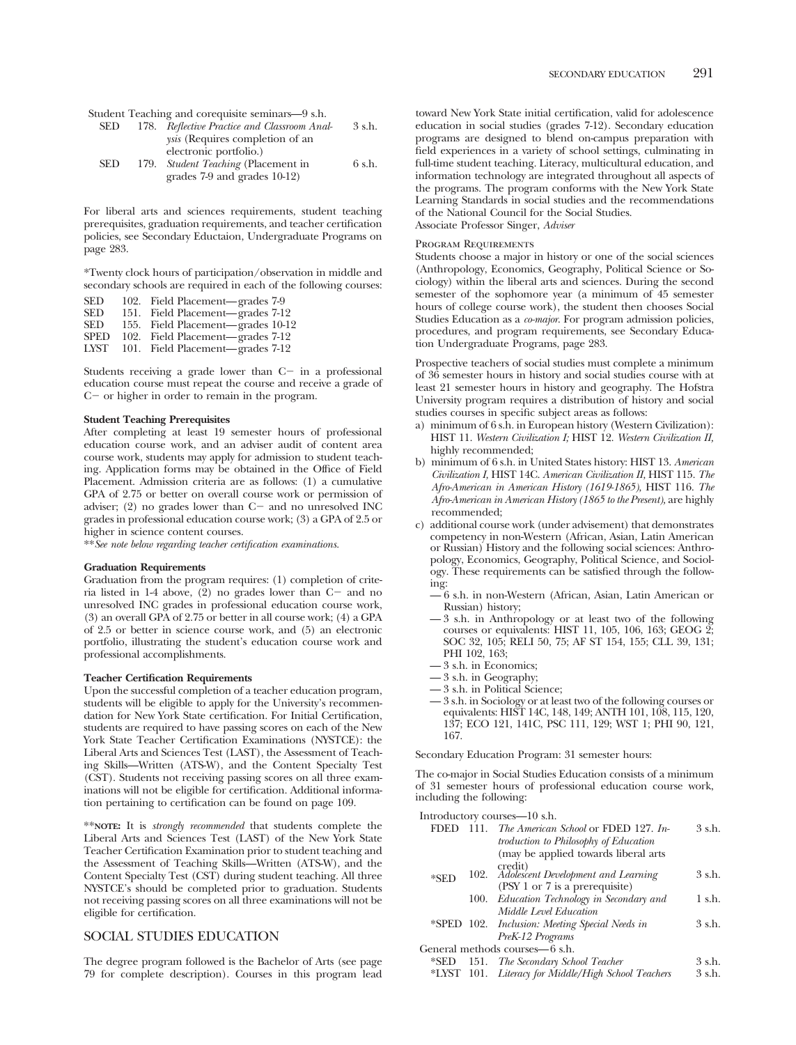Student Teaching and corequisite seminars—9 s.h.

| | | | |
|---|---|---|---|
| SED | 178. | *Reflective Practice and Classroom Analysis* (Requires completion of an electronic portfolio.) | 3 s.h. |
| SED | 179. | *Student Teaching* (Placement in grades 7-9 and grades 10-12) | 6 s.h. |

For liberal arts and sciences requirements, student teaching prerequisites, graduation requirements, and teacher certification policies, see Secondary Eductaion, Undergraduate Programs on page 283.

*Twenty clock hours of participation/observation in middle and secondary schools are required in each of the following courses:

| | | |
|---|---|---|
| SED | 102. | Field Placement—grades 7-9 |
| SED | 151. | Field Placement—grades 7-12 |
| SED | 155. | Field Placement—grades 10-12 |
| SPED | 102. | Field Placement—grades 7-12 |
| LYST | 101. | Field Placement—grades 7-12 |

Students receiving a grade lower than C− in a professional education course must repeat the course and receive a grade of C− or higher in order to remain in the program.

**Student Teaching Prerequisites**

After completing at least 19 semester hours of professional education course work, and an adviser audit of content area course work, students may apply for admission to student teaching. Application forms may be obtained in the Office of Field Placement. Admission criteria are as follows: (1) a cumulative GPA of 2.75 or better on overall course work or permission of adviser; (2) no grades lower than C− and no unresolved INC grades in professional education course work; (3) a GPA of 2.5 or higher in science content courses.

***See note below regarding teacher certification examinations.*

**Graduation Requirements**

Graduation from the program requires: (1) completion of criteria listed in 1-4 above, (2) no grades lower than C− and no unresolved INC grades in professional education course work, (3) an overall GPA of 2.75 or better in all course work; (4) a GPA of 2.5 or better in science course work, and (5) an electronic portfolio, illustrating the student's education course work and professional accomplishments.

**Teacher Certification Requirements**

Upon the successful completion of a teacher education program, students will be eligible to apply for the University's recommendation for New York State certification. For Initial Certification, students are required to have passing scores on each of the New York State Teacher Certification Examinations (NYSTCE): the Liberal Arts and Sciences Test (LAST), the Assessment of Teaching Skills—Written (ATS-W), and the Content Specialty Test (CST). Students not receiving passing scores on all three examinations will not be eligible for certification. Additional information pertaining to certification can be found on page 109.

****NOTE:** It is *strongly recommended* that students complete the Liberal Arts and Sciences Test (LAST) of the New York State Teacher Certification Examination prior to student teaching and the Assessment of Teaching Skills—Written (ATS-W), and the Content Specialty Test (CST) during student teaching. All three NYSTCE's should be completed prior to graduation. Students not receiving passing scores on all three examinations will not be eligible for certification.

## SOCIAL STUDIES EDUCATION

The degree program followed is the Bachelor of Arts (see page 79 for complete description). Courses in this program lead toward New York State initial certification, valid for adolescence education in social studies (grades 7-12). Secondary education programs are designed to blend on-campus preparation with field experiences in a variety of school settings, culminating in full-time student teaching. Literacy, multicultural education, and information technology are integrated throughout all aspects of the programs. The program conforms with the New York State Learning Standards in social studies and the recommendations of the National Council for the Social Studies.
Associate Professor Singer, *Adviser*

PROGRAM REQUIREMENTS

Students choose a major in history or one of the social sciences (Anthropology, Economics, Geography, Political Science or Sociology) within the liberal arts and sciences. During the second semester of the sophomore year (a minimum of 45 semester hours of college course work), the student then chooses Social Studies Education as a *co-major*. For program admission policies, procedures, and program requirements, see Secondary Education Undergraduate Programs, page 283.

Prospective teachers of social studies must complete a minimum of 36 semester hours in history and social studies course with at least 21 semester hours in history and geography. The Hofstra University program requires a distribution of history and social studies courses in specific subject areas as follows:

a) minimum of 6 s.h. in European history (Western Civilization): HIST 11. *Western Civilization I;* HIST 12. *Western Civilization II,* highly recommended;
b) minimum of 6 s.h. in United States history: HIST 13. *American Civilization I,* HIST 14C. *American Civilization II,* HIST 115. *The Afro-American in American History (1619-1865),* HIST 116. *The Afro-American in American History (1865 to the Present),* are highly recommended;
c) additional course work (under advisement) that demonstrates competency in non-Western (African, Asian, Latin American or Russian) History and the following social sciences: Anthropology, Economics, Geography, Political Science, and Sociology. These requirements can be satisfied through the following:
   - 6 s.h. in non-Western (African, Asian, Latin American or Russian) history;
   - 3 s.h. in Anthropology or at least two of the following courses or equivalents: HIST 11, 105, 106, 163; GEOG 2; SOC 32, 105; RELI 50, 75; AF ST 154, 155; CLL 39, 131; PHI 102, 163;
   - 3 s.h. in Economics;
   - 3 s.h. in Geography;
   - 3 s.h. in Political Science;
   - 3 s.h. in Sociology or at least two of the following courses or equivalents: HIST 14C, 148, 149; ANTH 101, 108, 115, 120, 137; ECO 121, 141C, PSC 111, 129; WST 1; PHI 90, 121, 167.

Secondary Education Program: 31 semester hours:

The co-major in Social Studies Education consists of a minimum of 31 semester hours of professional education course work, including the following:

Introductory courses—10 s.h.

| | | | |
|---|---|---|---|
| FDED | 111. | *The American School* or FDED 127. *Introduction to Philosophy of Education* (may be applied towards liberal arts credit) | 3 s.h. |
| *SED | 102. | *Adolescent Development and Learning* (PSY 1 or 7 is a prerequisite) | 3 s.h. |
| | 100. | *Education Technology in Secondary and Middle Level Education* | 1 s.h. |
| *SPED | 102. | *Inclusion: Meeting Special Needs in PreK-12 Programs* | 3 s.h. |

General methods courses—6 s.h.

| | | | |
|---|---|---|---|
| *SED | 151. | *The Secondary School Teacher* | 3 s.h. |
| *LYST | 101. | *Literacy for Middle/High School Teachers* | 3 s.h. |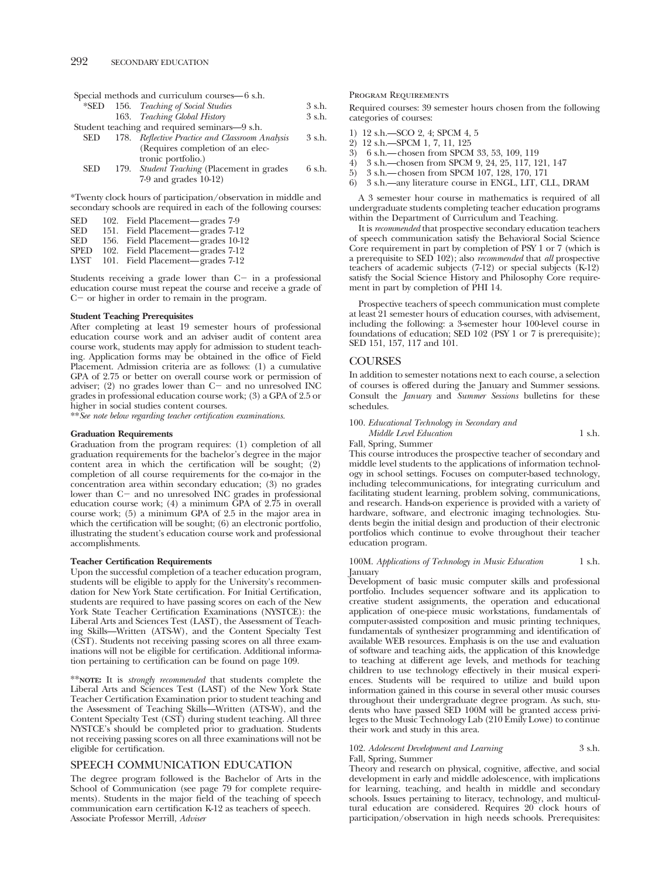Special methods and curriculum courses—6 s.h.

| | | | |
|---|---|---|---|
| *SED | 156. | *Teaching of Social Studies* | 3 s.h. |
| | 163. | *Teaching Global History* | 3 s.h. |

Student teaching and required seminars—9 s.h.

| | | | |
|---|---|---|---|
| SED | 178. | *Reflective Practice and Classroom Analysis* (Requires completion of an electronic portfolio.) | 3 s.h. |
| SED | 179. | *Student Teaching* (Placement in grades 7-9 and grades 10-12) | 6 s.h. |

*Twenty clock hours of participation/observation in middle and secondary schools are required in each of the following courses:

| | | |
|---|---|---|
| SED | 102. | Field Placement—grades 7-9 |
| SED | 151. | Field Placement—grades 7-12 |
| SED | 156. | Field Placement—grades 10-12 |
| SPED | 102. | Field Placement—grades 7-12 |
| LYST | 101. | Field Placement—grades 7-12 |

Students receiving a grade lower than C− in a professional education course must repeat the course and receive a grade of C− or higher in order to remain in the program.

**Student Teaching Prerequisites**

After completing at least 19 semester hours of professional education course work and an adviser audit of content area course work, students may apply for admission to student teaching. Application forms may be obtained in the office of Field Placement. Admission criteria are as follows: (1) a cumulative GPA of 2.75 or better on overall course work or permission of adviser; (2) no grades lower than C− and no unresolved INC grades in professional education course work; (3) a GPA of 2.5 or higher in social studies content courses.

***See note below regarding teacher certification examinations.*

**Graduation Requirements**

Graduation from the program requires: (1) completion of all graduation requirements for the bachelor's degree in the major content area in which the certification will be sought; (2) completion of all course requirements for the co-major in the concentration area within secondary education; (3) no grades lower than C− and no unresolved INC grades in professional education course work; (4) a minimum GPA of 2.75 in overall course work; (5) a minimum GPA of 2.5 in the major area in which the certification will be sought; (6) an electronic portfolio, illustrating the student's education course work and professional accomplishments.

**Teacher Certification Requirements**

Upon the successful completion of a teacher education program, students will be eligible to apply for the University's recommendation for New York State certification. For Initial Certification, students are required to have passing scores on each of the New York State Teacher Certification Examinations (NYSTCE): the Liberal Arts and Sciences Test (LAST), the Assessment of Teaching Skills—Written (ATS-W), and the Content Specialty Test (CST). Students not receiving passing scores on all three examinations will not be eligible for certification. Additional information pertaining to certification can be found on page 109.

****NOTE:** It is *strongly recommended* that students complete the Liberal Arts and Sciences Test (LAST) of the New York State Teacher Certification Examination prior to student teaching and the Assessment of Teaching Skills—Written (ATS-W), and the Content Specialty Test (CST) during student teaching. All three NYSTCE's should be completed prior to graduation. Students not receiving passing scores on all three examinations will not be eligible for certification.

## SPEECH COMMUNICATION EDUCATION

The degree program followed is the Bachelor of Arts in the School of Communication (see page 79 for complete requirements). Students in the major field of the teaching of speech communication earn certification K-12 as teachers of speech.
Associate Professor Merrill, *Adviser*

PROGRAM REQUIREMENTS

Required courses: 39 semester hours chosen from the following categories of courses:

1) 12 s.h.—SCO 2, 4; SPCM 4, 5
2) 12 s.h.—SPCM 1, 7, 11, 125
3) 6 s.h.—chosen from SPCM 33, 53, 109, 119
4) 3 s.h.—chosen from SPCM 9, 24, 25, 117, 121, 147
5) 3 s.h.—chosen from SPCM 107, 128, 170, 171
6) 3 s.h.—any literature course in ENGL, LIT, CLL, DRAM

A 3 semester hour course in mathematics is required of all undergraduate students completing teacher education programs within the Department of Curriculum and Teaching.

It is *recommended* that prospective secondary education teachers of speech communication satisfy the Behavioral Social Science Core requirement in part by completion of PSY 1 or 7 (which is a prerequisite to SED 102); also *recommended* that *all* prospective teachers of academic subjects (7-12) or special subjects (K-12) satisfy the Social Science History and Philosophy Core requirement in part by completion of PHI 14.

Prospective teachers of speech communication must complete at least 21 semester hours of education courses, with advisement, including the following: a 3-semester hour 100-level course in foundations of education; SED 102 (PSY 1 or 7 is prerequisite); SED 151, 157, 117 and 101.

## COURSES

In addition to semester notations next to each course, a selection of courses is offered during the January and Summer sessions. Consult the *January* and *Summer Sessions* bulletins for these schedules.

100. *Educational Technology in Secondary and Middle Level Education* 1 s.h.
Fall, Spring, Summer
This course introduces the prospective teacher of secondary and middle level students to the applications of information technology in school settings. Focuses on computer-based technology, including telecommunications, for integrating curriculum and facilitating student learning, problem solving, communications, and research. Hands-on experience is provided with a variety of hardware, software, and electronic imaging technologies. Students begin the initial design and production of their electronic portfolios which continue to evolve throughout their teacher education program.

100M. *Applications of Technology in Music Education* 1 s.h.
January
Development of basic music computer skills and professional portfolio. Includes sequencer software and its application to creative student assignments, the operation and educational application of one-piece music workstations, fundamentals of computer-assisted composition and music printing techniques, fundamentals of synthesizer programming and identification of available WEB resources. Emphasis is on the use and evaluation of software and teaching aids, the application of this knowledge to teaching at different age levels, and methods for teaching children to use technology effectively in their musical experiences. Students will be required to utilize and build upon information gained in this course in several other music courses throughout their undergraduate degree program. As such, students who have passed SED 100M will be granted access privileges to the Music Technology Lab (210 Emily Lowe) to continue their work and study in this area.

102. *Adolescent Development and Learning* 3 s.h.
Fall, Spring, Summer
Theory and research on physical, cognitive, affective, and social development in early and middle adolescence, with implications for learning, teaching, and health in middle and secondary schools. Issues pertaining to literacy, technology, and multicultural education are considered. Requires 20 clock hours of participation/observation in high needs schools. Prerequisites: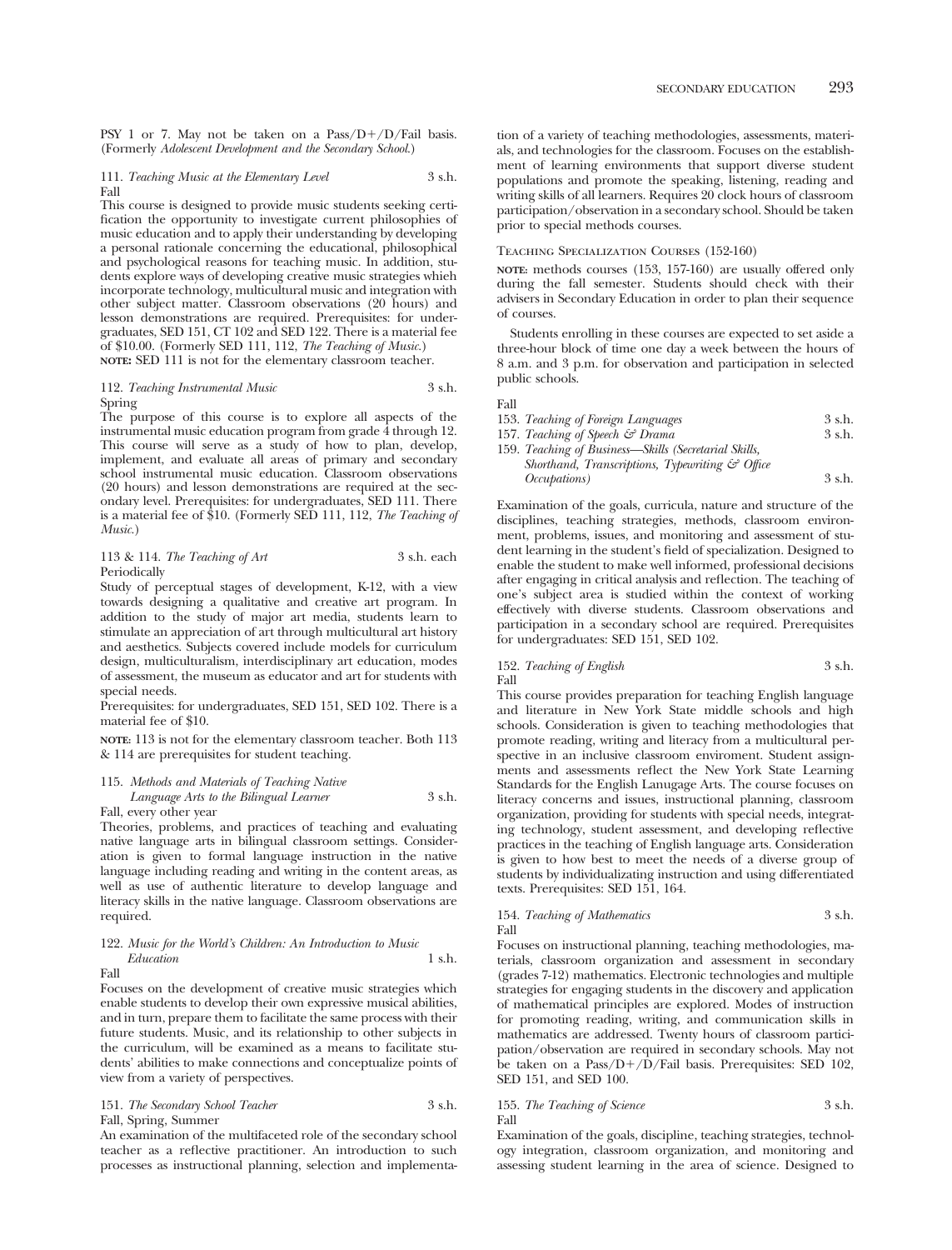PSY 1 or 7. May not be taken on a Pass/D+/D/Fail basis. (Formerly *Adolescent Development and the Secondary School.*)

111. *Teaching Music at the Elementary Level* 3 s.h.
Fall

This course is designed to provide music students seeking certification the opportunity to investigate current philosophies of music education and to apply their understanding by developing a personal rationale concerning the educational, philosophical and psychological reasons for teaching music. In addition, students explore ways of developing creative music strategies whieh incorporate technology, multicultural music and integration with other subject matter. Classroom observations (20 hours) and lesson demonstrations are required. Prerequisites: for undergraduates, SED 151, CT 102 and SED 122. There is a material fee of $10.00. (Formerly SED 111, 112, *The Teaching of Music.*)

**NOTE:** SED 111 is not for the elementary classroom teacher.

112. *Teaching Instrumental Music* 3 s.h.
Spring

The purpose of this course is to explore all aspects of the instrumental music education program from grade 4 through 12. This course will serve as a study of how to plan, develop, implement, and evaluate all areas of primary and secondary school instrumental music education. Classroom observations (20 hours) and lesson demonstrations are required at the secondary level. Prerequisites: for undergraduates, SED 111. There is a material fee of $10. (Formerly SED 111, 112, *The Teaching of Music.*)

113 & 114. *The Teaching of Art* 3 s.h. each
Periodically

Study of perceptual stages of development, K-12, with a view towards designing a qualitative and creative art program. In addition to the study of major art media, students learn to stimulate an appreciation of art through multicultural art history and aesthetics. Subjects covered include models for curriculum design, multiculturalism, interdisciplinary art education, modes of assessment, the museum as educator and art for students with special needs.

Prerequisites: for undergraduates, SED 151, SED 102. There is a material fee of $10.

**NOTE:** 113 is not for the elementary classroom teacher. Both 113 & 114 are prerequisites for student teaching.

115. *Methods and Materials of Teaching Native Language Arts to the Bilingual Learner* 3 s.h.
Fall, every other year

Theories, problems, and practices of teaching and evaluating native language arts in bilingual classroom settings. Consideration is given to formal language instruction in the native language including reading and writing in the content areas, as well as use of authentic literature to develop language and literacy skills in the native language. Classroom observations are required.

122. *Music for the World's Children: An Introduction to Music Education* 1 s.h.
Fall

Focuses on the development of creative music strategies which enable students to develop their own expressive musical abilities, and in turn, prepare them to facilitate the same process with their future students. Music, and its relationship to other subjects in the curriculum, will be examined as a means to facilitate students' abilities to make connections and conceptualize points of view from a variety of perspectives.

151. *The Secondary School Teacher* 3 s.h.
Fall, Spring, Summer

An examination of the multifaceted role of the secondary school teacher as a reflective practitioner. An introduction to such processes as instructional planning, selection and implementation of a variety of teaching methodologies, assessments, materials, and technologies for the classroom. Focuses on the establishment of learning environments that support diverse student populations and promote the speaking, listening, reading and writing skills of all learners. Requires 20 clock hours of classroom participation/observation in a secondary school. Should be taken prior to special methods courses.

### Teaching Specialization Courses (152-160)

**NOTE:** methods courses (153, 157-160) are usually offered only during the fall semester. Students should check with their advisers in Secondary Education in order to plan their sequence of courses.

Students enrolling in these courses are expected to set aside a three-hour block of time one day a week between the hours of 8 a.m. and 3 p.m. for observation and participation in selected public schools.

Fall

153. *Teaching of Foreign Languages* 3 s.h.
157. *Teaching of Speech & Drama* 3 s.h.
159. *Teaching of Business—Skills (Secretarial Skills, Shorthand, Transcriptions, Typewriting & Office Occupations)* 3 s.h.

Examination of the goals, curricula, nature and structure of the disciplines, teaching strategies, methods, classroom environment, problems, issues, and monitoring and assessment of student learning in the student's field of specialization. Designed to enable the student to make well informed, professional decisions after engaging in critical analysis and reflection. The teaching of one's subject area is studied within the context of working effectively with diverse students. Classroom observations and participation in a secondary school are required. Prerequisites for undergraduates: SED 151, SED 102.

152. *Teaching of English* 3 s.h.
Fall

This course provides preparation for teaching English language and literature in New York State middle schools and high schools. Consideration is given to teaching methodologies that promote reading, writing and literacy from a multicultural perspective in an inclusive classroom enviroment. Student assignments and assessments reflect the New York State Learning Standards for the English Lanugage Arts. The course focuses on literacy concerns and issues, instructional planning, classroom organization, providing for students with special needs, integrating technology, student assessment, and developing reflective practices in the teaching of English language arts. Consideration is given to how best to meet the needs of a diverse group of students by individualizating instruction and using differentiated texts. Prerequisites: SED 151, 164.

154. *Teaching of Mathematics* 3 s.h.
Fall

Focuses on instructional planning, teaching methodologies, materials, classroom organization and assessment in secondary (grades 7-12) mathematics. Electronic technologies and multiple strategies for engaging students in the discovery and application of mathematical principles are explored. Modes of instruction for promoting reading, writing, and communication skills in mathematics are addressed. Twenty hours of classroom participation/observation are required in secondary schools. May not be taken on a Pass/D+/D/Fail basis. Prerequisites: SED 102, SED 151, and SED 100.

155. *The Teaching of Science* 3 s.h.
Fall

Examination of the goals, discipline, teaching strategies, technology integration, classroom organization, and monitoring and assessing student learning in the area of science. Designed to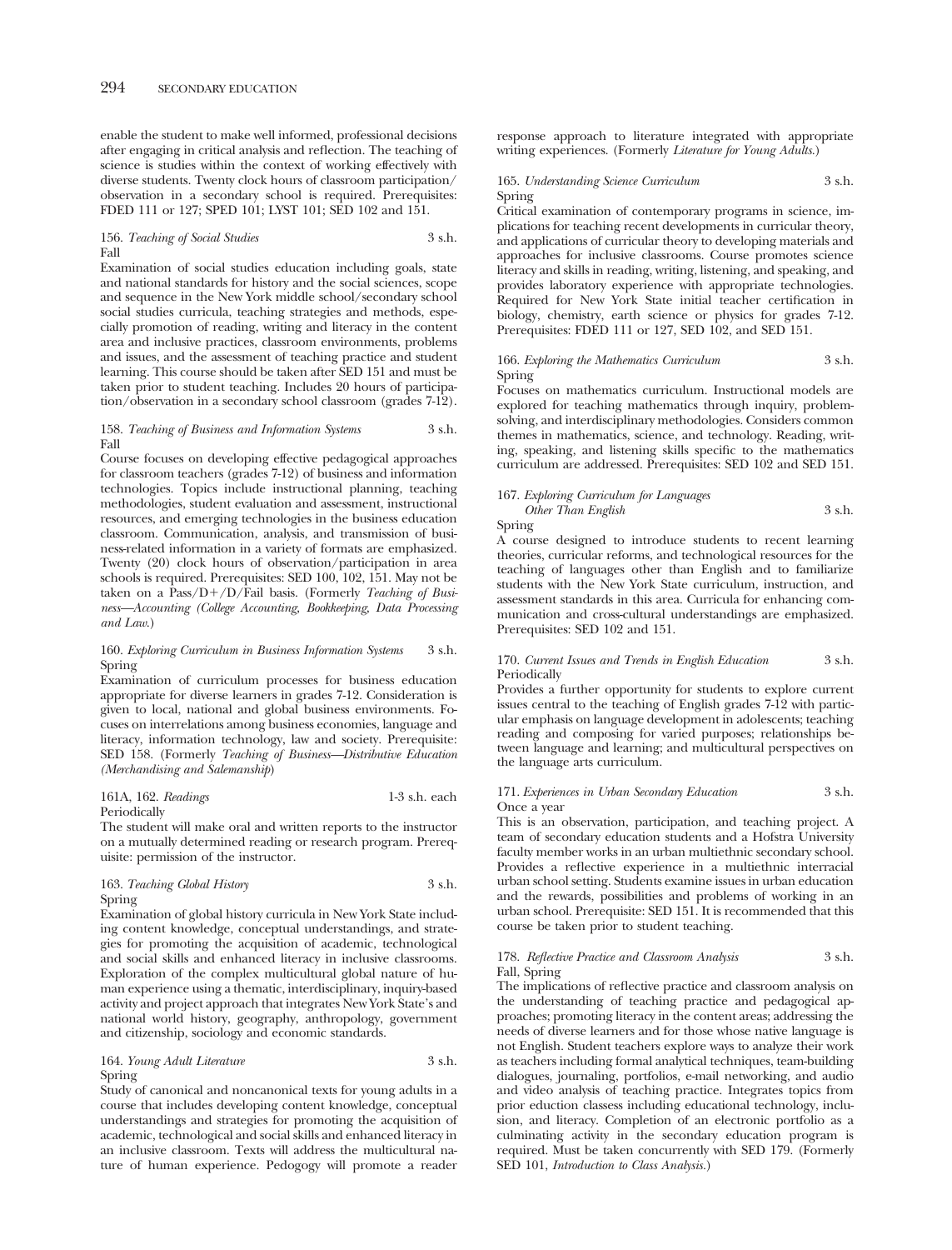enable the student to make well informed, professional decisions after engaging in critical analysis and reflection. The teaching of science is studies within the context of working effectively with diverse students. Twenty clock hours of classroom participation/observation in a secondary school is required. Prerequisites: FDED 111 or 127; SPED 101; LYST 101; SED 102 and 151.

156. *Teaching of Social Studies* 3 s.h.
Fall

Examination of social studies education including goals, state and national standards for history and the social sciences, scope and sequence in the New York middle school/secondary school social studies curricula, teaching strategies and methods, especially promotion of reading, writing and literacy in the content area and inclusive practices, classroom environments, problems and issues, and the assessment of teaching practice and student learning. This course should be taken after SED 151 and must be taken prior to student teaching. Includes 20 hours of participation/observation in a secondary school classroom (grades 7-12).

158. *Teaching of Business and Information Systems* 3 s.h.
Fall

Course focuses on developing effective pedagogical approaches for classroom teachers (grades 7-12) of business and information technologies. Topics include instructional planning, teaching methodologies, student evaluation and assessment, instructional resources, and emerging technologies in the business education classroom. Communication, analysis, and transmission of business-related information in a variety of formats are emphasized. Twenty (20) clock hours of observation/participation in area schools is required. Prerequisites: SED 100, 102, 151. May not be taken on a Pass/D+/D/Fail basis. (Formerly *Teaching of Business—Accounting (College Accounting, Bookkeeping, Data Processing and Law.*)

160. *Exploring Curriculum in Business Information Systems* 3 s.h.
Spring

Examination of curriculum processes for business education appropriate for diverse learners in grades 7-12. Consideration is given to local, national and global business environments. Focuses on interrelations among business economies, language and literacy, information technology, law and society. Prerequisite: SED 158. (Formerly *Teaching of Business—Distributive Education (Merchandising and Salemanship*)

161A, 162. *Readings* 1-3 s.h. each
Periodically

The student will make oral and written reports to the instructor on a mutually determined reading or research program. Prerequisite: permission of the instructor.

163. *Teaching Global History* 3 s.h.
Spring

Examination of global history curricula in New York State including content knowledge, conceptual understandings, and strategies for promoting the acquisition of academic, technological and social skills and enhanced literacy in inclusive classrooms. Exploration of the complex multicultural global nature of human experience using a thematic, interdisciplinary, inquiry-based activity and project approach that integrates New York State's and national world history, geography, anthropology, government and citizenship, sociology and economic standards.

164. *Young Adult Literature* 3 s.h.
Spring

Study of canonical and noncanonical texts for young adults in a course that includes developing content knowledge, conceptual understandings and strategies for promoting the acquisition of academic, technological and social skills and enhanced literacy in an inclusive classroom. Texts will address the multicultural nature of human experience. Pedogogy will promote a reader response approach to literature integrated with appropriate writing experiences. (Formerly *Literature for Young Adults.*)

165. *Understanding Science Curriculum* 3 s.h.
Spring

Critical examination of contemporary programs in science, implications for teaching recent developments in curricular theory, and applications of curricular theory to developing materials and approaches for inclusive classrooms. Course promotes science literacy and skills in reading, writing, listening, and speaking, and provides laboratory experience with appropriate technologies. Required for New York State initial teacher certification in biology, chemistry, earth science or physics for grades 7-12. Prerequisites: FDED 111 or 127, SED 102, and SED 151.

166. *Exploring the Mathematics Curriculum* 3 s.h.
Spring

Focuses on mathematics curriculum. Instructional models are explored for teaching mathematics through inquiry, problem-solving, and interdisciplinary methodologies. Considers common themes in mathematics, science, and technology. Reading, writing, speaking, and listening skills specific to the mathematics curriculum are addressed. Prerequisites: SED 102 and SED 151.

167. *Exploring Curriculum for Languages Other Than English* 3 s.h.
Spring

A course designed to introduce students to recent learning theories, curricular reforms, and technological resources for the teaching of languages other than English and to familiarize students with the New York State curriculum, instruction, and assessment standards in this area. Curricula for enhancing communication and cross-cultural understandings are emphasized. Prerequisites: SED 102 and 151.

170. *Current Issues and Trends in English Education* 3 s.h.
Periodically

Provides a further opportunity for students to explore current issues central to the teaching of English grades 7-12 with particular emphasis on language development in adolescents; teaching reading and composing for varied purposes; relationships between language and learning; and multicultural perspectives on the language arts curriculum.

171. *Experiences in Urban Secondary Education* 3 s.h.
Once a year

This is an observation, participation, and teaching project. A team of secondary education students and a Hofstra University faculty member works in an urban multiethnic secondary school. Provides a reflective experience in a multiethnic interracial urban school setting. Students examine issues in urban education and the rewards, possibilities and problems of working in an urban school. Prerequisite: SED 151. It is recommended that this course be taken prior to student teaching.

178. *Reflective Practice and Classroom Analysis* 3 s.h.
Fall, Spring

The implications of reflective practice and classroom analysis on the understanding of teaching practice and pedagogical approaches; promoting literacy in the content areas; addressing the needs of diverse learners and for those whose native language is not English. Student teachers explore ways to analyze their work as teachers including formal analytical techniques, team-building dialogues, journaling, portfolios, e-mail networking, and audio and video analysis of teaching practice. Integrates topics from prior eduction classess including educational technology, inclusion, and literacy. Completion of an electronic portfolio as a culminating activity in the secondary education program is required. Must be taken concurrently with SED 179. (Formerly SED 101, *Introduction to Class Analysis.*)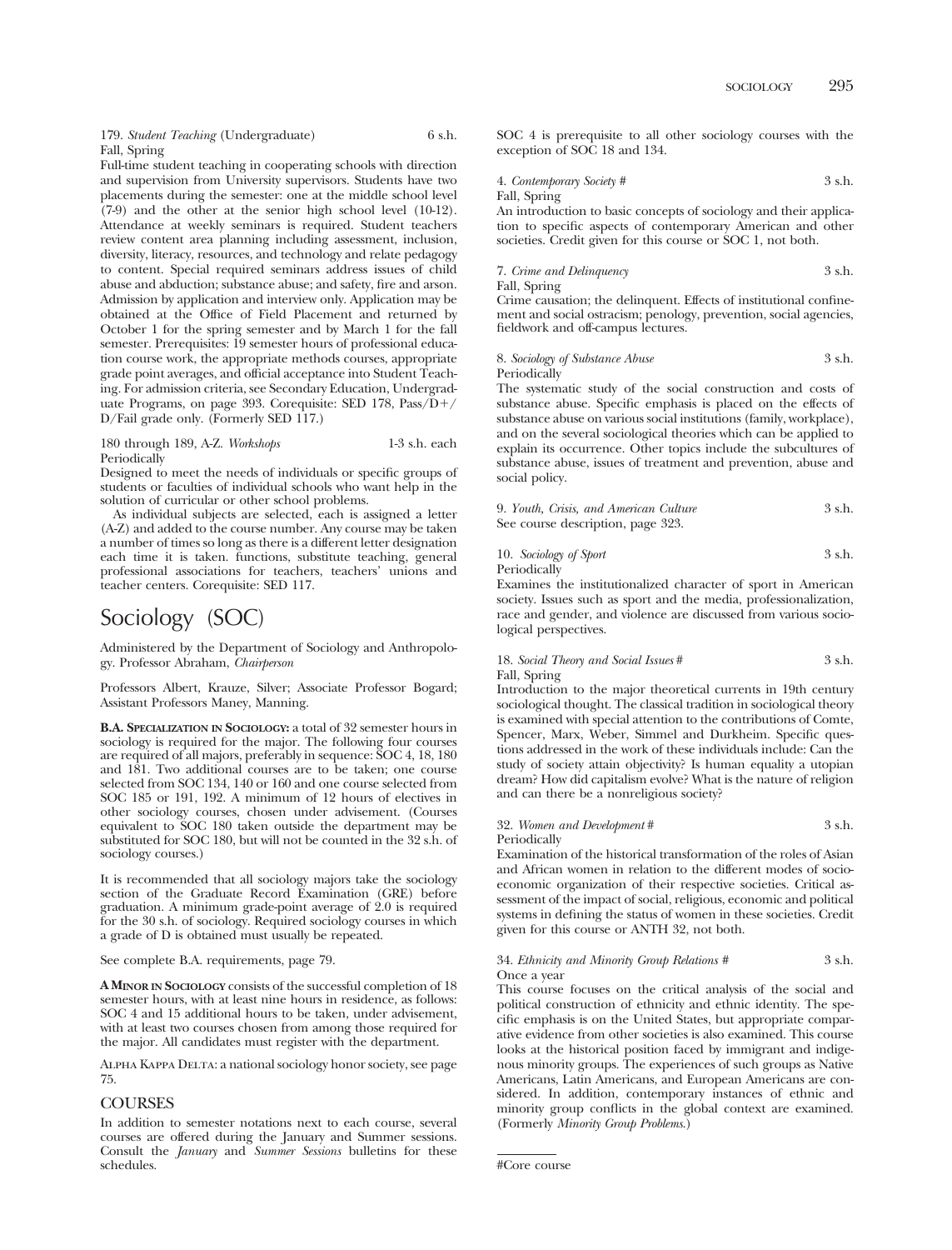179. *Student Teaching* (Undergraduate) 6 s.h.
Fall, Spring

Full-time student teaching in cooperating schools with direction and supervision from University supervisors. Students have two placements during the semester: one at the middle school level (7-9) and the other at the senior high school level (10-12). Attendance at weekly seminars is required. Student teachers review content area planning including assessment, inclusion, diversity, literacy, resources, and technology and relate pedagogy to content. Special required seminars address issues of child abuse and abduction; substance abuse; and safety, fire and arson. Admission by application and interview only. Application may be obtained at the Office of Field Placement and returned by October 1 for the spring semester and by March 1 for the fall semester. Prerequisites: 19 semester hours of professional education course work, the appropriate methods courses, appropriate grade point averages, and official acceptance into Student Teaching. For admission criteria, see Secondary Education, Undergraduate Programs, on page 393. Corequisite: SED 178, Pass/D+/D/Fail grade only. (Formerly SED 117.)

180 through 189, A-Z. *Workshops* 1-3 s.h. each
Periodically

Designed to meet the needs of individuals or specific groups of students or faculties of individual schools who want help in the solution of curricular or other school problems.

As individual subjects are selected, each is assigned a letter (A-Z) and added to the course number. Any course may be taken a number of times so long as there is a different letter designation each time it is taken. functions, substitute teaching, general professional associations for teachers, teachers' unions and teacher centers. Corequisite: SED 117.

# Sociology (SOC)

Administered by the Department of Sociology and Anthropology. Professor Abraham, *Chairperson*

Professors Albert, Krauze, Silver; Associate Professor Bogard; Assistant Professors Maney, Manning.

**B.A. Specialization in Sociology:** a total of 32 semester hours in sociology is required for the major. The following four courses are required of all majors, preferably in sequence: SOC 4, 18, 180 and 181. Two additional courses are to be taken; one course selected from SOC 134, 140 or 160 and one course selected from SOC 185 or 191, 192. A minimum of 12 hours of electives in other sociology courses, chosen under advisement. (Courses equivalent to SOC 180 taken outside the department may be substituted for SOC 180, but will not be counted in the 32 s.h. of sociology courses.)

It is recommended that all sociology majors take the sociology section of the Graduate Record Examination (GRE) before graduation. A minimum grade-point average of 2.0 is required for the 30 s.h. of sociology. Required sociology courses in which a grade of D is obtained must usually be repeated.

See complete B.A. requirements, page 79.

**A Minor in Sociology** consists of the successful completion of 18 semester hours, with at least nine hours in residence, as follows: SOC 4 and 15 additional hours to be taken, under advisement, with at least two courses chosen from among those required for the major. All candidates must register with the department.

Alpha Kappa Delta: a national sociology honor society, see page 75.

## COURSES

In addition to semester notations next to each course, several courses are offered during the January and Summer sessions. Consult the *January* and *Summer Sessions* bulletins for these schedules.

SOC 4 is prerequisite to all other sociology courses with the exception of SOC 18 and 134.

4. *Contemporary Society #* 3 s.h.
Fall, Spring

An introduction to basic concepts of sociology and their application to specific aspects of contemporary American and other societies. Credit given for this course or SOC 1, not both.

7. *Crime and Delinquency* 3 s.h.
Fall, Spring

Crime causation; the delinquent. Effects of institutional confinement and social ostracism; penology, prevention, social agencies, fieldwork and off-campus lectures.

8. *Sociology of Substance Abuse* 3 s.h.
Periodically

The systematic study of the social construction and costs of substance abuse. Specific emphasis is placed on the effects of substance abuse on various social institutions (family, workplace), and on the several sociological theories which can be applied to explain its occurrence. Other topics include the subcultures of substance abuse, issues of treatment and prevention, abuse and social policy.

9. *Youth, Crisis, and American Culture* 3 s.h.
See course description, page 323.

10. *Sociology of Sport* 3 s.h.
Periodically

Examines the institutionalized character of sport in American society. Issues such as sport and the media, professionalization, race and gender, and violence are discussed from various sociological perspectives.

18. *Social Theory and Social Issues #* 3 s.h.
Fall, Spring

Introduction to the major theoretical currents in 19th century sociological thought. The classical tradition in sociological theory is examined with special attention to the contributions of Comte, Spencer, Marx, Weber, Simmel and Durkheim. Specific questions addressed in the work of these individuals include: Can the study of society attain objectivity? Is human equality a utopian dream? How did capitalism evolve? What is the nature of religion and can there be a nonreligious society?

32. *Women and Development #* 3 s.h.
Periodically

Examination of the historical transformation of the roles of Asian and African women in relation to the different modes of socioeconomic organization of their respective societies. Critical assessment of the impact of social, religious, economic and political systems in defining the status of women in these societies. Credit given for this course or ANTH 32, not both.

34. *Ethnicity and Minority Group Relations #* 3 s.h.
Once a year

This course focuses on the critical analysis of the social and political construction of ethnicity and ethnic identity. The specific emphasis is on the United States, but appropriate comparative evidence from other societies is also examined. This course looks at the historical position faced by immigrant and indigenous minority groups. The experiences of such groups as Native Americans, Latin Americans, and European Americans are considered. In addition, contemporary instances of ethnic and minority group conflicts in the global context are examined. (Formerly *Minority Group Problems*.)

#Core course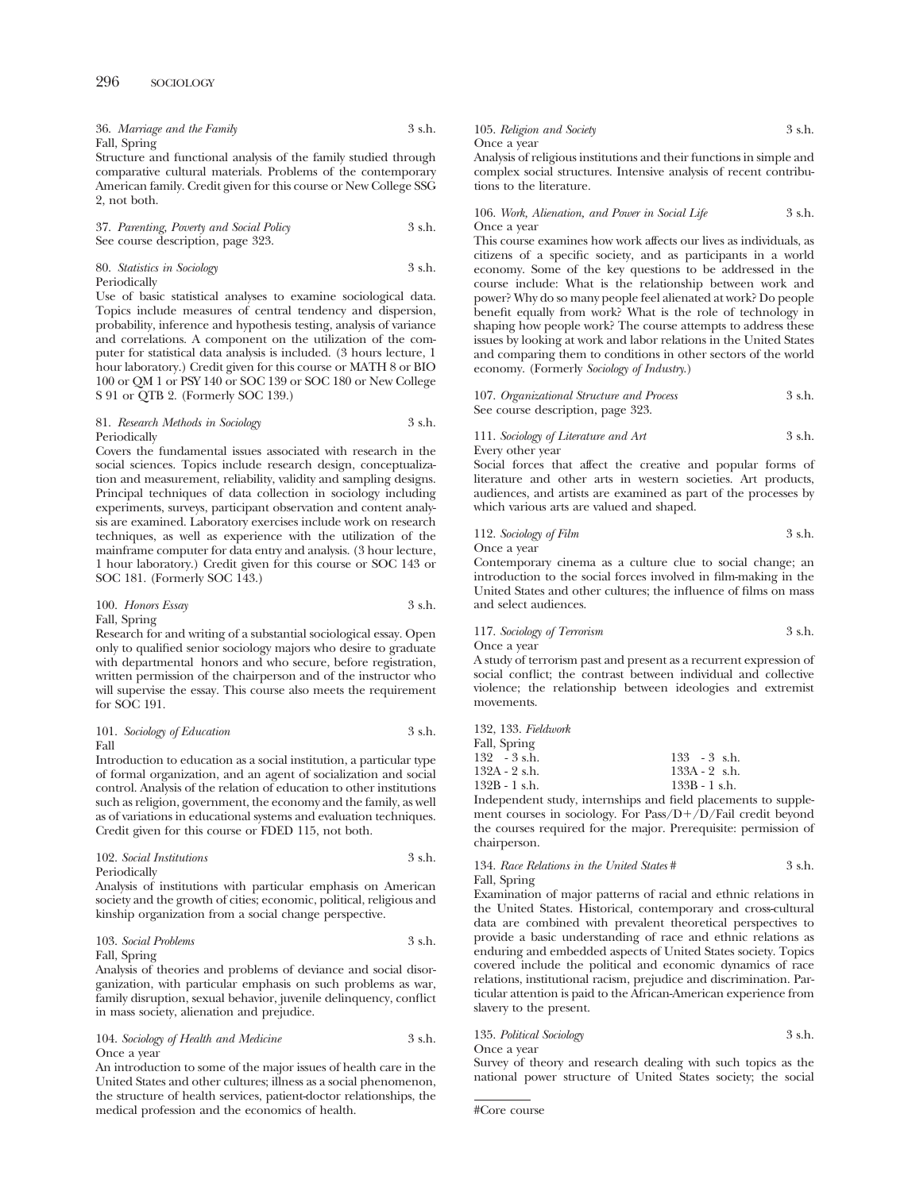36. *Marriage and the Family* 3 s.h.
Fall, Spring

Structure and functional analysis of the family studied through comparative cultural materials. Problems of the contemporary American family. Credit given for this course or New College SSG 2, not both.

37. *Parenting, Poverty and Social Policy* 3 s.h.
See course description, page 323.

80. *Statistics in Sociology* 3 s.h.
Periodically

Use of basic statistical analyses to examine sociological data. Topics include measures of central tendency and dispersion, probability, inference and hypothesis testing, analysis of variance and correlations. A component on the utilization of the computer for statistical data analysis is included. (3 hours lecture, 1 hour laboratory.) Credit given for this course or MATH 8 or BIO 100 or QM 1 or PSY 140 or SOC 139 or SOC 180 or New College S 91 or QTB 2. (Formerly SOC 139.)

81. *Research Methods in Sociology* 3 s.h.
Periodically

Covers the fundamental issues associated with research in the social sciences. Topics include research design, conceptualization and measurement, reliability, validity and sampling designs. Principal techniques of data collection in sociology including experiments, surveys, participant observation and content analysis are examined. Laboratory exercises include work on research techniques, as well as experience with the utilization of the mainframe computer for data entry and analysis. (3 hour lecture, 1 hour laboratory.) Credit given for this course or SOC 143 or SOC 181. (Formerly SOC 143.)

100. *Honors Essay* 3 s.h.
Fall, Spring

Research for and writing of a substantial sociological essay. Open only to qualified senior sociology majors who desire to graduate with departmental honors and who secure, before registration, written permission of the chairperson and of the instructor who will supervise the essay. This course also meets the requirement for SOC 191.

101. *Sociology of Education* 3 s.h.
Fall

Introduction to education as a social institution, a particular type of formal organization, and an agent of socialization and social control. Analysis of the relation of education to other institutions such as religion, government, the economy and the family, as well as of variations in educational systems and evaluation techniques. Credit given for this course or FDED 115, not both.

102. *Social Institutions* 3 s.h.
Periodically

Analysis of institutions with particular emphasis on American society and the growth of cities; economic, political, religious and kinship organization from a social change perspective.

103. *Social Problems* 3 s.h.
Fall, Spring

Analysis of theories and problems of deviance and social disorganization, with particular emphasis on such problems as war, family disruption, sexual behavior, juvenile delinquency, conflict in mass society, alienation and prejudice.

104. *Sociology of Health and Medicine* 3 s.h.
Once a year

An introduction to some of the major issues of health care in the United States and other cultures; illness as a social phenomenon, the structure of health services, patient-doctor relationships, the medical profession and the economics of health.

105. *Religion and Society* 3 s.h.
Once a year

Analysis of religious institutions and their functions in simple and complex social structures. Intensive analysis of recent contributions to the literature.

106. *Work, Alienation, and Power in Social Life* 3 s.h.
Once a year

This course examines how work affects our lives as individuals, as citizens of a specific society, and as participants in a world economy. Some of the key questions to be addressed in the course include: What is the relationship between work and power? Why do so many people feel alienated at work? Do people benefit equally from work? What is the role of technology in shaping how people work? The course attempts to address these issues by looking at work and labor relations in the United States and comparing them to conditions in other sectors of the world economy. (Formerly *Sociology of Industry*.)

107. *Organizational Structure and Process* 3 s.h.
See course description, page 323.

111. *Sociology of Literature and Art* 3 s.h.
Every other year

Social forces that affect the creative and popular forms of literature and other arts in western societies. Art products, audiences, and artists are examined as part of the processes by which various arts are valued and shaped.

112. *Sociology of Film* 3 s.h.
Once a year

Contemporary cinema as a culture clue to social change; an introduction to the social forces involved in film-making in the United States and other cultures; the influence of films on mass and select audiences.

117. *Sociology of Terrorism* 3 s.h.
Once a year

A study of terrorism past and present as a recurrent expression of social conflict; the contrast between individual and collective violence; the relationship between ideologies and extremist movements.

132, 133. *Fieldwork*
Fall, Spring

| | |
|---|---|
| 132 - 3 s.h. | 133 - 3 s.h. |
| 132A - 2 s.h. | 133A - 2 s.h. |
| 132B - 1 s.h. | 133B - 1 s.h. |

Independent study, internships and field placements to supplement courses in sociology. For Pass/D+/D/Fail credit beyond the courses required for the major. Prerequisite: permission of chairperson.

134. *Race Relations in the United States* # 3 s.h.
Fall, Spring

Examination of major patterns of racial and ethnic relations in the United States. Historical, contemporary and cross-cultural data are combined with prevalent theoretical perspectives to provide a basic understanding of race and ethnic relations as enduring and embedded aspects of United States society. Topics covered include the political and economic dynamics of race relations, institutional racism, prejudice and discrimination. Particular attention is paid to the African-American experience from slavery to the present.

135. *Political Sociology* 3 s.h.
Once a year

Survey of theory and research dealing with such topics as the national power structure of United States society; the social

#Core course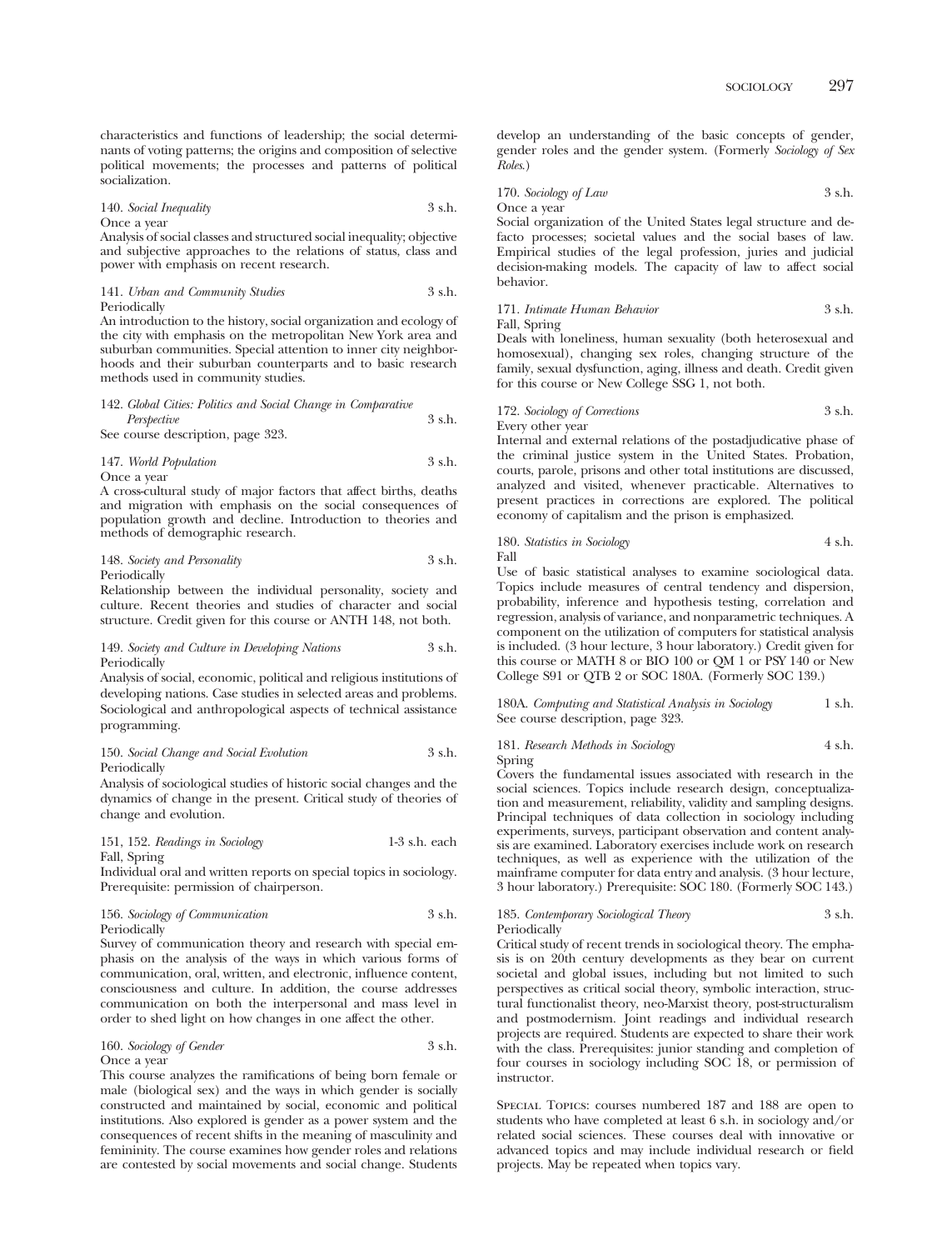characteristics and functions of leadership; the social determinants of voting patterns; the origins and composition of selective political movements; the processes and patterns of political socialization.

140. *Social Inequality* 3 s.h.
Once a year
Analysis of social classes and structured social inequality; objective and subjective approaches to the relations of status, class and power with emphasis on recent research.

141. *Urban and Community Studies* 3 s.h.
Periodically
An introduction to the history, social organization and ecology of the city with emphasis on the metropolitan New York area and suburban communities. Special attention to inner city neighborhoods and their suburban counterparts and to basic research methods used in community studies.

142. *Global Cities: Politics and Social Change in Comparative Perspective* 3 s.h.
See course description, page 323.

147. *World Population* 3 s.h.
Once a year
A cross-cultural study of major factors that affect births, deaths and migration with emphasis on the social consequences of population growth and decline. Introduction to theories and methods of demographic research.

148. *Society and Personality* 3 s.h.
Periodically
Relationship between the individual personality, society and culture. Recent theories and studies of character and social structure. Credit given for this course or ANTH 148, not both.

149. *Society and Culture in Developing Nations* 3 s.h.
Periodically
Analysis of social, economic, political and religious institutions of developing nations. Case studies in selected areas and problems. Sociological and anthropological aspects of technical assistance programming.

150. *Social Change and Social Evolution* 3 s.h.
Periodically
Analysis of sociological studies of historic social changes and the dynamics of change in the present. Critical study of theories of change and evolution.

151, 152. *Readings in Sociology* 1-3 s.h. each
Fall, Spring
Individual oral and written reports on special topics in sociology. Prerequisite: permission of chairperson.

156. *Sociology of Communication* 3 s.h.
Periodically
Survey of communication theory and research with special emphasis on the analysis of the ways in which various forms of communication, oral, written, and electronic, influence content, consciousness and culture. In addition, the course addresses communication on both the interpersonal and mass level in order to shed light on how changes in one affect the other.

160. *Sociology of Gender* 3 s.h.
Once a year
This course analyzes the ramifications of being born female or male (biological sex) and the ways in which gender is socially constructed and maintained by social, economic and political institutions. Also explored is gender as a power system and the consequences of recent shifts in the meaning of masculinity and femininity. The course examines how gender roles and relations are contested by social movements and social change. Students develop an understanding of the basic concepts of gender, gender roles and the gender system. (Formerly *Sociology of Sex Roles.*)

170. *Sociology of Law* 3 s.h.
Once a year
Social organization of the United States legal structure and de-facto processes; societal values and the social bases of law. Empirical studies of the legal profession, juries and judicial decision-making models. The capacity of law to affect social behavior.

171. *Intimate Human Behavior* 3 s.h.
Fall, Spring
Deals with loneliness, human sexuality (both heterosexual and homosexual), changing sex roles, changing structure of the family, sexual dysfunction, aging, illness and death. Credit given for this course or New College SSG 1, not both.

172. *Sociology of Corrections* 3 s.h.
Every other year
Internal and external relations of the postadjudicative phase of the criminal justice system in the United States. Probation, courts, parole, prisons and other total institutions are discussed, analyzed and visited, whenever practicable. Alternatives to present practices in corrections are explored. The political economy of capitalism and the prison is emphasized.

180. *Statistics in Sociology* 4 s.h.
Fall
Use of basic statistical analyses to examine sociological data. Topics include measures of central tendency and dispersion, probability, inference and hypothesis testing, correlation and regression, analysis of variance, and nonparametric techniques. A component on the utilization of computers for statistical analysis is included. (3 hour lecture, 3 hour laboratory.) Credit given for this course or MATH 8 or BIO 100 or QM 1 or PSY 140 or New College S91 or QTB 2 or SOC 180A. (Formerly SOC 139.)

180A. *Computing and Statistical Analysis in Sociology* 1 s.h.
See course description, page 323.

181. *Research Methods in Sociology* 4 s.h.
Spring
Covers the fundamental issues associated with research in the social sciences. Topics include research design, conceptualization and measurement, reliability, validity and sampling designs. Principal techniques of data collection in sociology including experiments, surveys, participant observation and content analysis are examined. Laboratory exercises include work on research techniques, as well as experience with the utilization of the mainframe computer for data entry and analysis. (3 hour lecture, 3 hour laboratory.) Prerequisite: SOC 180. (Formerly SOC 143.)

185. *Contemporary Sociological Theory* 3 s.h.
Periodically
Critical study of recent trends in sociological theory. The emphasis is on 20th century developments as they bear on current societal and global issues, including but not limited to such perspectives as critical social theory, symbolic interaction, structural functionalist theory, neo-Marxist theory, post-structuralism and postmodernism. Joint readings and individual research projects are required. Students are expected to share their work with the class. Prerequisites: junior standing and completion of four courses in sociology including SOC 18, or permission of instructor.

Special Topics: courses numbered 187 and 188 are open to students who have completed at least 6 s.h. in sociology and/or related social sciences. These courses deal with innovative or advanced topics and may include individual research or field projects. May be repeated when topics vary.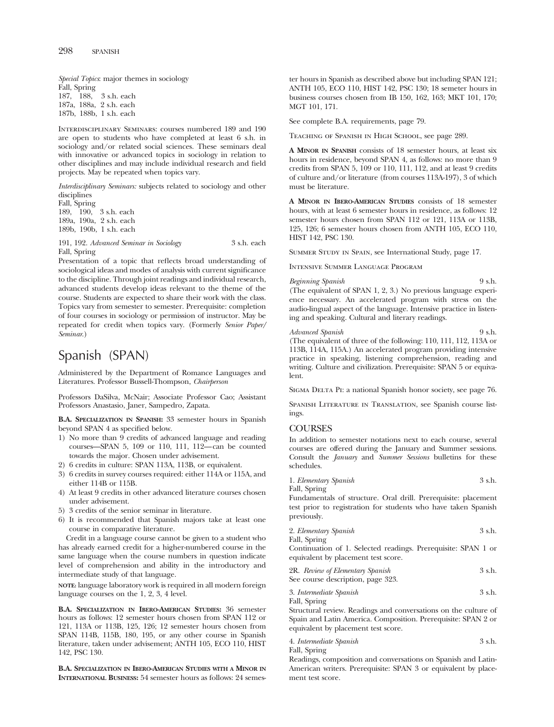*Special Topics*: major themes in sociology
Fall, Spring
187, 188, 3 s.h. each
187a, 188a, 2 s.h. each
187b, 188b, 1 s.h. each

Interdisciplinary Seminars: courses numbered 189 and 190 are open to students who have completed at least 6 s.h. in sociology and/or related social sciences. These seminars deal with innovative or advanced topics in sociology in relation to other disciplines and may include individual research and field projects. May be repeated when topics vary.

*Interdisciplinary Seminars:* subjects related to sociology and other disciplines
Fall, Spring
189, 190, 3 s.h. each
189a, 190a, 2 s.h. each
189b, 190b, 1 s.h. each

191, 192. *Advanced Seminar in Sociology* 3 s.h. each
Fall, Spring
Presentation of a topic that reflects broad understanding of sociological ideas and modes of analysis with current significance to the discipline. Through joint readings and individual research, advanced students develop ideas relevant to the theme of the course. Students are expected to share their work with the class. Topics vary from semester to semester. Prerequisite: completion of four courses in sociology or permission of instructor. May be repeated for credit when topics vary. (Formerly *Senior Paper/ Seminar.*)

# Spanish (SPAN)

Administered by the Department of Romance Languages and Literatures. Professor Bussell-Thompson, *Chairperson*

Professors DaSilva, McNair; Associate Professor Cao; Assistant Professors Anastasio, Janer, Sampedro, Zapata.

**B.A. Specialization in Spanish:** 33 semester hours in Spanish beyond SPAN 4 as specified below.

1) No more than 9 credits of advanced language and reading courses—SPAN 5, 109 or 110, 111, 112—can be counted towards the major. Chosen under advisement.
2) 6 credits in culture: SPAN 113A, 113B, or equivalent.
3) 6 credits in survey courses required: either 114A or 115A, and either 114B or 115B.
4) At least 9 credits in other advanced literature courses chosen under advisement.
5) 3 credits of the senior seminar in literature.
6) It is recommended that Spanish majors take at least one course in comparative literature.

Credit in a language course cannot be given to a student who has already earned credit for a higher-numbered course in the same language when the course numbers in question indicate level of comprehension and ability in the introductory and intermediate study of that language.

**note:** language laboratory work is required in all modern foreign language courses on the 1, 2, 3, 4 level.

**B.A. Specialization in Ibero-American Studies:** 36 semester hours as follows: 12 semester hours chosen from SPAN 112 or 121, 113A or 113B, 125, 126; 12 semester hours chosen from SPAN 114B, 115B, 180, 195, or any other course in Spanish literature, taken under advisement; ANTH 105, ECO 110, HIST 142, PSC 130.

**B.A. Specialization in Ibero-American Studies with a Minor in International Business:** 54 semester hours as follows: 24 semester hours in Spanish as described above but including SPAN 121; ANTH 105, ECO 110, HIST 142, PSC 130; 18 semeter hours in business courses chosen from IB 150, 162, 163; MKT 101, 170; MGT 101, 171.

See complete B.A. requirements, page 79.

Teaching of Spanish in High School, see page 289.

**A Minor in Spanish** consists of 18 semester hours, at least six hours in residence, beyond SPAN 4, as follows: no more than 9 credits from SPAN 5, 109 or 110, 111, 112, and at least 9 credits of culture and/or literature (from courses 113A-197), 3 of which must be literature.

**A Minor in Ibero-American Studies** consists of 18 semester hours, with at least 6 semester hours in residence, as follows: 12 semester hours chosen from SPAN 112 or 121, 113A or 113B, 125, 126; 6 semester hours chosen from ANTH 105, ECO 110, HIST 142, PSC 130.

Summer Study in Spain, see International Study, page 17.

Intensive Summer Language Program

*Beginning Spanish* 9 s.h.
(The equivalent of SPAN 1, 2, 3.) No previous language experience necessary. An accelerated program with stress on the audio-lingual aspect of the language. Intensive practice in listening and speaking. Cultural and literary readings.

*Advanced Spanish* 9 s.h.
(The equivalent of three of the following: 110, 111, 112, 113A or 113B, 114A, 115A.) An accelerated program providing intensive practice in speaking, listening comprehension, reading and writing. Culture and civilization. Prerequisite: SPAN 5 or equivalent.

Sigma Delta Pi: a national Spanish honor society, see page 76.

Spanish Literature in Translation, see Spanish course listings.

## COURSES

In addition to semester notations next to each course, several courses are offered during the January and Summer sessions. Consult the *January* and *Summer Sessions* bulletins for these schedules.

1. *Elementary Spanish* 3 s.h.
Fall, Spring
Fundamentals of structure. Oral drill. Prerequisite: placement test prior to registration for students who have taken Spanish previously.

2. *Elementary Spanish* 3 s.h.
Fall, Spring
Continuation of 1. Selected readings. Prerequisite: SPAN 1 or equivalent by placement test score.

2R. *Review of Elementary Spanish* 3 s.h.
See course description, page 323.

3. *Intermediate Spanish* 3 s.h.
Fall, Spring
Structural review. Readings and conversations on the culture of Spain and Latin America. Composition. Prerequisite: SPAN 2 or equivalent by placement test score.

4. *Intermediate Spanish* 3 s.h.
Fall, Spring
Readings, composition and conversations on Spanish and Latin-American writers. Prerequisite: SPAN 3 or equivalent by placement test score.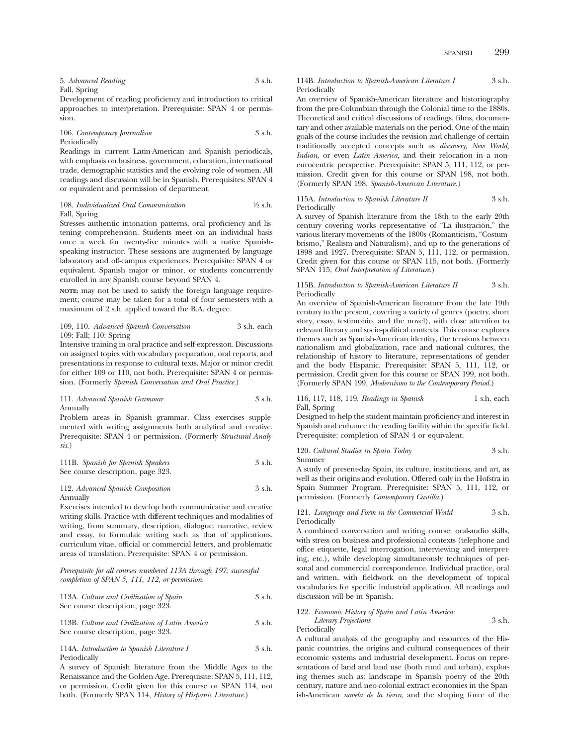5. *Advanced Reading* 3 s.h.
Fall, Spring

Development of reading proficiency and introduction to critical approaches to interpretation. Prerequisite: SPAN 4 or permission.

106. *Contemporary Journalism* 3 s.h.
Periodically

Readings in current Latin-American and Spanish periodicals, with emphasis on business, government, education, international trade, demographic statistics and the evolving role of women. All readings and discussion will be in Spanish. Prerequisites: SPAN 4 or equivalent and permission of department.

108. *Individualized Oral Communication* ½ s.h.
Fall, Spring

Stresses authentic intonation patterns, oral proficiency and listening comprehension. Students meet on an individual basis once a week for twenty-five minutes with a native Spanish-speaking instructor. These sessions are augmented by language laboratory and off-campus experiences. Prerequisite: SPAN 4 or equivalent. Spanish major or minor, or students concurrently enrolled in any Spanish course beyond SPAN 4.

**NOTE:** may not be used to satisfy the foreign language requirement; course may be taken for a total of four semesters with a maximum of 2 s.h. applied toward the B.A. degree.

109, 110. *Advanced Spanish Conversation* 3 s.h. each
109: Fall; 110: Spring

Intensive training in oral practice and self-expression. Discussions on assigned topics with vocabulary preparation, oral reports, and presentations in response to cultural texts. Major or minor credit for either 109 or 110, not both. Prerequisite: SPAN 4 or permission. (Formerly *Spanish Conversation and Oral Practice.*)

111. *Advanced Spanish Grammar* 3 s.h.
Annually

Problem areas in Spanish grammar. Class exercises supplemented with writing assignments both analytical and creative. Prerequisite: SPAN 4 or permission. (Formerly *Structural Analysis.*)

111B. *Spanish for Spanish Speakers* 3 s.h.
See course description, page 323.

112. *Advanced Spanish Composition* 3 s.h.
Annually

Exercises intended to develop both communicative and creative writing skills. Practice with different techniques and modalities of writing, from summary, description, dialogue, narrative, review and essay, to formulaic writing such as that of applications, curriculum vitae, official or commercial letters, and problematic areas of translation. Prerequisite: SPAN 4 or permission.

*Prerequisite for all courses numbered 113A through 197; successful completion of SPAN 5, 111, 112, or permission.*

113A. *Culture and Civilization of Spain* 3 s.h.
See course description, page 323.

113B. *Culture and Civilization of Latin America* 3 s.h.
See course description, page 323.

114A. *Introduction to Spanish Literature I* 3 s.h.
Periodically

A survey of Spanish literature from the Middle Ages to the Renaissance and the Golden Age. Prerequisite: SPAN 5, 111, 112, or permission. Credit given for this course or SPAN 114, not both. (Formerly SPAN 114, *History of Hispanic Literature.*)

114B. *Introduction to Spanish-American Literature I* 3 s.h.
Periodically

An overview of Spanish-American literature and historiography from the pre-Columbian through the Colonial time to the 1880s. Theoretical and critical discussions of readings, films, documentary and other available materials on the period. One of the main goals of the course includes the revision and challenge of certain traditionally accepted concepts such as *discovery, New World, Indian,* or even *Latin America,* and their relocation in a non-eurocentric perspective. Prerequisite: SPAN 5, 111, 112, or permission. Credit given for this course or SPAN 198, not both. (Formerly SPAN 198, *Spanish-American Literature.)*

115A. *Introduction to Spanish Literature II* 3 s.h.
Periodically

A survey of Spanish literature from the 18th to the early 20th century covering works representative of "La ilustración," the various literary movements of the 1800s (Romanticism, "Costumbrismo," Realism and Naturalism), and up to the generations of 1898 and 1927. Prerequisite: SPAN 5, 111, 112, or permission. Credit given for this course or SPAN 115, not both. (Formerly SPAN 115, *Oral Interpretation of Literature.*)

115B. *Introduction to Spanish-American Literature II* 3 s.h.
Periodically

An overview of Spanish-American literature from the late 19th century to the present, covering a variety of genres (poetry, short story, essay, testimonio, and the novel), with close attention to relevant literary and socio-political contexts. This course explores themes such as Spanish-American identity, the tensions between nationalism and globalization, race and national cultures, the relationship of history to literature, representations of gender and the body Hispanic. Prerequisite: SPAN 5, 111, 112, or permission. Credit given for this course or SPAN 199, not both. (Formerly SPAN 199, *Modernismo to the Contemporary Period.*)

116, 117, 118, 119. *Readings in Spanish* 1 s.h. each
Fall, Spring

Designed to help the student maintain proficiency and interest in Spanish and enhance the reading facility within the specific field. Prerequisite: completion of SPAN 4 or equivalent.

120. *Cultural Studies in Spain Today* 3 s.h.
Summer

A study of present-day Spain, its culture, institutions, and art, as well as their origins and evolution. Offered only in the Hofstra in Spain Summer Program. Prerequisite: SPAN 5, 111, 112, or permission. (Formerly *Contemporary Castilla.*)

121. *Language and Form in the Commercial World* 3 s.h.
Periodically

A combined conversation and writing course: oral-audio skills, with stress on business and professional contexts (telephone and office etiquette, legal interrogation, interviewing and interpreting, etc.), while developing simultaneously techniques of personal and commercial correspondence. Individual practice, oral and written, with fieldwork on the development of topical vocabularies for specific industrial application. All readings and discussion will be in Spanish.

122. *Economic History of Spain and Latin America: Literary Projections* 3 s.h.
Periodically

A cultural analysis of the geography and resources of the Hispanic countries, the origins and cultural consequences of their economic systems and industrial development. Focus on representations of land and land use (both rural and urban), exploring themes such as: landscape in Spanish poetry of the 20th century, nature and neo-colonial extract economies in the Spanish-American *novela de la tierra,* and the shaping force of the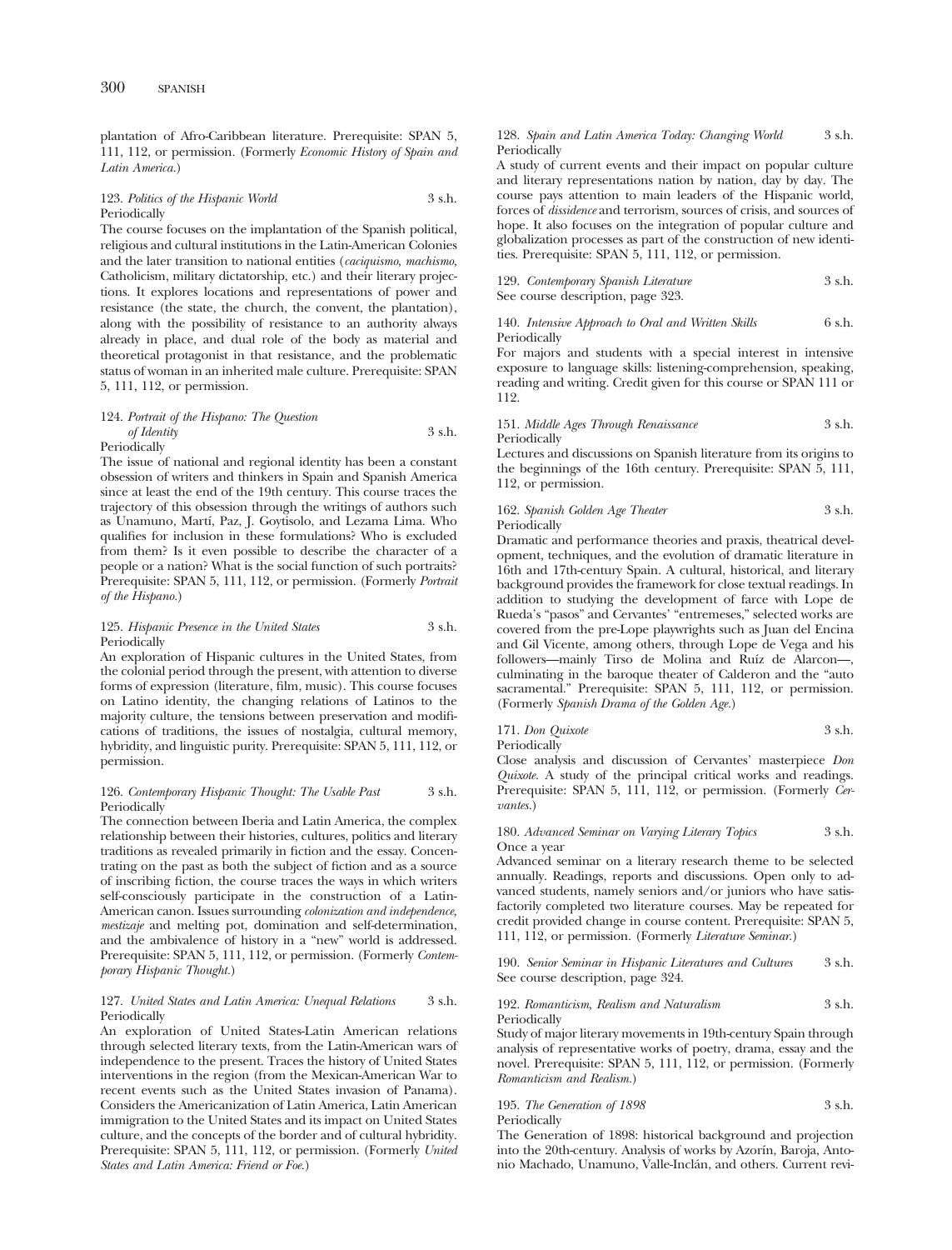plantation of Afro-Caribbean literature. Prerequisite: SPAN 5, 111, 112, or permission. (Formerly *Economic History of Spain and Latin America.*)

123. *Politics of the Hispanic World* 3 s.h.
Periodically

The course focuses on the implantation of the Spanish political, religious and cultural institutions in the Latin-American Colonies and the later transition to national entities (*caciquismo, machismo,* Catholicism, military dictatorship, etc.) and their literary projections. It explores locations and representations of power and resistance (the state, the church, the convent, the plantation), along with the possibility of resistance to an authority always already in place, and dual role of the body as material and theoretical protagonist in that resistance, and the problematic status of woman in an inherited male culture. Prerequisite: SPAN 5, 111, 112, or permission.

124. *Portrait of the Hispano: The Question of Identity* 3 s.h.
Periodically

The issue of national and regional identity has been a constant obsession of writers and thinkers in Spain and Spanish America since at least the end of the 19th century. This course traces the trajectory of this obsession through the writings of authors such as Unamuno, Martí, Paz, J. Goytisolo, and Lezama Lima. Who qualifies for inclusion in these formulations? Who is excluded from them? Is it even possible to describe the character of a people or a nation? What is the social function of such portraits? Prerequisite: SPAN 5, 111, 112, or permission. (Formerly *Portrait of the Hispano.*)

125. *Hispanic Presence in the United States* 3 s.h.
Periodically

An exploration of Hispanic cultures in the United States, from the colonial period through the present, with attention to diverse forms of expression (literature, film, music). This course focuses on Latino identity, the changing relations of Latinos to the majority culture, the tensions between preservation and modifications of traditions, the issues of nostalgia, cultural memory, hybridity, and linguistic purity. Prerequisite: SPAN 5, 111, 112, or permission.

126. *Contemporary Hispanic Thought: The Usable Past* 3 s.h.
Periodically

The connection between Iberia and Latin America, the complex relationship between their histories, cultures, politics and literary traditions as revealed primarily in fiction and the essay. Concentrating on the past as both the subject of fiction and as a source of inscribing fiction, the course traces the ways in which writers self-consciously participate in the construction of a Latin-American canon. Issues surrounding *colonization and independence, mestizaje* and melting pot, domination and self-determination, and the ambivalence of history in a "new" world is addressed. Prerequisite: SPAN 5, 111, 112, or permission. (Formerly *Contemporary Hispanic Thought.*)

127. *United States and Latin America: Unequal Relations* 3 s.h.
Periodically

An exploration of United States-Latin American relations through selected literary texts, from the Latin-American wars of independence to the present. Traces the history of United States interventions in the region (from the Mexican-American War to recent events such as the United States invasion of Panama). Considers the Americanization of Latin America, Latin American immigration to the United States and its impact on United States culture, and the concepts of the border and of cultural hybridity. Prerequisite: SPAN 5, 111, 112, or permission. (Formerly *United States and Latin America: Friend or Foe.*)

128. *Spain and Latin America Today: Changing World* 3 s.h.
Periodically

A study of current events and their impact on popular culture and literary representations nation by nation, day by day. The course pays attention to main leaders of the Hispanic world, forces of *dissidence* and terrorism, sources of crisis, and sources of hope. It also focuses on the integration of popular culture and globalization processes as part of the construction of new identities. Prerequisite: SPAN 5, 111, 112, or permission.

129. *Contemporary Spanish Literature* 3 s.h.
See course description, page 323.

140. *Intensive Approach to Oral and Written Skills* 6 s.h.
Periodically

For majors and students with a special interest in intensive exposure to language skills: listening-comprehension, speaking, reading and writing. Credit given for this course or SPAN 111 or 112.

151. *Middle Ages Through Renaissance* 3 s.h.
Periodically

Lectures and discussions on Spanish literature from its origins to the beginnings of the 16th century. Prerequisite: SPAN 5, 111, 112, or permission.

162. *Spanish Golden Age Theater* 3 s.h.
Periodically

Dramatic and performance theories and praxis, theatrical development, techniques, and the evolution of dramatic literature in 16th and 17th-century Spain. A cultural, historical, and literary background provides the framework for close textual readings. In addition to studying the development of farce with Lope de Rueda's "pasos" and Cervantes' "entremeses," selected works are covered from the pre-Lope playwrights such as Juan del Encina and Gil Vicente, among others, through Lope de Vega and his followers—mainly Tirso de Molina and Ruíz de Alarcon—, culminating in the baroque theater of Calderon and the "auto sacramental." Prerequisite: SPAN 5, 111, 112, or permission. (Formerly *Spanish Drama of the Golden Age.*)

171. *Don Quixote* 3 s.h.
Periodically

Close analysis and discussion of Cervantes' masterpiece *Don Quixote*. A study of the principal critical works and readings. Prerequisite: SPAN 5, 111, 112, or permission. (Formerly *Cervantes.*)

180. *Advanced Seminar on Varying Literary Topics* 3 s.h.
Once a year

Advanced seminar on a literary research theme to be selected annually. Readings, reports and discussions. Open only to advanced students, namely seniors and/or juniors who have satisfactorily completed two literature courses. May be repeated for credit provided change in course content. Prerequisite: SPAN 5, 111, 112, or permission. (Formerly *Literature Seminar.*)

190. *Senior Seminar in Hispanic Literatures and Cultures* 3 s.h.
See course description, page 324.

192. *Romanticism, Realism and Naturalism* 3 s.h.
Periodically

Study of major literary movements in 19th-century Spain through analysis of representative works of poetry, drama, essay and the novel. Prerequisite: SPAN 5, 111, 112, or permission. (Formerly *Romanticism and Realism.*)

195. *The Generation of 1898* 3 s.h.
Periodically

The Generation of 1898: historical background and projection into the 20th-century. Analysis of works by Azorín, Baroja, Antonio Machado, Unamuno, Valle-Inclán, and others. Current revi-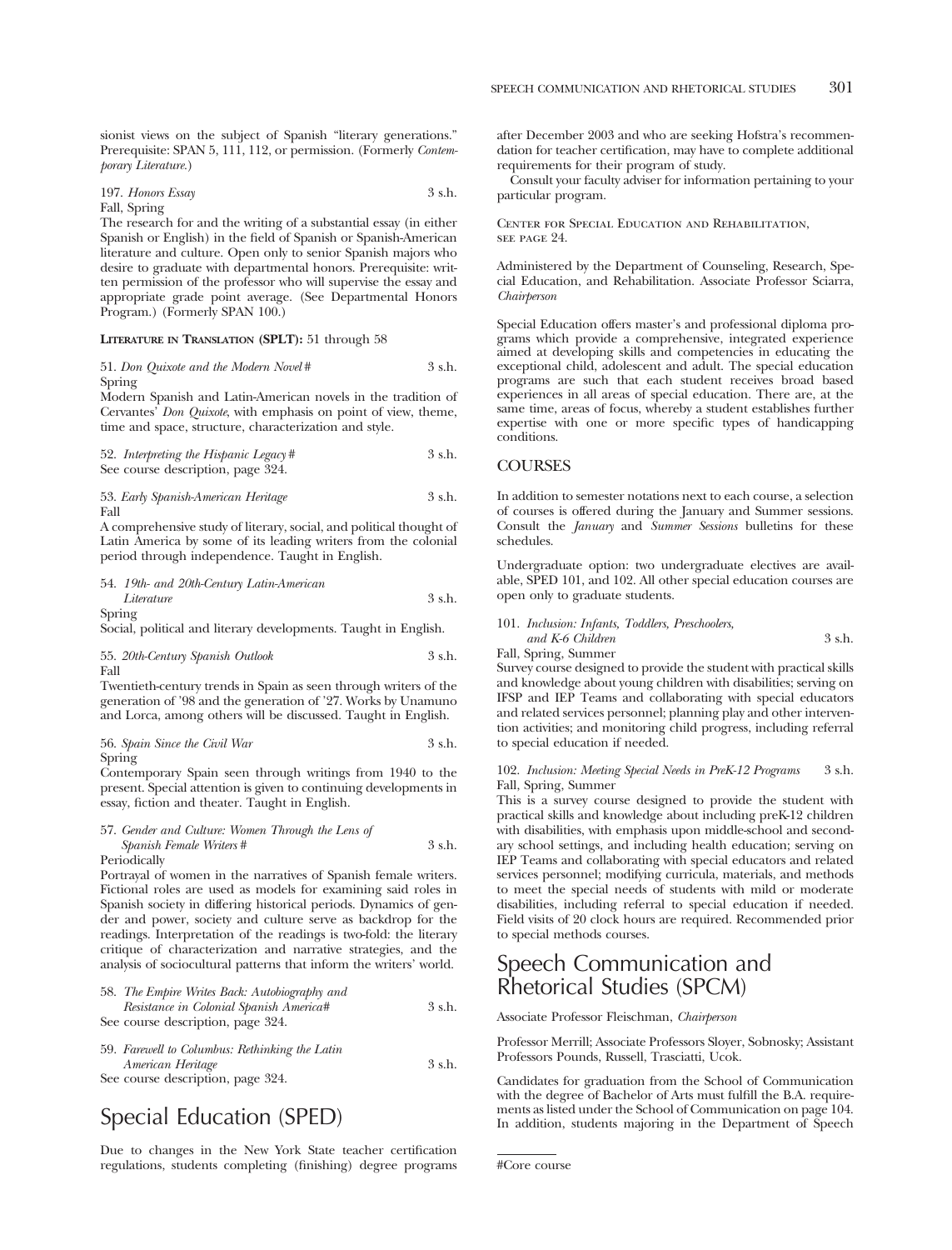sionist views on the subject of Spanish "literary generations." Prerequisite: SPAN 5, 111, 112, or permission. (Formerly *Contemporary Literature.*)

197. *Honors Essay* 3 s.h.
Fall, Spring
The research for and the writing of a substantial essay (in either Spanish or English) in the field of Spanish or Spanish-American literature and culture. Open only to senior Spanish majors who desire to graduate with departmental honors. Prerequisite: written permission of the professor who will supervise the essay and appropriate grade point average. (See Departmental Honors Program.) (Formerly SPAN 100.)

**LITERATURE IN TRANSLATION (SPLT):** 51 through 58

51. *Don Quixote and the Modern Novel* # 3 s.h.
Spring
Modern Spanish and Latin-American novels in the tradition of Cervantes' *Don Quixote*, with emphasis on point of view, theme, time and space, structure, characterization and style.

52. *Interpreting the Hispanic Legacy* # 3 s.h.
See course description, page 324.

53. *Early Spanish-American Heritage* 3 s.h.
Fall
A comprehensive study of literary, social, and political thought of Latin America by some of its leading writers from the colonial period through independence. Taught in English.

54. *19th- and 20th-Century Latin-American Literature* 3 s.h.
Spring
Social, political and literary developments. Taught in English.

55. *20th-Century Spanish Outlook* 3 s.h.
Fall
Twentieth-century trends in Spain as seen through writers of the generation of '98 and the generation of '27. Works by Unamuno and Lorca, among others will be discussed. Taught in English.

56. *Spain Since the Civil War* 3 s.h.
Spring
Contemporary Spain seen through writings from 1940 to the present. Special attention is given to continuing developments in essay, fiction and theater. Taught in English.

57. *Gender and Culture: Women Through the Lens of Spanish Female Writers* # 3 s.h.
Periodically
Portrayal of women in the narratives of Spanish female writers. Fictional roles are used as models for examining said roles in Spanish society in differing historical periods. Dynamics of gender and power, society and culture serve as backdrop for the readings. Interpretation of the readings is two-fold: the literary critique of characterization and narrative strategies, and the analysis of sociocultural patterns that inform the writers' world.

58. *The Empire Writes Back: Autobiography and Resistance in Colonial Spanish America* # 3 s.h.
See course description, page 324.

59. *Farewell to Columbus: Rethinking the Latin American Heritage* 3 s.h.
See course description, page 324.

# Special Education (SPED)

Due to changes in the New York State teacher certification regulations, students completing (finishing) degree programs after December 2003 and who are seeking Hofstra's recommendation for teacher certification, may have to complete additional requirements for their program of study.

Consult your faculty adviser for information pertaining to your particular program.

CENTER FOR SPECIAL EDUCATION AND REHABILITATION, SEE PAGE 24.

Administered by the Department of Counseling, Research, Special Education, and Rehabilitation. Associate Professor Sciarra, *Chairperson*

Special Education offers master's and professional diploma programs which provide a comprehensive, integrated experience aimed at developing skills and competencies in educating the exceptional child, adolescent and adult. The special education programs are such that each student receives broad based experiences in all areas of special education. There are, at the same time, areas of focus, whereby a student establishes further expertise with one or more specific types of handicapping conditions.

## COURSES

In addition to semester notations next to each course, a selection of courses is offered during the January and Summer sessions. Consult the *January* and *Summer Sessions* bulletins for these schedules.

Undergraduate option: two undergraduate electives are available, SPED 101, and 102. All other special education courses are open only to graduate students.

101. *Inclusion: Infants, Toddlers, Preschoolers, and K-6 Children* 3 s.h.
Fall, Spring, Summer
Survey course designed to provide the student with practical skills and knowledge about young children with disabilities; serving on IFSP and IEP Teams and collaborating with special educators and related services personnel; planning play and other intervention activities; and monitoring child progress, including referral to special education if needed.

102. *Inclusion: Meeting Special Needs in PreK-12 Programs* 3 s.h.
Fall, Spring, Summer
This is a survey course designed to provide the student with practical skills and knowledge about including preK-12 children with disabilities, with emphasis upon middle-school and secondary school settings, and including health education; serving on IEP Teams and collaborating with special educators and related services personnel; modifying curricula, materials, and methods to meet the special needs of students with mild or moderate disabilities, including referral to special education if needed. Field visits of 20 clock hours are required. Recommended prior to special methods courses.

# Speech Communication and Rhetorical Studies (SPCM)

Associate Professor Fleischman, *Chairperson*

Professor Merrill; Associate Professors Sloyer, Sobnosky; Assistant Professors Pounds, Russell, Trasciatti, Ucok.

Candidates for graduation from the School of Communication with the degree of Bachelor of Arts must fulfill the B.A. requirements as listed under the School of Communication on page 104. In addition, students majoring in the Department of Speech

#Core course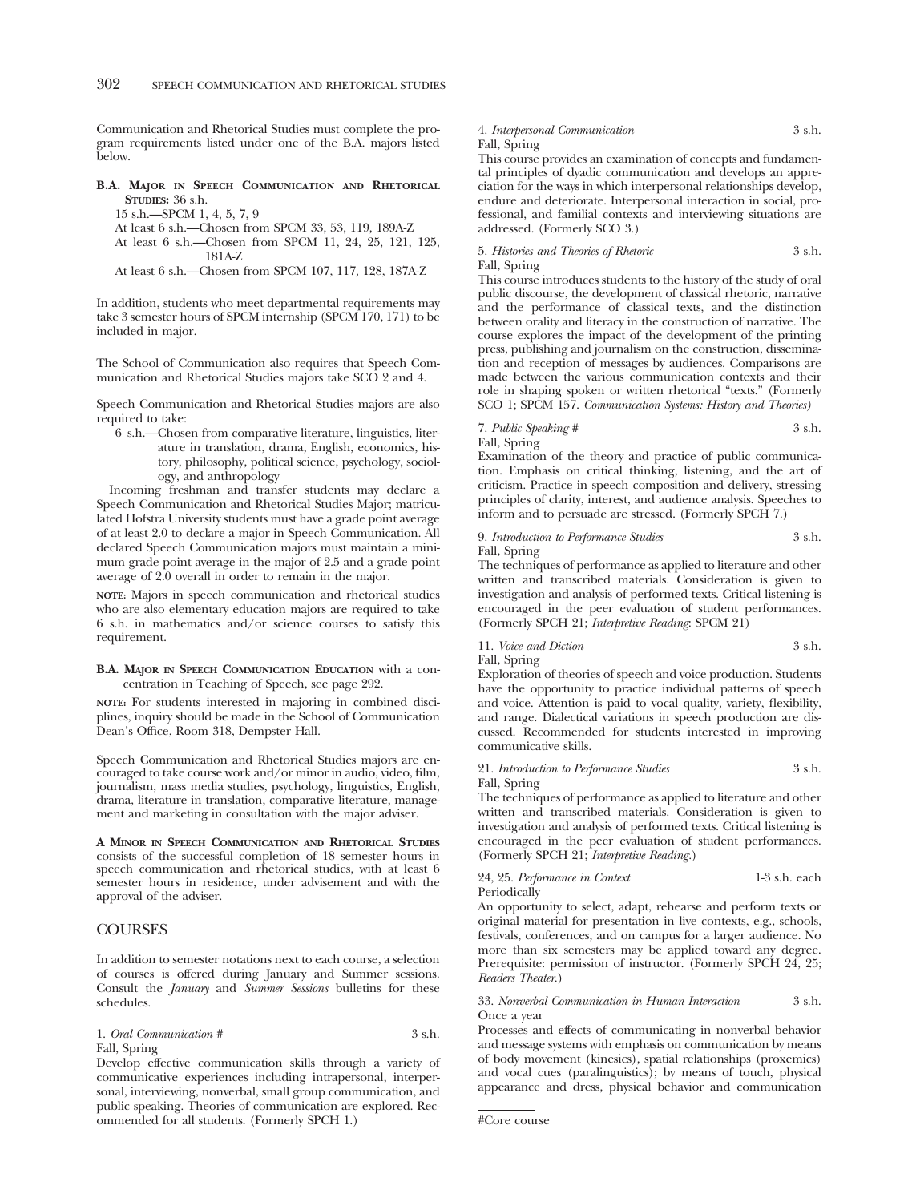Communication and Rhetorical Studies must complete the program requirements listed under one of the B.A. majors listed below.

**B.A. Major in Speech Communication and Rhetorical Studies:** 36 s.h.

15 s.h.—SPCM 1, 4, 5, 7, 9

At least 6 s.h.—Chosen from SPCM 33, 53, 119, 189A-Z

At least 6 s.h.—Chosen from SPCM 11, 24, 25, 121, 125, 181A-Z

At least 6 s.h.—Chosen from SPCM 107, 117, 128, 187A-Z

In addition, students who meet departmental requirements may take 3 semester hours of SPCM internship (SPCM 170, 171) to be included in major.

The School of Communication also requires that Speech Communication and Rhetorical Studies majors take SCO 2 and 4.

Speech Communication and Rhetorical Studies majors are also required to take:

6 s.h.—Chosen from comparative literature, linguistics, literature in translation, drama, English, economics, history, philosophy, political science, psychology, sociology, and anthropology

Incoming freshman and transfer students may declare a Speech Communication and Rhetorical Studies Major; matriculated Hofstra University students must have a grade point average of at least 2.0 to declare a major in Speech Communication. All declared Speech Communication majors must maintain a minimum grade point average in the major of 2.5 and a grade point average of 2.0 overall in order to remain in the major.

**note:** Majors in speech communication and rhetorical studies who are also elementary education majors are required to take 6 s.h. in mathematics and/or science courses to satisfy this requirement.

**B.A. Major in Speech Communication Education** with a concentration in Teaching of Speech, see page 292.

**note:** For students interested in majoring in combined disciplines, inquiry should be made in the School of Communication Dean's Office, Room 318, Dempster Hall.

Speech Communication and Rhetorical Studies majors are encouraged to take course work and/or minor in audio, video, film, journalism, mass media studies, psychology, linguistics, English, drama, literature in translation, comparative literature, management and marketing in consultation with the major adviser.

**A Minor in Speech Communication and Rhetorical Studies** consists of the successful completion of 18 semester hours in speech communication and rhetorical studies, with at least 6 semester hours in residence, under advisement and with the approval of the adviser.

## COURSES

In addition to semester notations next to each course, a selection of courses is offered during January and Summer sessions. Consult the *January* and *Summer Sessions* bulletins for these schedules.

1. *Oral Communication* # 3 s.h.
Fall, Spring

Develop effective communication skills through a variety of communicative experiences including intrapersonal, interpersonal, interviewing, nonverbal, small group communication, and public speaking. Theories of communication are explored. Recommended for all students. (Formerly SPCH 1.)

4. *Interpersonal Communication* 3 s.h.
Fall, Spring

This course provides an examination of concepts and fundamental principles of dyadic communication and develops an appreciation for the ways in which interpersonal relationships develop, endure and deteriorate. Interpersonal interaction in social, professional, and familial contexts and interviewing situations are addressed. (Formerly SCO 3.)

5. *Histories and Theories of Rhetoric* 3 s.h.
Fall, Spring

This course introduces students to the history of the study of oral public discourse, the development of classical rhetoric, narrative and the performance of classical texts, and the distinction between orality and literacy in the construction of narrative. The course explores the impact of the development of the printing press, publishing and journalism on the construction, dissemination and reception of messages by audiences. Comparisons are made between the various communication contexts and their role in shaping spoken or written rhetorical "texts." (Formerly SCO 1; SPCM 157. *Communication Systems: History and Theories)*

7. *Public Speaking* # 3 s.h.
Fall, Spring

Examination of the theory and practice of public communication. Emphasis on critical thinking, listening, and the art of criticism. Practice in speech composition and delivery, stressing principles of clarity, interest, and audience analysis. Speeches to inform and to persuade are stressed. (Formerly SPCH 7.)

9. *Introduction to Performance Studies* 3 s.h.
Fall, Spring

The techniques of performance as applied to literature and other written and transcribed materials. Consideration is given to investigation and analysis of performed texts. Critical listening is encouraged in the peer evaluation of student performances. (Formerly SPCH 21; *Interpretive Reading*: SPCM 21)

11. *Voice and Diction* 3 s.h.
Fall, Spring

Exploration of theories of speech and voice production. Students have the opportunity to practice individual patterns of speech and voice. Attention is paid to vocal quality, variety, flexibility, and range. Dialectical variations in speech production are discussed. Recommended for students interested in improving communicative skills.

21. *Introduction to Performance Studies* 3 s.h.
Fall, Spring

The techniques of performance as applied to literature and other written and transcribed materials. Consideration is given to investigation and analysis of performed texts. Critical listening is encouraged in the peer evaluation of student performances. (Formerly SPCH 21; *Interpretive Reading*.)

24, 25. *Performance in Context* 1-3 s.h. each
Periodically

An opportunity to select, adapt, rehearse and perform texts or original material for presentation in live contexts, e.g., schools, festivals, conferences, and on campus for a larger audience. No more than six semesters may be applied toward any degree. Prerequisite: permission of instructor. (Formerly SPCH 24, 25; *Readers Theater*.)

33. *Nonverbal Communication in Human Interaction* 3 s.h.
Once a year

Processes and effects of communicating in nonverbal behavior and message systems with emphasis on communication by means of body movement (kinesics), spatial relationships (proxemics) and vocal cues (paralinguistics); by means of touch, physical appearance and dress, physical behavior and communication

#Core course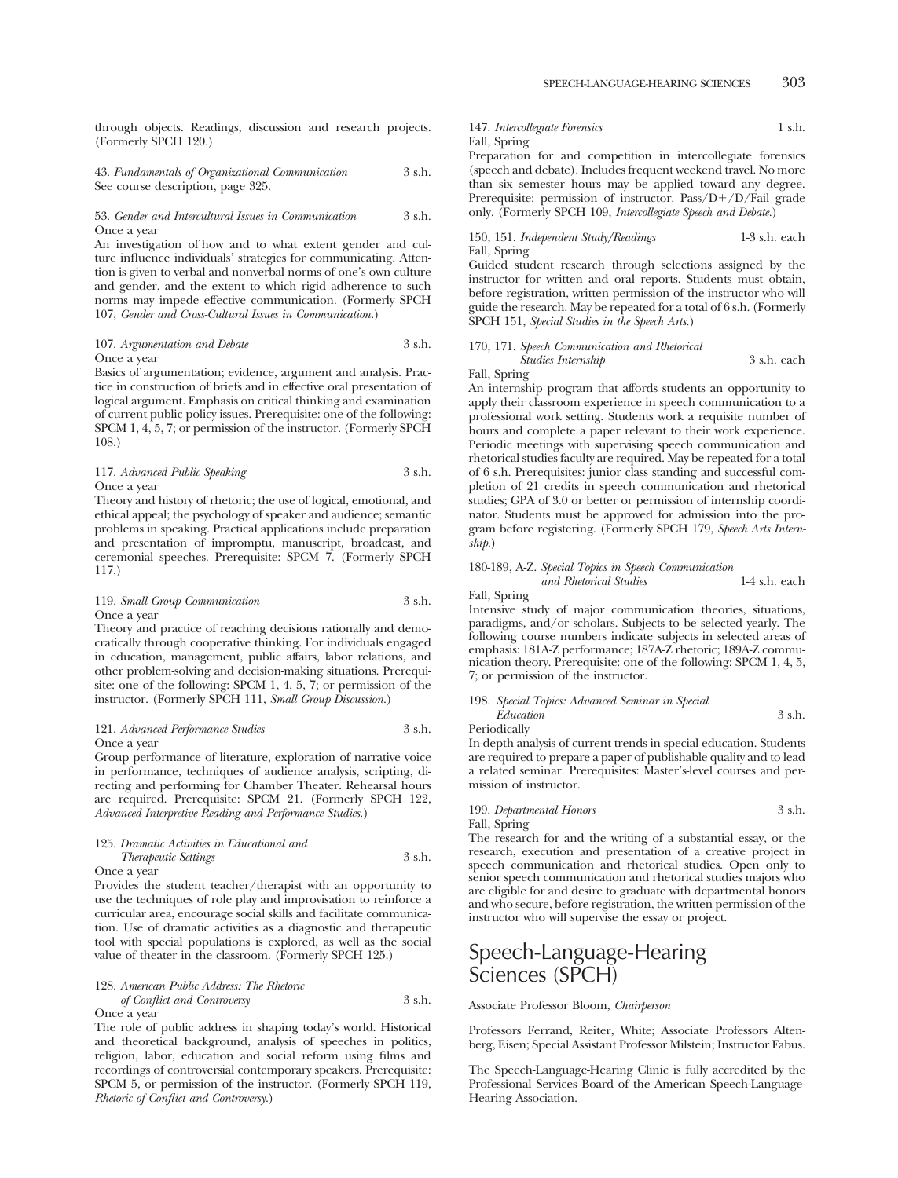through objects. Readings, discussion and research projects. (Formerly SPCH 120.)

43. *Fundamentals of Organizational Communication* 3 s.h.
See course description, page 325.

53. *Gender and Intercultural Issues in Communication* 3 s.h.
Once a year
An investigation of how and to what extent gender and culture influence individuals' strategies for communicating. Attention is given to verbal and nonverbal norms of one's own culture and gender, and the extent to which rigid adherence to such norms may impede effective communication. (Formerly SPCH 107, *Gender and Cross-Cultural Issues in Communication.*)

107. *Argumentation and Debate* 3 s.h.
Once a year
Basics of argumentation; evidence, argument and analysis. Practice in construction of briefs and in effective oral presentation of logical argument. Emphasis on critical thinking and examination of current public policy issues. Prerequisite: one of the following: SPCM 1, 4, 5, 7; or permission of the instructor. (Formerly SPCH 108.)

117. *Advanced Public Speaking* 3 s.h.
Once a year
Theory and history of rhetoric; the use of logical, emotional, and ethical appeal; the psychology of speaker and audience; semantic problems in speaking. Practical applications include preparation and presentation of impromptu, manuscript, broadcast, and ceremonial speeches. Prerequisite: SPCM 7. (Formerly SPCH 117.)

119. *Small Group Communication* 3 s.h.
Once a year
Theory and practice of reaching decisions rationally and democratically through cooperative thinking. For individuals engaged in education, management, public affairs, labor relations, and other problem-solving and decision-making situations. Prerequisite: one of the following: SPCM 1, 4, 5, 7; or permission of the instructor. (Formerly SPCH 111, *Small Group Discussion.*)

121. *Advanced Performance Studies* 3 s.h.
Once a year
Group performance of literature, exploration of narrative voice in performance, techniques of audience analysis, scripting, directing and performing for Chamber Theater. Rehearsal hours are required. Prerequisite: SPCM 21. (Formerly SPCH 122, *Advanced Interpretive Reading and Performance Studies.*)

125. *Dramatic Activities in Educational and Therapeutic Settings* 3 s.h.
Once a year
Provides the student teacher/therapist with an opportunity to use the techniques of role play and improvisation to reinforce a curricular area, encourage social skills and facilitate communication. Use of dramatic activities as a diagnostic and therapeutic tool with special populations is explored, as well as the social value of theater in the classroom. (Formerly SPCH 125.)

128. *American Public Address: The Rhetoric of Conflict and Controversy* 3 s.h.
Once a year
The role of public address in shaping today's world. Historical and theoretical background, analysis of speeches in politics, religion, labor, education and social reform using films and recordings of controversial contemporary speakers. Prerequisite: SPCM 5, or permission of the instructor. (Formerly SPCH 119, *Rhetoric of Conflict and Controversy.*)

147. *Intercollegiate Forensics* 1 s.h.
Fall, Spring
Preparation for and competition in intercollegiate forensics (speech and debate). Includes frequent weekend travel. No more than six semester hours may be applied toward any degree. Prerequisite: permission of instructor. Pass/D+/D/Fail grade only. (Formerly SPCH 109, *Intercollegiate Speech and Debate.*)

150, 151. *Independent Study/Readings* 1-3 s.h. each
Fall, Spring
Guided student research through selections assigned by the instructor for written and oral reports. Students must obtain, before registration, written permission of the instructor who will guide the research. May be repeated for a total of 6 s.h. (Formerly SPCH 151, *Special Studies in the Speech Arts.*)

170, 171. *Speech Communication and Rhetorical Studies Internship* 3 s.h. each
Fall, Spring
An internship program that affords students an opportunity to apply their classroom experience in speech communication to a professional work setting. Students work a requisite number of hours and complete a paper relevant to their work experience. Periodic meetings with supervising speech communication and rhetorical studies faculty are required. May be repeated for a total of 6 s.h. Prerequisites: junior class standing and successful completion of 21 credits in speech communication and rhetorical studies; GPA of 3.0 or better or permission of internship coordinator. Students must be approved for admission into the program before registering. (Formerly SPCH 179, *Speech Arts Internship.*)

180-189, A-Z. *Special Topics in Speech Communication and Rhetorical Studies* 1-4 s.h. each
Fall, Spring
Intensive study of major communication theories, situations, paradigms, and/or scholars. Subjects to be selected yearly. The following course numbers indicate subjects in selected areas of emphasis: 181A-Z performance; 187A-Z rhetoric; 189A-Z communication theory. Prerequisite: one of the following: SPCM 1, 4, 5, 7; or permission of the instructor.

198. *Special Topics: Advanced Seminar in Special Education* 3 s.h.
Periodically
In-depth analysis of current trends in special education. Students are required to prepare a paper of publishable quality and to lead a related seminar. Prerequisites: Master's-level courses and permission of instructor.

199. *Departmental Honors* 3 s.h.
Fall, Spring
The research for and the writing of a substantial essay, or the research, execution and presentation of a creative project in speech communication and rhetorical studies. Open only to senior speech communication and rhetorical studies majors who are eligible for and desire to graduate with departmental honors and who secure, before registration, the written permission of the instructor who will supervise the essay or project.

# Speech-Language-Hearing Sciences (SPCH)

Associate Professor Bloom, *Chairperson*

Professors Ferrand, Reiter, White; Associate Professors Altenberg, Eisen; Special Assistant Professor Milstein; Instructor Fabus.

The Speech-Language-Hearing Clinic is fully accredited by the Professional Services Board of the American Speech-Language-Hearing Association.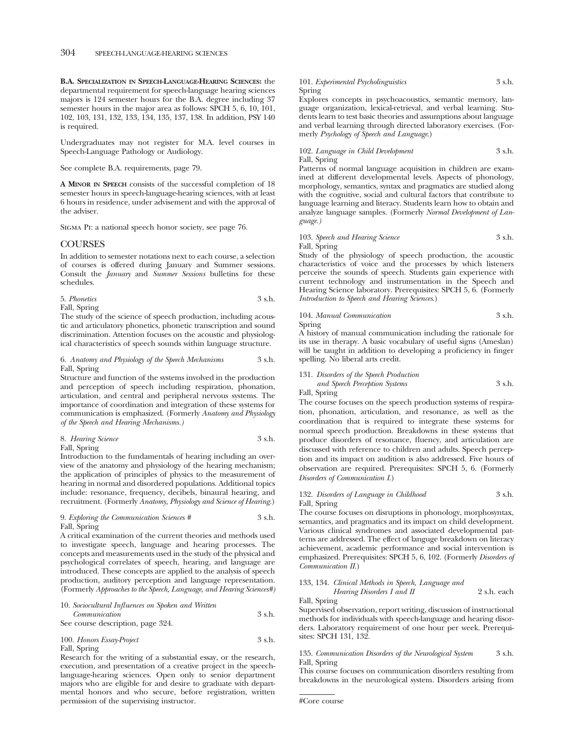**B.A. Specialization in Speech-Language-Hearing Sciences:** the departmental requirement for speech-language hearing sciences majors is 124 semester hours for the B.A. degree including 37 semester hours in the major area as follows: SPCH 5, 6, 10, 101, 102, 103, 131, 132, 133, 134, 135, 137, 138. In addition, PSY 140 is required.

Undergraduates may not register for M.A. level courses in Speech-Language Pathology or Audiology.

See complete B.A. requirements, page 79.

**A Minor in Speech** consists of the successful completion of 18 semester hours in speech-language-hearing sciences, with at least 6 hours in residence, under advisement and with the approval of the adviser.

Sigma Pi: a national speech honor society, see page 76.

## COURSES

In addition to semester notations next to each course, a selection of courses is offered during January and Summer sessions. Consult the *January* and *Summer Sessions* bulletins for these schedules.

5. *Phonetics* 3 s.h.
Fall, Spring
The study of the science of speech production, including acoustic and articulatory phonetics, phonetic transcription and sound discrimination. Attention focuses on the acoustic and physiological characteristics of speech sounds within language structure.

6. *Anatomy and Physiology of the Speech Mechanisms* 3 s.h.
Fall, Spring
Structure and function of the systems involved in the production and perception of speech including respiration, phonation, articulation, and central and peripheral nervous systems. The importance of coordination and integration of these systems for communication is emphasized. (Formerly *Anatomy and Physiology of the Speech and Hearing Mechanisms.*)

8. *Hearing Science* 3 s.h.
Fall, Spring
Introduction to the fundamentals of hearing including an overview of the anatomy and physiology of the hearing mechanism; the application of principles of physics to the measurement of hearing in normal and disordered populations. Additional topics include: resonance, frequency, decibels, binaural hearing, and recruitment. (Formerly *Anatomy, Physiology and Science of Hearing.*)

9. *Exploring the Communication Sciences #* 3 s.h.
Fall, Spring
A critical examination of the current theories and methods used to investigate speech, language and hearing processes. The concepts and measurements used in the study of the physical and psychological correlates of speech, hearing, and language are introduced. These concepts are applied to the analysis of speech production, auditory perception and language representation. (Formerly *Approaches to the Speech, Language, and Hearing Sciences#*)

10. *Sociocultural Influences on Spoken and Written Communication* 3 s.h.
See course description, page 324.

100. *Honors Essay-Project* 3 s.h.
Fall, Spring
Research for the writing of a substantial essay, or the research, execution, and presentation of a creative project in the speech-language-hearing sciences. Open only to senior department majors who are eligible for and desire to graduate with departmental honors and who secure, before registration, written permission of the supervising instructor.

101. *Experimental Psycholinguistics* 3 s.h.
Spring
Explores concepts in psychoacoustics, semantic memory, language organization, lexical-retrieval, and verbal learning. Students learn to test basic theories and assumptions about language and verbal learning through directed laboratory exercises. (Formerly *Psychology of Speech and Language.*)

102. *Language in Child Development* 3 s.h.
Fall, Spring
Patterns of normal language acquisition in children are examined at different developmental levels. Aspects of phonology, morphology, semantics, syntax and pragmatics are studied along with the cognitive, social and cultural factors that contribute to language learning and literacy. Students learn how to obtain and analyze language samples. (Formerly *Normal Development of Language.*)

103. *Speech and Hearing Science* 3 s.h.
Fall, Spring
Study of the physiology of speech production, the acoustic characteristics of voice and the processes by which listeners perceive the sounds of speech. Students gain experience with current technology and instrumentation in the Speech and Hearing Science laboratory. Prerequisites: SPCH 5, 6. (Formerly *Introduction to Speech and Hearing Sciences.*)

104. *Manual Communication* 3 s.h.
Spring
A history of manual communication including the rationale for its use in therapy. A basic vocabulary of useful signs (Ameslan) will be taught in addition to developing a proficiency in finger spelling. No liberal arts credit.

131. *Disorders of the Speech Production and Speech Perception Systems* 3 s.h.
Fall, Spring
The course focuses on the speech production systems of respiration, phonation, articulation, and resonance, as well as the coordination that is required to integrate these systems for normal speech production. Breakdowns in these systems that produce disorders of resonance, fluency, and articulation are discussed with reference to children and adults. Speech perception and its impact on audition is also addressed. Five hours of observation are required. Prerequisites: SPCH 5, 6. (Formerly *Disorders of Communication I.*)

132. *Disorders of Language in Childhood* 3 s.h.
Fall, Spring
The course focuses on disruptions in phonology, morphosyntax, semantics, and pragmatics and its impact on child development. Various clinical syndromes and associated developmental patterns are addressed. The effect of languge breakdown on literacy achievement, academic performance and social intervention is emphasized. Prerequisites: SPCH 5, 6, 102. (Formerly *Disorders of Communication II.*)

133, 134. *Clinical Methods in Speech, Language and Hearing Disorders I and II* 2 s.h. each
Fall, Spring
Supervised observation, report writing, discussion of instructional methods for individuals with speech-language and hearing disorders. Laboratory requirement of one hour per week. Prerequisites: SPCH 131, 132.

135. *Communication Disorders of the Neurological System* 3 s.h.
Fall, Spring
This course focuses on communication disorders resulting from breakdowns in the neurological system. Disorders arising from

#Core course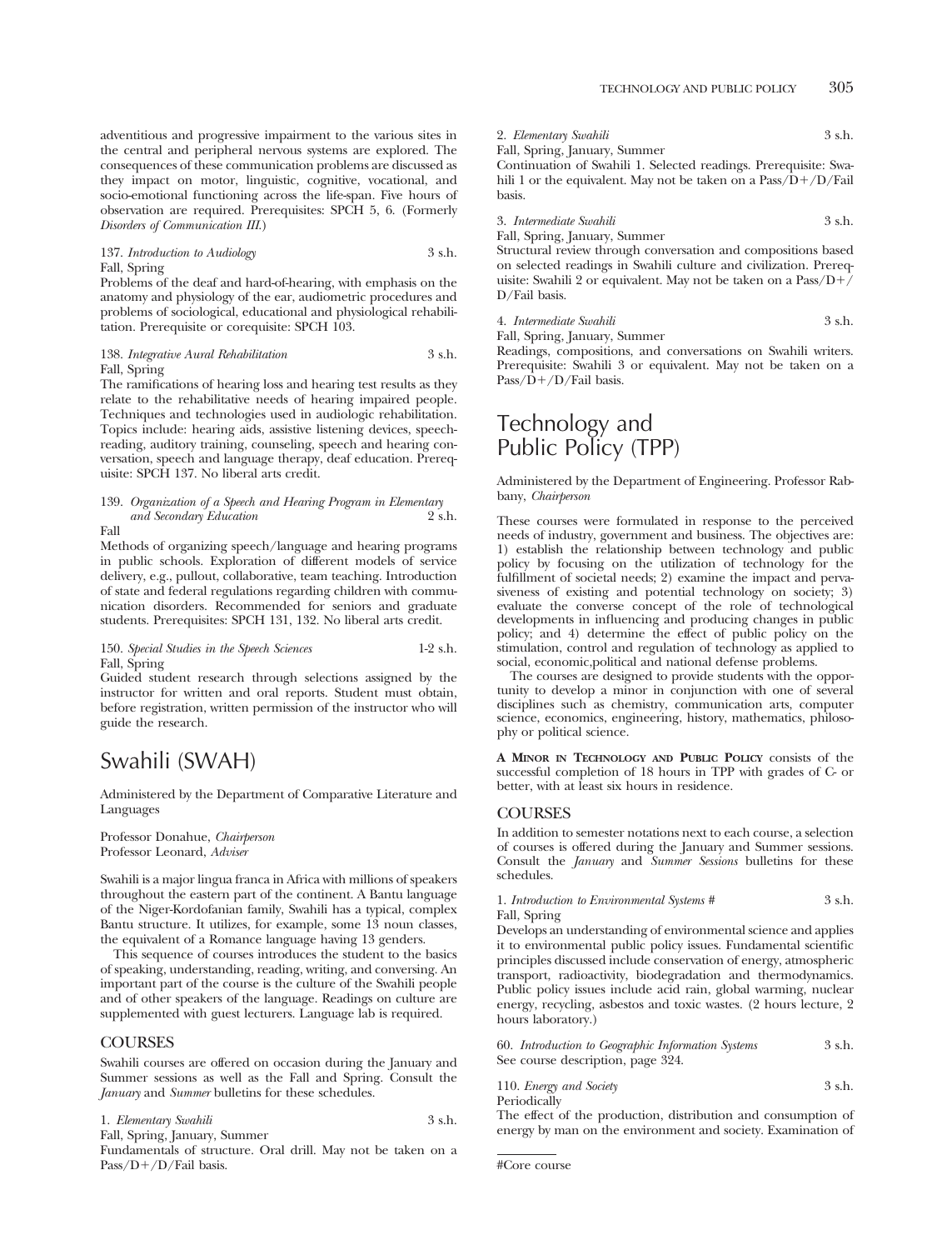adventitious and progressive impairment to the various sites in the central and peripheral nervous systems are explored. The consequences of these communication problems are discussed as they impact on motor, linguistic, cognitive, vocational, and socio-emotional functioning across the life-span. Five hours of observation are required. Prerequisites: SPCH 5, 6. (Formerly *Disorders of Communication III.*)

137. *Introduction to Audiology* 3 s.h.
Fall, Spring
Problems of the deaf and hard-of-hearing, with emphasis on the anatomy and physiology of the ear, audiometric procedures and problems of sociological, educational and physiological rehabilitation. Prerequisite or corequisite: SPCH 103.

138. *Integrative Aural Rehabilitation* 3 s.h.
Fall, Spring
The ramifications of hearing loss and hearing test results as they relate to the rehabilitative needs of hearing impaired people. Techniques and technologies used in audiologic rehabilitation. Topics include: hearing aids, assistive listening devices, speech-reading, auditory training, counseling, speech and hearing conversation, speech and language therapy, deaf education. Prerequisite: SPCH 137. No liberal arts credit.

139. *Organization of a Speech and Hearing Program in Elementary and Secondary Education* 2 s.h.
Fall
Methods of organizing speech/language and hearing programs in public schools. Exploration of different models of service delivery, e.g., pullout, collaborative, team teaching. Introduction of state and federal regulations regarding children with communication disorders. Recommended for seniors and graduate students. Prerequisites: SPCH 131, 132. No liberal arts credit.

150. *Special Studies in the Speech Sciences* 1-2 s.h.
Fall, Spring
Guided student research through selections assigned by the instructor for written and oral reports. Student must obtain, before registration, written permission of the instructor who will guide the research.

# Swahili (SWAH)

Administered by the Department of Comparative Literature and Languages

Professor Donahue, *Chairperson*
Professor Leonard, *Adviser*

Swahili is a major lingua franca in Africa with millions of speakers throughout the eastern part of the continent. A Bantu language of the Niger-Kordofanian family, Swahili has a typical, complex Bantu structure. It utilizes, for example, some 13 noun classes, the equivalent of a Romance language having 13 genders.

This sequence of courses introduces the student to the basics of speaking, understanding, reading, writing, and conversing. An important part of the course is the culture of the Swahili people and of other speakers of the language. Readings on culture are supplemented with guest lecturers. Language lab is required.

## COURSES

Swahili courses are offered on occasion during the January and Summer sessions as well as the Fall and Spring. Consult the *January* and *Summer* bulletins for these schedules.

1. *Elementary Swahili* 3 s.h.
Fall, Spring, January, Summer
Fundamentals of structure. Oral drill. May not be taken on a Pass/D+/D/Fail basis.

2. *Elementary Swahili* 3 s.h.
Fall, Spring, January, Summer
Continuation of Swahili 1. Selected readings. Prerequisite: Swahili 1 or the equivalent. May not be taken on a Pass/D+/D/Fail basis.

3. *Intermediate Swahili* 3 s.h.
Fall, Spring, January, Summer
Structural review through conversation and compositions based on selected readings in Swahili culture and civilization. Prerequisite: Swahili 2 or equivalent. May not be taken on a Pass/D+/D/Fail basis.

4. *Intermediate Swahili* 3 s.h.
Fall, Spring, January, Summer
Readings, compositions, and conversations on Swahili writers. Prerequisite: Swahili 3 or equivalent. May not be taken on a Pass/D+/D/Fail basis.

# Technology and Public Policy (TPP)

Administered by the Department of Engineering. Professor Rabbany, *Chairperson*

These courses were formulated in response to the perceived needs of industry, government and business. The objectives are: 1) establish the relationship between technology and public policy by focusing on the utilization of technology for the fulfillment of societal needs; 2) examine the impact and pervasiveness of existing and potential technology on society; 3) evaluate the converse concept of the role of technological developments in influencing and producing changes in public policy; and 4) determine the effect of public policy on the stimulation, control and regulation of technology as applied to social, economic,political and national defense problems.

The courses are designed to provide students with the opportunity to develop a minor in conjunction with one of several disciplines such as chemistry, communication arts, computer science, economics, engineering, history, mathematics, philosophy or political science.

**A MINOR IN TECHNOLOGY AND PUBLIC POLICY** consists of the successful completion of 18 hours in TPP with grades of C- or better, with at least six hours in residence.

## COURSES

In addition to semester notations next to each course, a selection of courses is offered during the January and Summer sessions. Consult the *January* and *Summer Sessions* bulletins for these schedules.

1. *Introduction to Environmental Systems #* 3 s.h.
Fall, Spring
Develops an understanding of environmental science and applies it to environmental public policy issues. Fundamental scientific principles discussed include conservation of energy, atmospheric transport, radioactivity, biodegradation and thermodynamics. Public policy issues include acid rain, global warming, nuclear energy, recycling, asbestos and toxic wastes. (2 hours lecture, 2 hours laboratory.)

60. *Introduction to Geographic Information Systems* 3 s.h.
See course description, page 324.

110. *Energy and Society* 3 s.h.
Periodically
The effect of the production, distribution and consumption of energy by man on the environment and society. Examination of

#Core course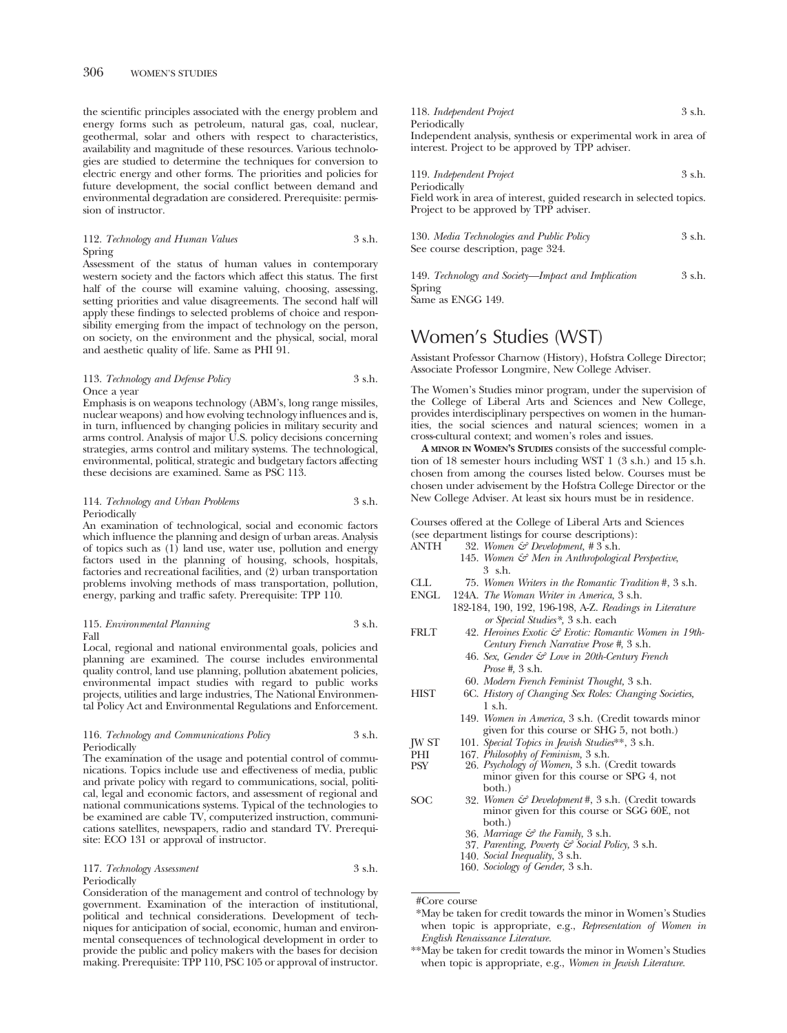the scientific principles associated with the energy problem and energy forms such as petroleum, natural gas, coal, nuclear, geothermal, solar and others with respect to characteristics, availability and magnitude of these resources. Various technologies are studied to determine the techniques for conversion to electric energy and other forms. The priorities and policies for future development, the social conflict between demand and environmental degradation are considered. Prerequisite: permission of instructor.

112. *Technology and Human Values* 3 s.h.
Spring
Assessment of the status of human values in contemporary western society and the factors which affect this status. The first half of the course will examine valuing, choosing, assessing, setting priorities and value disagreements. The second half will apply these findings to selected problems of choice and responsibility emerging from the impact of technology on the person, on society, on the environment and the physical, social, moral and aesthetic quality of life. Same as PHI 91.

113. *Technology and Defense Policy* 3 s.h.
Once a year
Emphasis is on weapons technology (ABM's, long range missiles, nuclear weapons) and how evolving technology influences and is, in turn, influenced by changing policies in military security and arms control. Analysis of major U.S. policy decisions concerning strategies, arms control and military systems. The technological, environmental, political, strategic and budgetary factors affecting these decisions are examined. Same as PSC 113.

114. *Technology and Urban Problems* 3 s.h.
Periodically
An examination of technological, social and economic factors which influence the planning and design of urban areas. Analysis of topics such as (1) land use, water use, pollution and energy factors used in the planning of housing, schools, hospitals, factories and recreational facilities, and (2) urban transportation problems involving methods of mass transportation, pollution, energy, parking and traffic safety. Prerequisite: TPP 110.

115. *Environmental Planning* 3 s.h.
Fall
Local, regional and national environmental goals, policies and planning are examined. The course includes environmental quality control, land use planning, pollution abatement policies, environmental impact studies with regard to public works projects, utilities and large industries, The National Environmental Policy Act and Environmental Regulations and Enforcement.

116. *Technology and Communications Policy* 3 s.h.
Periodically
The examination of the usage and potential control of communications. Topics include use and effectiveness of media, public and private policy with regard to communications, social, political, legal and economic factors, and assessment of regional and national communications systems. Typical of the technologies to be examined are cable TV, computerized instruction, communications satellites, newspapers, radio and standard TV. Prerequisite: ECO 131 or approval of instructor.

117. *Technology Assessment* 3 s.h.
Periodically
Consideration of the management and control of technology by government. Examination of the interaction of institutional, political and technical considerations. Development of techniques for anticipation of social, economic, human and environmental consequences of technological development in order to provide the public and policy makers with the bases for decision making. Prerequisite: TPP 110, PSC 105 or approval of instructor.

118. *Independent Project* 3 s.h.
Periodically
Independent analysis, synthesis or experimental work in area of interest. Project to be approved by TPP adviser.

119. *Independent Project* 3 s.h.
Periodically
Field work in area of interest, guided research in selected topics. Project to be approved by TPP adviser.

130. *Media Technologies and Public Policy* 3 s.h.
See course description, page 324.

149. *Technology and Society—Impact and Implication* 3 s.h.
Spring
Same as ENGG 149.

# Women's Studies (WST)

Assistant Professor Charnow (History), Hofstra College Director; Associate Professor Longmire, New College Adviser.

The Women's Studies minor program, under the supervision of the College of Liberal Arts and Sciences and New College, provides interdisciplinary perspectives on women in the humanities, the social sciences and natural sciences; women in a cross-cultural context; and women's roles and issues.

**A MINOR IN WOMEN'S STUDIES** consists of the successful completion of 18 semester hours including WST 1 (3 s.h.) and 15 s.h. chosen from among the courses listed below. Courses must be chosen under advisement by the Hofstra College Director or the New College Adviser. At least six hours must be in residence.

Courses offered at the College of Liberal Arts and Sciences (see department listings for course descriptions):

- ANTH 32. *Women & Development,* # 3 s.h.
  - 145. *Women & Men in Anthropological Perspective,* 3 s.h.
- CLL 75. *Women Writers in the Romantic Tradition* #, 3 s.h.
- ENGL 124A. *The Woman Writer in America,* 3 s.h.
  - 182-184, 190, 192, 196-198, A-Z. *Readings in Literature or Special Studies*\*, 3 s.h. each
- FRLT 42. *Heroines Exotic & Erotic: Romantic Women in 19th-Century French Narrative Prose* #, 3 s.h.
  - 46. *Sex, Gender & Love in 20th-Century French Prose* #, 3 s.h.
  - 60. *Modern French Feminist Thought,* 3 s.h.
- HIST 6C. *History of Changing Sex Roles: Changing Societies,* 1 s.h.
  - 149. *Women in America,* 3 s.h. (Credit towards minor given for this course or SHG 5, not both.)
- JW ST 101. *Special Topics in Jewish Studies*\*\*, 3 s.h.
- PHI 167. *Philosophy of Feminism,* 3 s.h.
- PSY 26. *Psychology of Women,* 3 s.h. (Credit towards minor given for this course or SPG 4, not both.)
- SOC 32. *Women & Development* #, 3 s.h. (Credit towards minor given for this course or SGG 60E, not both.)
  - 36. *Marriage & the Family,* 3 s.h.
  - 37. *Parenting, Poverty & Social Policy,* 3 s.h.
  - 140. *Social Inequality,* 3 s.h.
  - 160. *Sociology of Gender,* 3 s.h.

#Core course

\*May be taken for credit towards the minor in Women's Studies when topic is appropriate, e.g., *Representation of Women in English Renaissance Literature.*

\*\*May be taken for credit towards the minor in Women's Studies when topic is appropriate, e.g., *Women in Jewish Literature.*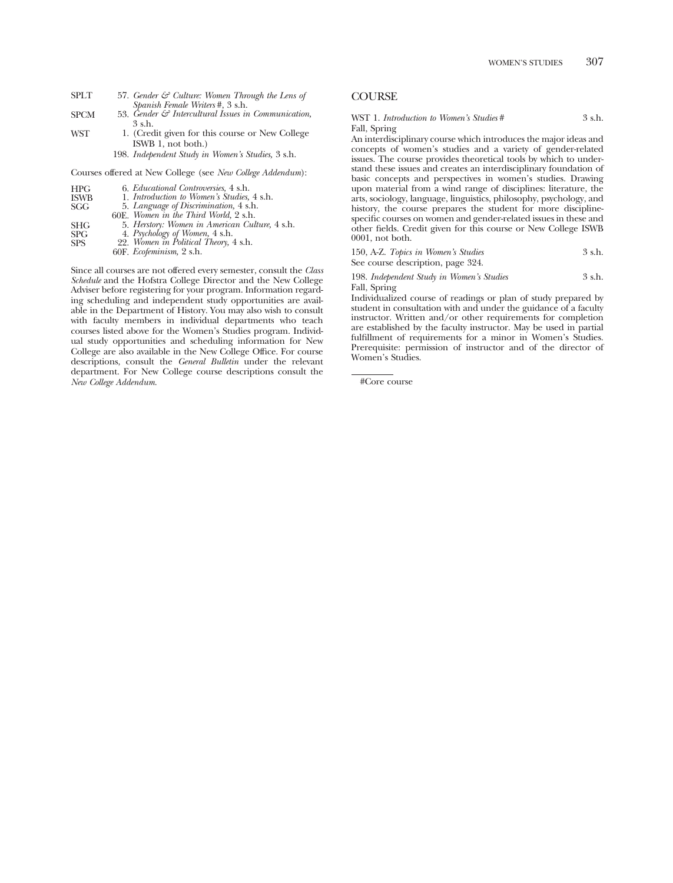| | | |
|---|---|---|
| SPLT | 57. | *Gender & Culture: Women Through the Lens of Spanish Female Writers* #, 3 s.h. |
| SPCM | 53. | *Gender & Intercultural Issues in Communication,* 3 s.h. |
| WST | 1. | (Credit given for this course or New College ISWB 1, not both.) |
| | 198. | *Independent Study in Women's Studies,* 3 s.h. |

Courses offered at New College (see *New College Addendum*):

| | | |
|---|---|---|
| HPG | 6. | *Educational Controversies,* 4 s.h. |
| ISWB | 1. | *Introduction to Women's Studies,* 4 s.h. |
| SGG | 5. | *Language of Discrimination,* 4 s.h. |
| | 60E. | *Women in the Third World,* 2 s.h. |
| SHG | 5. | *Herstory: Women in American Culture,* 4 s.h. |
| SPG | 4. | *Psychology of Women,* 4 s.h. |
| SPS | 22. | *Women in Political Theory,* 4 s.h. |
| | 60F. | *Ecofeminism,* 2 s.h. |

Since all courses are not offered every semester, consult the *Class Schedule* and the Hofstra College Director and the New College Adviser before registering for your program. Information regarding scheduling and independent study opportunities are available in the Department of History. You may also wish to consult with faculty members in individual departments who teach courses listed above for the Women's Studies program. Individual study opportunities and scheduling information for New College are also available in the New College Office. For course descriptions, consult the *General Bulletin* under the relevant department. For New College course descriptions consult the *New College Addendum.*

## COURSE

WST 1. *Introduction to Women's Studies* # — 3 s.h.
Fall, Spring

An interdisciplinary course which introduces the major ideas and concepts of women's studies and a variety of gender-related issues. The course provides theoretical tools by which to understand these issues and creates an interdisciplinary foundation of basic concepts and perspectives in women's studies. Drawing upon material from a wind range of disciplines: literature, the arts, sociology, language, linguistics, philosophy, psychology, and history, the course prepares the student for more discipline-specific courses on women and gender-related issues in these and other fields. Credit given for this course or New College ISWB 0001, not both.

150, A-Z. *Topics in Women's Studies* — 3 s.h.
See course description, page 324.

198. *Independent Study in Women's Studies* — 3 s.h.
Fall, Spring

Individualized course of readings or plan of study prepared by student in consultation with and under the guidance of a faculty instructor. Written and/or other requirements for completion are established by the faculty instructor. May be used in partial fulfillment of requirements for a minor in Women's Studies. Prerequisite: permission of instructor and of the director of Women's Studies.

---

#Core course